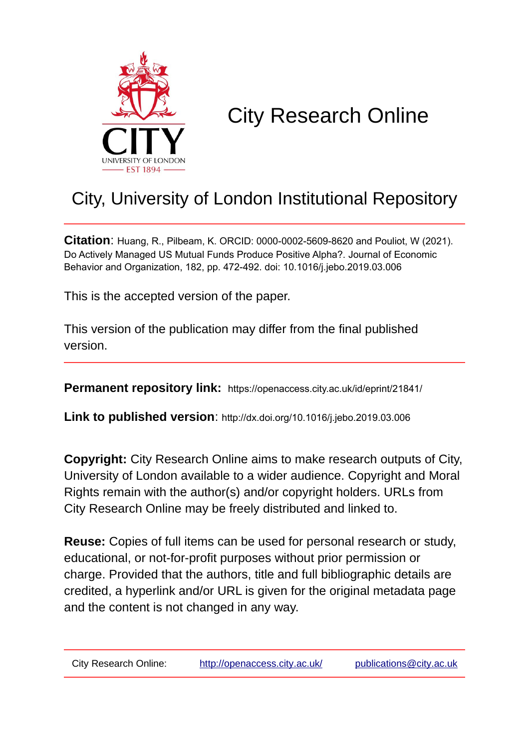# City Research Online

## City, University of London Institutional Repository

**Citation**: Huang, R., Pilbeam, K. ORCID: 0000-0002-5609-8620 and Pouliot, W (2021). Do Actively Managed US Mutual Funds Produce Positive Alpha?. Journal of Economic Behavior and Organization, 182, pp. 472-492. doi: 10.1016/j.jebo.2019.03.006

This is the accepted version of the paper.

This version of the publication may differ from the final published version.

**Permanent repository link:** https://openaccess.city.ac.uk/id/eprint/21841/

**Link to published version**: http://dx.doi.org/10.1016/j.jebo.2019.03.006

**Copyright:** City Research Online aims to make research outputs of City, University of London available to a wider audience. Copyright and Moral Rights remain with the author(s) and/or copyright holders. URLs from City Research Online may be freely distributed and linked to.

**Reuse:** Copies of full items can be used for personal research or study, educational, or not-for-profit purposes without prior permission or charge. Provided that the authors, title and full bibliographic details are credited, a hyperlink and/or URL is given for the original metadata page and the content is not changed in any way.

City Research Online: http://openaccess.city.ac.uk/ publications@city.ac.uk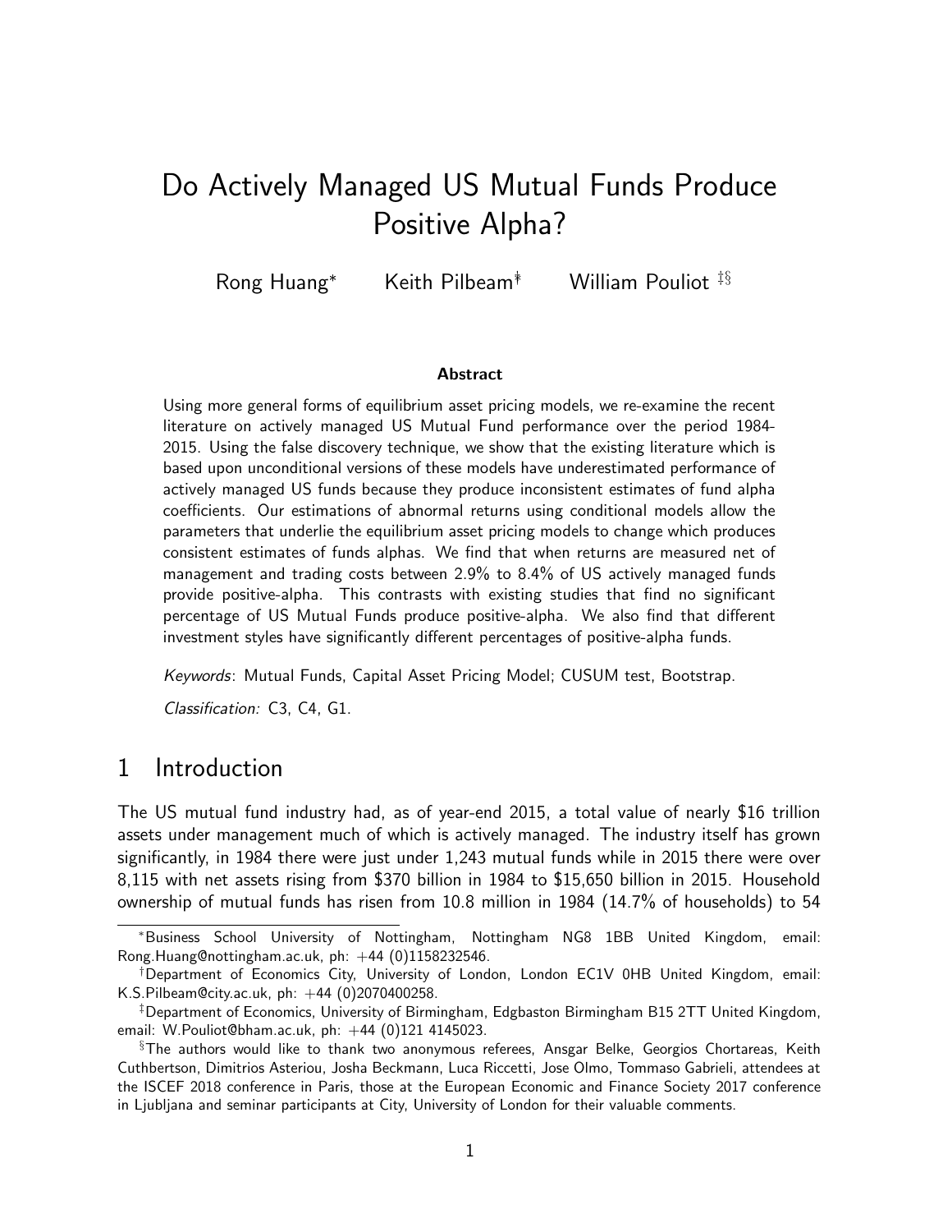# Do Actively Managed US Mutual Funds Produce Positive Alpha?

Rong Huang[*] Keith Pilbeam[†] William Pouliot[‡§]

### Abstract

Using more general forms of equilibrium asset pricing models, we re-examine the recent literature on actively managed US Mutual Fund performance over the period 1984-2015. Using the false discovery technique, we show that the existing literature which is based upon unconditional versions of these models have underestimated performance of actively managed US funds because they produce inconsistent estimates of fund alpha coefficients. Our estimations of abnormal returns using conditional models allow the parameters that underlie the equilibrium asset pricing models to change which produces consistent estimates of funds alphas. We find that when returns are measured net of management and trading costs between 2.9% to 8.4% of US actively managed funds provide positive-alpha. This contrasts with existing studies that find no significant percentage of US Mutual Funds produce positive-alpha. We also find that different investment styles have significantly different percentages of positive-alpha funds.

*Keywords*: Mutual Funds, Capital Asset Pricing Model; CUSUM test, Bootstrap.

*Classification:* C3, C4, G1.

## 1 Introduction

The US mutual fund industry had, as of year-end 2015, a total value of nearly $16 trillion assets under management much of which is actively managed. The industry itself has grown significantly, in 1984 there were just under 1,243 mutual funds while in 2015 there were over 8,115 with net assets rising from $370 billion in 1984 to $15,650 billion in 2015. Household ownership of mutual funds has risen from 10.8 million in 1984 (14.7% of households) to 54

---

[*] Business School University of Nottingham, Nottingham NG8 1BB United Kingdom, email: Rong.Huang@nottingham.ac.uk, ph: +44 (0)1158232546.

[†] Department of Economics City, University of London, London EC1V 0HB United Kingdom, email: K.S.Pilbeam@city.ac.uk, ph: +44 (0)2070400258.

[‡] Department of Economics, University of Birmingham, Edgbaston Birmingham B15 2TT United Kingdom, email: W.Pouliot@bham.ac.uk, ph: +44 (0)121 4145023.

[§] The authors would like to thank two anonymous referees, Ansgar Belke, Georgios Chortareas, Keith Cuthbertson, Dimitrios Asteriou, Josha Beckmann, Luca Riccetti, Jose Olmo, Tommaso Gabrieli, attendees at the ISCEF 2018 conference in Paris, those at the European Economic and Finance Society 2017 conference in Ljubljana and seminar participants at City, University of London for their valuable comments.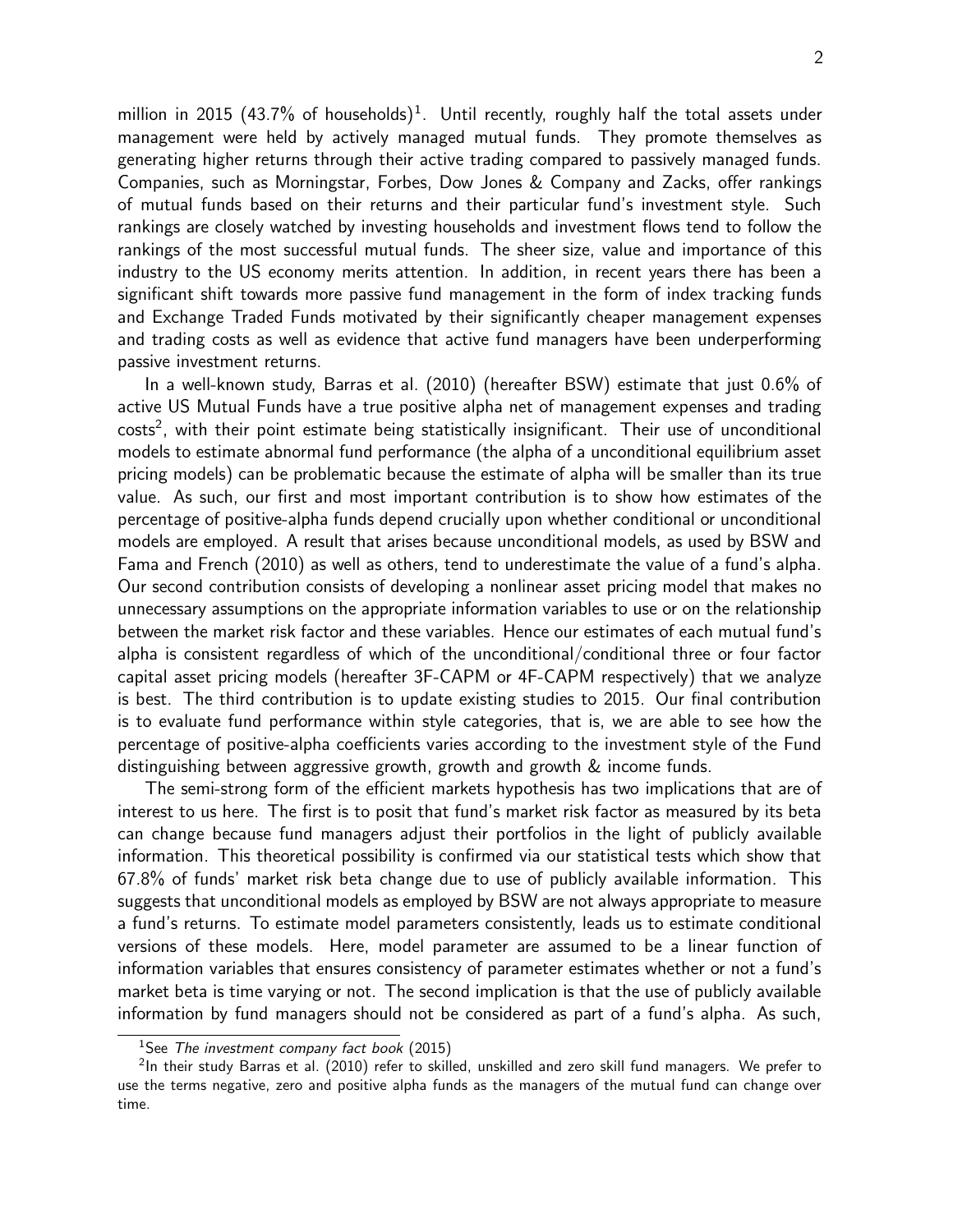million in 2015 (43.7% of households)[1]. Until recently, roughly half the total assets under management were held by actively managed mutual funds. They promote themselves as generating higher returns through their active trading compared to passively managed funds. Companies, such as Morningstar, Forbes, Dow Jones & Company and Zacks, offer rankings of mutual funds based on their returns and their particular fund's investment style. Such rankings are closely watched by investing households and investment flows tend to follow the rankings of the most successful mutual funds. The sheer size, value and importance of this industry to the US economy merits attention. In addition, in recent years there has been a significant shift towards more passive fund management in the form of index tracking funds and Exchange Traded Funds motivated by their significantly cheaper management expenses and trading costs as well as evidence that active fund managers have been underperforming passive investment returns.

In a well-known study, Barras et al. (2010) (hereafter BSW) estimate that just 0.6% of active US Mutual Funds have a true positive alpha net of management expenses and trading costs[2], with their point estimate being statistically insignificant. Their use of unconditional models to estimate abnormal fund performance (the alpha of a unconditional equilibrium asset pricing models) can be problematic because the estimate of alpha will be smaller than its true value. As such, our first and most important contribution is to show how estimates of the percentage of positive-alpha funds depend crucially upon whether conditional or unconditional models are employed. A result that arises because unconditional models, as used by BSW and Fama and French (2010) as well as others, tend to underestimate the value of a fund's alpha. Our second contribution consists of developing a nonlinear asset pricing model that makes no unnecessary assumptions on the appropriate information variables to use or on the relationship between the market risk factor and these variables. Hence our estimates of each mutual fund's alpha is consistent regardless of which of the unconditional/conditional three or four factor capital asset pricing models (hereafter 3F-CAPM or 4F-CAPM respectively) that we analyze is best. The third contribution is to update existing studies to 2015. Our final contribution is to evaluate fund performance within style categories, that is, we are able to see how the percentage of positive-alpha coefficients varies according to the investment style of the Fund distinguishing between aggressive growth, growth and growth & income funds.

The semi-strong form of the efficient markets hypothesis has two implications that are of interest to us here. The first is to posit that fund's market risk factor as measured by its beta can change because fund managers adjust their portfolios in the light of publicly available information. This theoretical possibility is confirmed via our statistical tests which show that 67.8% of funds' market risk beta change due to use of publicly available information. This suggests that unconditional models as employed by BSW are not always appropriate to measure a fund's returns. To estimate model parameters consistently, leads us to estimate conditional versions of these models. Here, model parameter are assumed to be a linear function of information variables that ensures consistency of parameter estimates whether or not a fund's market beta is time varying or not. The second implication is that the use of publicly available information by fund managers should not be considered as part of a fund's alpha. As such,

[1] See *The investment company fact book* (2015)

[2] In their study Barras et al. (2010) refer to skilled, unskilled and zero skill fund managers. We prefer to use the terms negative, zero and positive alpha funds as the managers of the mutual fund can change over time.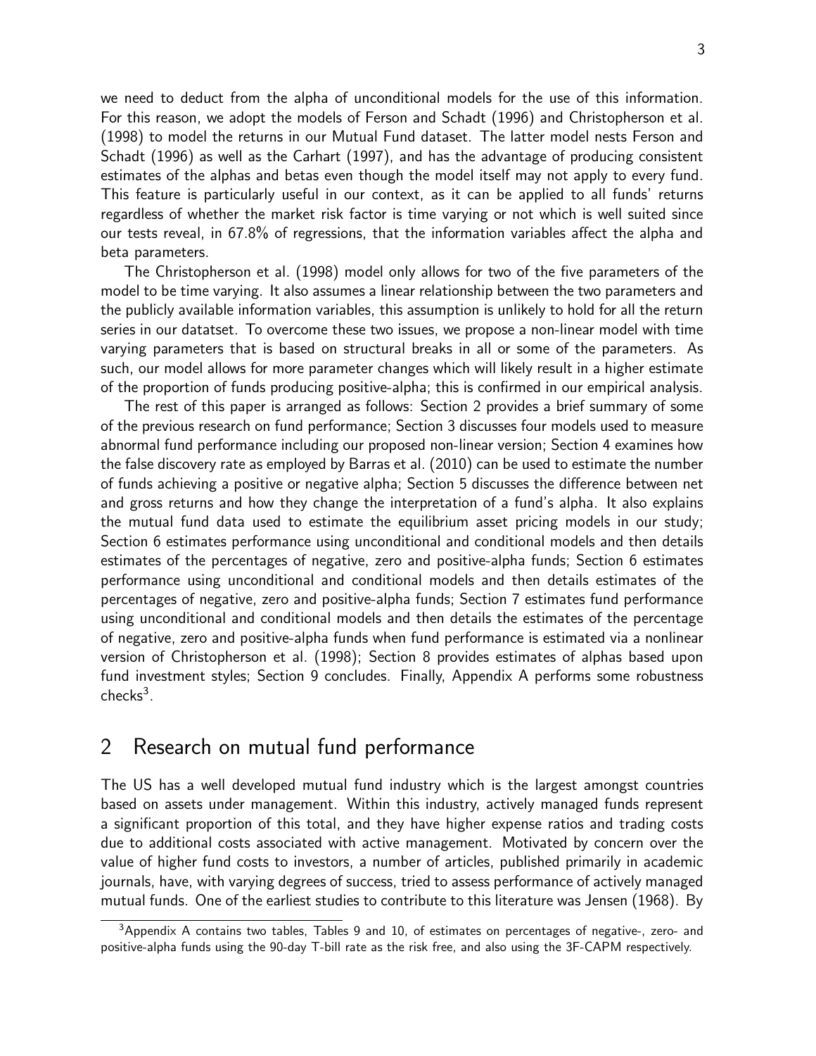we need to deduct from the alpha of unconditional models for the use of this information. For this reason, we adopt the models of Ferson and Schadt (1996) and Christopherson et al. (1998) to model the returns in our Mutual Fund dataset. The latter model nests Ferson and Schadt (1996) as well as the Carhart (1997), and has the advantage of producing consistent estimates of the alphas and betas even though the model itself may not apply to every fund. This feature is particularly useful in our context, as it can be applied to all funds' returns regardless of whether the market risk factor is time varying or not which is well suited since our tests reveal, in 67.8% of regressions, that the information variables affect the alpha and beta parameters.

The Christopherson et al. (1998) model only allows for two of the five parameters of the model to be time varying. It also assumes a linear relationship between the two parameters and the publicly available information variables, this assumption is unlikely to hold for all the return series in our datatset. To overcome these two issues, we propose a non-linear model with time varying parameters that is based on structural breaks in all or some of the parameters. As such, our model allows for more parameter changes which will likely result in a higher estimate of the proportion of funds producing positive-alpha; this is confirmed in our empirical analysis.

The rest of this paper is arranged as follows: Section 2 provides a brief summary of some of the previous research on fund performance; Section 3 discusses four models used to measure abnormal fund performance including our proposed non-linear version; Section 4 examines how the false discovery rate as employed by Barras et al. (2010) can be used to estimate the number of funds achieving a positive or negative alpha; Section 5 discusses the difference between net and gross returns and how they change the interpretation of a fund's alpha. It also explains the mutual fund data used to estimate the equilibrium asset pricing models in our study; Section 6 estimates performance using unconditional and conditional models and then details estimates of the percentages of negative, zero and positive-alpha funds; Section 6 estimates performance using unconditional and conditional models and then details estimates of the percentages of negative, zero and positive-alpha funds; Section 7 estimates fund performance using unconditional and conditional models and then details the estimates of the percentage of negative, zero and positive-alpha funds when fund performance is estimated via a nonlinear version of Christopherson et al. (1998); Section 8 provides estimates of alphas based upon fund investment styles; Section 9 concludes. Finally, Appendix A performs some robustness checks[3].

## 2 Research on mutual fund performance

The US has a well developed mutual fund industry which is the largest amongst countries based on assets under management. Within this industry, actively managed funds represent a significant proportion of this total, and they have higher expense ratios and trading costs due to additional costs associated with active management. Motivated by concern over the value of higher fund costs to investors, a number of articles, published primarily in academic journals, have, with varying degrees of success, tried to assess performance of actively managed mutual funds. One of the earliest studies to contribute to this literature was Jensen (1968). By

[3]Appendix A contains two tables, Tables 9 and 10, of estimates on percentages of negative-, zero- and positive-alpha funds using the 90-day T-bill rate as the risk free, and also using the 3F-CAPM respectively.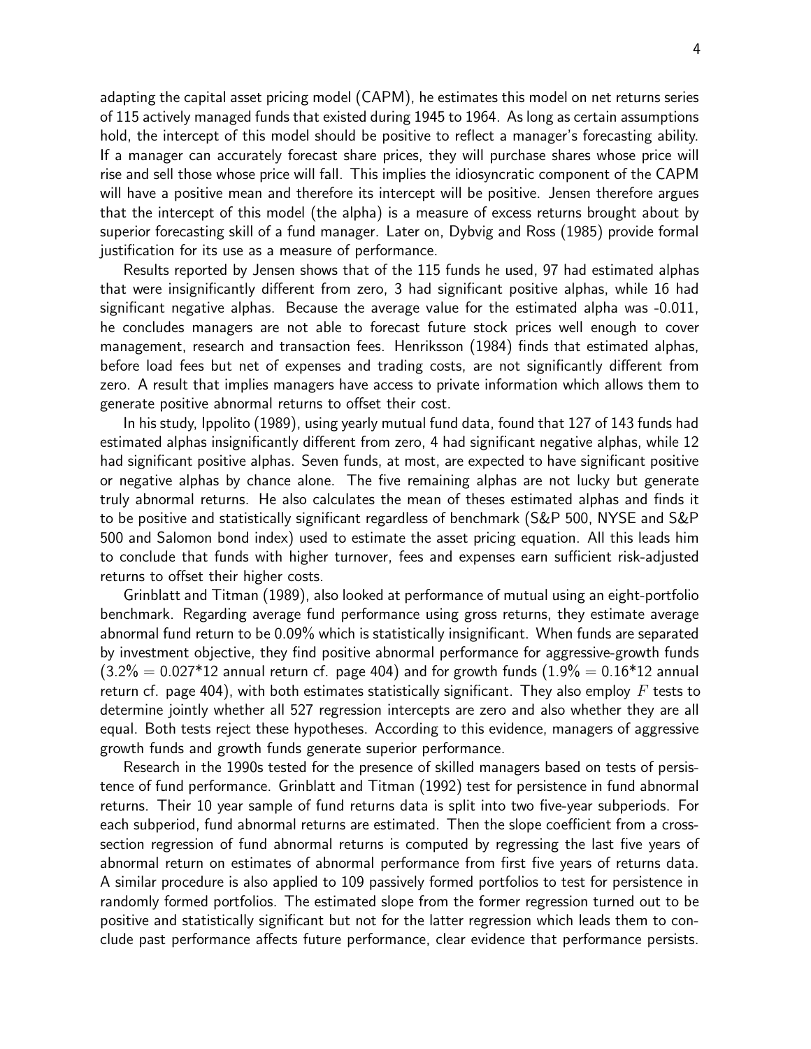adapting the capital asset pricing model (CAPM), he estimates this model on net returns series of 115 actively managed funds that existed during 1945 to 1964. As long as certain assumptions hold, the intercept of this model should be positive to reflect a manager's forecasting ability. If a manager can accurately forecast share prices, they will purchase shares whose price will rise and sell those whose price will fall. This implies the idiosyncratic component of the CAPM will have a positive mean and therefore its intercept will be positive. Jensen therefore argues that the intercept of this model (the alpha) is a measure of excess returns brought about by superior forecasting skill of a fund manager. Later on, Dybvig and Ross (1985) provide formal justification for its use as a measure of performance.

Results reported by Jensen shows that of the 115 funds he used, 97 had estimated alphas that were insignificantly different from zero, 3 had significant positive alphas, while 16 had significant negative alphas. Because the average value for the estimated alpha was -0.011, he concludes managers are not able to forecast future stock prices well enough to cover management, research and transaction fees. Henriksson (1984) finds that estimated alphas, before load fees but net of expenses and trading costs, are not significantly different from zero. A result that implies managers have access to private information which allows them to generate positive abnormal returns to offset their cost.

In his study, Ippolito (1989), using yearly mutual fund data, found that 127 of 143 funds had estimated alphas insignificantly different from zero, 4 had significant negative alphas, while 12 had significant positive alphas. Seven funds, at most, are expected to have significant positive or negative alphas by chance alone. The five remaining alphas are not lucky but generate truly abnormal returns. He also calculates the mean of theses estimated alphas and finds it to be positive and statistically significant regardless of benchmark (S&P 500, NYSE and S&P 500 and Salomon bond index) used to estimate the asset pricing equation. All this leads him to conclude that funds with higher turnover, fees and expenses earn sufficient risk-adjusted returns to offset their higher costs.

Grinblatt and Titman (1989), also looked at performance of mutual using an eight-portfolio benchmark. Regarding average fund performance using gross returns, they estimate average abnormal fund return to be 0.09% which is statistically insignificant. When funds are separated by investment objective, they find positive abnormal performance for aggressive-growth funds (3.2% = 0.027*12 annual return cf. page 404) and for growth funds (1.9% = 0.16*12 annual return cf. page 404), with both estimates statistically significant. They also employ $F$ tests to determine jointly whether all 527 regression intercepts are zero and also whether they are all equal. Both tests reject these hypotheses. According to this evidence, managers of aggressive growth funds and growth funds generate superior performance.

Research in the 1990s tested for the presence of skilled managers based on tests of persistence of fund performance. Grinblatt and Titman (1992) test for persistence in fund abnormal returns. Their 10 year sample of fund returns data is split into two five-year subperiods. For each subperiod, fund abnormal returns are estimated. Then the slope coefficient from a cross-section regression of fund abnormal returns is computed by regressing the last five years of abnormal return on estimates of abnormal performance from first five years of returns data. A similar procedure is also applied to 109 passively formed portfolios to test for persistence in randomly formed portfolios. The estimated slope from the former regression turned out to be positive and statistically significant but not for the latter regression which leads them to conclude past performance affects future performance, clear evidence that performance persists.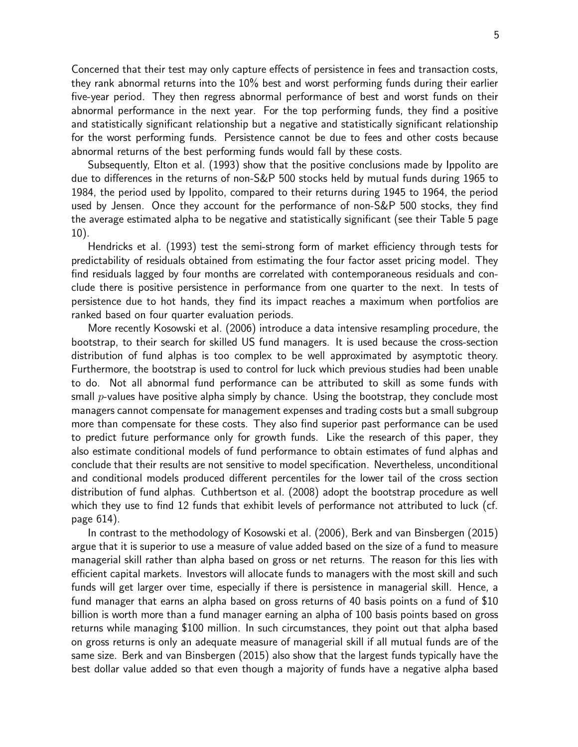Concerned that their test may only capture effects of persistence in fees and transaction costs, they rank abnormal returns into the 10% best and worst performing funds during their earlier five-year period. They then regress abnormal performance of best and worst funds on their abnormal performance in the next year. For the top performing funds, they find a positive and statistically significant relationship but a negative and statistically significant relationship for the worst performing funds. Persistence cannot be due to fees and other costs because abnormal returns of the best performing funds would fall by these costs.

Subsequently, Elton et al. (1993) show that the positive conclusions made by Ippolito are due to differences in the returns of non-S&P 500 stocks held by mutual funds during 1965 to 1984, the period used by Ippolito, compared to their returns during 1945 to 1964, the period used by Jensen. Once they account for the performance of non-S&P 500 stocks, they find the average estimated alpha to be negative and statistically significant (see their Table 5 page 10).

Hendricks et al. (1993) test the semi-strong form of market efficiency through tests for predictability of residuals obtained from estimating the four factor asset pricing model. They find residuals lagged by four months are correlated with contemporaneous residuals and conclude there is positive persistence in performance from one quarter to the next. In tests of persistence due to hot hands, they find its impact reaches a maximum when portfolios are ranked based on four quarter evaluation periods.

More recently Kosowski et al. (2006) introduce a data intensive resampling procedure, the bootstrap, to their search for skilled US fund managers. It is used because the cross-section distribution of fund alphas is too complex to be well approximated by asymptotic theory. Furthermore, the bootstrap is used to control for luck which previous studies had been unable to do. Not all abnormal fund performance can be attributed to skill as some funds with small $p$-values have positive alpha simply by chance. Using the bootstrap, they conclude most managers cannot compensate for management expenses and trading costs but a small subgroup more than compensate for these costs. They also find superior past performance can be used to predict future performance only for growth funds. Like the research of this paper, they also estimate conditional models of fund performance to obtain estimates of fund alphas and conclude that their results are not sensitive to model specification. Nevertheless, unconditional and conditional models produced different percentiles for the lower tail of the cross section distribution of fund alphas. Cuthbertson et al. (2008) adopt the bootstrap procedure as well which they use to find 12 funds that exhibit levels of performance not attributed to luck (cf. page 614).

In contrast to the methodology of Kosowski et al. (2006), Berk and van Binsbergen (2015) argue that it is superior to use a measure of value added based on the size of a fund to measure managerial skill rather than alpha based on gross or net returns. The reason for this lies with efficient capital markets. Investors will allocate funds to managers with the most skill and such funds will get larger over time, especially if there is persistence in managerial skill. Hence, a fund manager that earns an alpha based on gross returns of 40 basis points on a fund of $10 billion is worth more than a fund manager earning an alpha of 100 basis points based on gross returns while managing $100 million. In such circumstances, they point out that alpha based on gross returns is only an adequate measure of managerial skill if all mutual funds are of the same size. Berk and van Binsbergen (2015) also show that the largest funds typically have the best dollar value added so that even though a majority of funds have a negative alpha based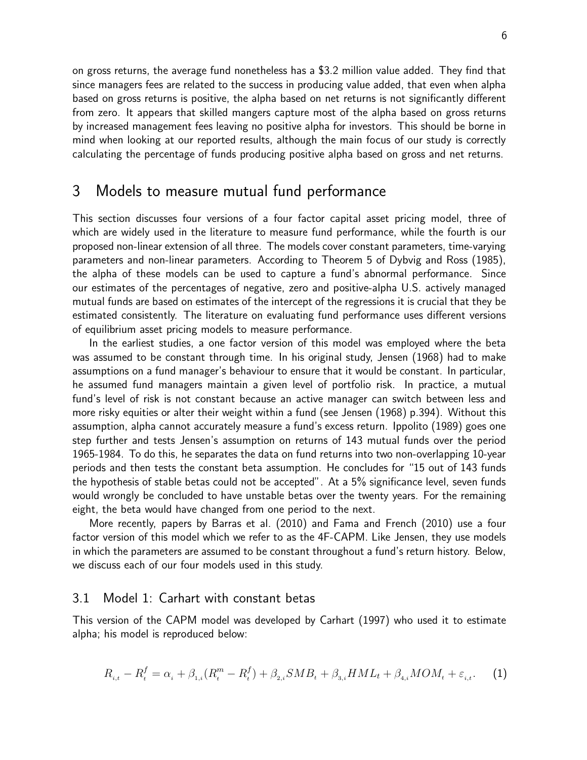on gross returns, the average fund nonetheless has a \$3.2 million value added. They find that since managers fees are related to the success in producing value added, that even when alpha based on gross returns is positive, the alpha based on net returns is not significantly different from zero. It appears that skilled mangers capture most of the alpha based on gross returns by increased management fees leaving no positive alpha for investors. This should be borne in mind when looking at our reported results, although the main focus of our study is correctly calculating the percentage of funds producing positive alpha based on gross and net returns.

## 3 Models to measure mutual fund performance

This section discusses four versions of a four factor capital asset pricing model, three of which are widely used in the literature to measure fund performance, while the fourth is our proposed non-linear extension of all three. The models cover constant parameters, time-varying parameters and non-linear parameters. According to Theorem 5 of Dybvig and Ross (1985), the alpha of these models can be used to capture a fund's abnormal performance. Since our estimates of the percentages of negative, zero and positive-alpha U.S. actively managed mutual funds are based on estimates of the intercept of the regressions it is crucial that they be estimated consistently. The literature on evaluating fund performance uses different versions of equilibrium asset pricing models to measure performance.

In the earliest studies, a one factor version of this model was employed where the beta was assumed to be constant through time. In his original study, Jensen (1968) had to make assumptions on a fund manager's behaviour to ensure that it would be constant. In particular, he assumed fund managers maintain a given level of portfolio risk. In practice, a mutual fund's level of risk is not constant because an active manager can switch between less and more risky equities or alter their weight within a fund (see Jensen (1968) p.394). Without this assumption, alpha cannot accurately measure a fund's excess return. Ippolito (1989) goes one step further and tests Jensen's assumption on returns of 143 mutual funds over the period 1965-1984. To do this, he separates the data on fund returns into two non-overlapping 10-year periods and then tests the constant beta assumption. He concludes for "15 out of 143 funds the hypothesis of stable betas could not be accepted". At a 5% significance level, seven funds would wrongly be concluded to have unstable betas over the twenty years. For the remaining eight, the beta would have changed from one period to the next.

More recently, papers by Barras et al. (2010) and Fama and French (2010) use a four factor version of this model which we refer to as the 4F-CAPM. Like Jensen, they use models in which the parameters are assumed to be constant throughout a fund's return history. Below, we discuss each of our four models used in this study.

### 3.1 Model 1: Carhart with constant betas

This version of the CAPM model was developed by Carhart (1997) who used it to estimate alpha; his model is reproduced below:

$$R_{i,t} - R_t^f = \alpha_i + \beta_{1,i}(R_t^m - R_t^f) + \beta_{2,i} SMB_t + \beta_{3,i} HML_t + \beta_{4,i} MOM_t + \varepsilon_{i,t}. \quad (1)$$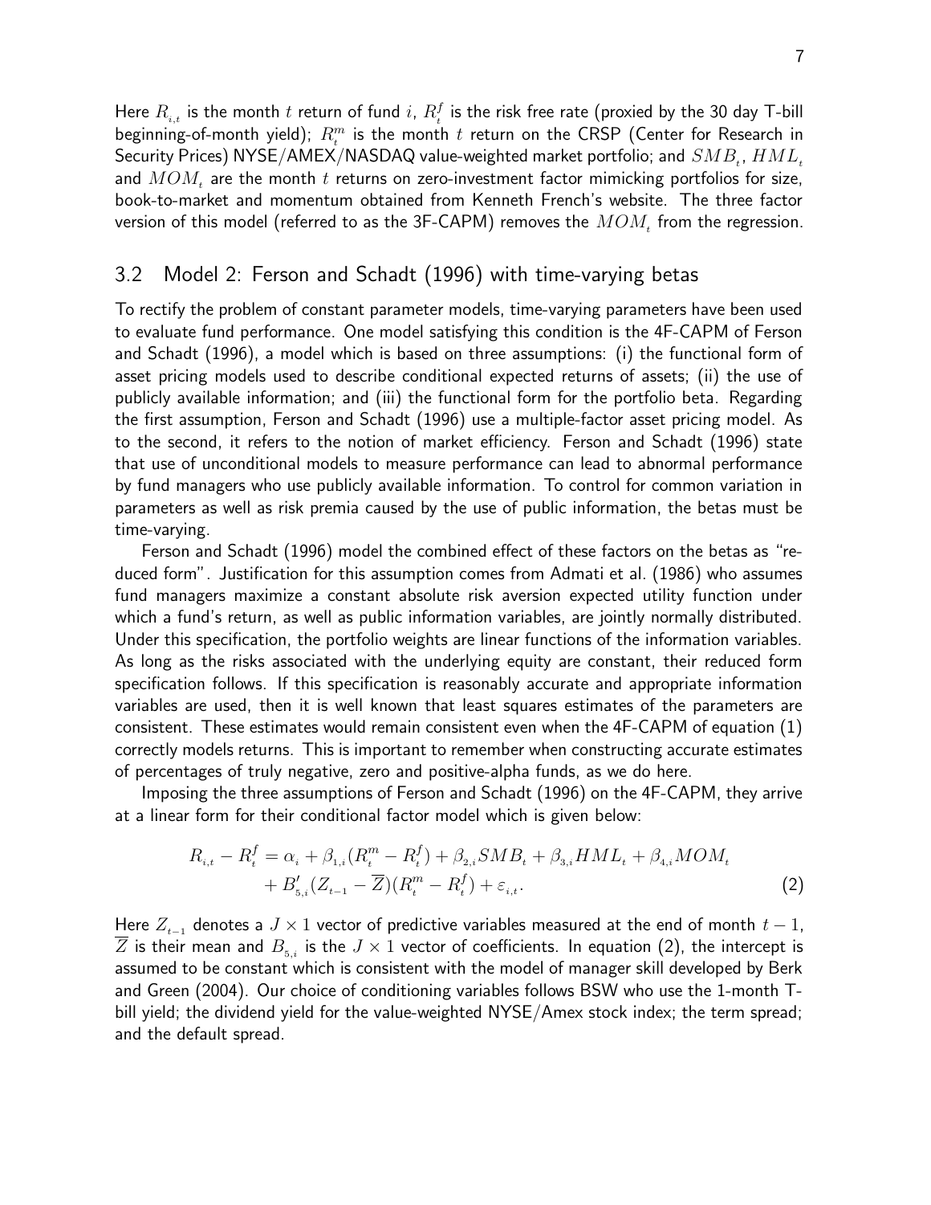Here $R_{i,t}$ is the month $t$ return of fund $i$, $R^f_t$ is the risk free rate (proxied by the 30 day T-bill beginning-of-month yield); $R^m_t$ is the month $t$ return on the CRSP (Center for Research in Security Prices) NYSE/AMEX/NASDAQ value-weighted market portfolio; and $SMB_t$, $HML_t$ and $MOM_t$ are the month $t$ returns on zero-investment factor mimicking portfolios for size, book-to-market and momentum obtained from Kenneth French's website. The three factor version of this model (referred to as the 3F-CAPM) removes the $MOM_t$ from the regression.

## 3.2 Model 2: Ferson and Schadt (1996) with time-varying betas

To rectify the problem of constant parameter models, time-varying parameters have been used to evaluate fund performance. One model satisfying this condition is the 4F-CAPM of Ferson and Schadt (1996), a model which is based on three assumptions: (i) the functional form of asset pricing models used to describe conditional expected returns of assets; (ii) the use of publicly available information; and (iii) the functional form for the portfolio beta. Regarding the first assumption, Ferson and Schadt (1996) use a multiple-factor asset pricing model. As to the second, it refers to the notion of market efficiency. Ferson and Schadt (1996) state that use of unconditional models to measure performance can lead to abnormal performance by fund managers who use publicly available information. To control for common variation in parameters as well as risk premia caused by the use of public information, the betas must be time-varying.

Ferson and Schadt (1996) model the combined effect of these factors on the betas as "reduced form". Justification for this assumption comes from Admati et al. (1986) who assumes fund managers maximize a constant absolute risk aversion expected utility function under which a fund's return, as well as public information variables, are jointly normally distributed. Under this specification, the portfolio weights are linear functions of the information variables. As long as the risks associated with the underlying equity are constant, their reduced form specification follows. If this specification is reasonably accurate and appropriate information variables are used, then it is well known that least squares estimates of the parameters are consistent. These estimates would remain consistent even when the 4F-CAPM of equation (1) correctly models returns. This is important to remember when constructing accurate estimates of percentages of truly negative, zero and positive-alpha funds, as we do here.

Imposing the three assumptions of Ferson and Schadt (1996) on the 4F-CAPM, they arrive at a linear form for their conditional factor model which is given below:

$$
\begin{aligned}
R_{i,t} - R^f_t = {} & \alpha_i + \beta_{1,i}(R^m_t - R^f_t) + \beta_{2,i} SMB_t + \beta_{3,i} HML_t + \beta_{4,i} MOM_t \\
& + B'_{5,i}(Z_{t-1} - \overline{Z})(R^m_t - R^f_t) + \varepsilon_{i,t}.
\end{aligned}
\tag{2}
$$

Here $Z_{t-1}$ denotes a $J \times 1$ vector of predictive variables measured at the end of month $t-1$, $\overline{Z}$ is their mean and $B_{5,i}$ is the $J \times 1$ vector of coefficients. In equation (2), the intercept is assumed to be constant which is consistent with the model of manager skill developed by Berk and Green (2004). Our choice of conditioning variables follows BSW who use the 1-month T-bill yield; the dividend yield for the value-weighted NYSE/Amex stock index; the term spread; and the default spread.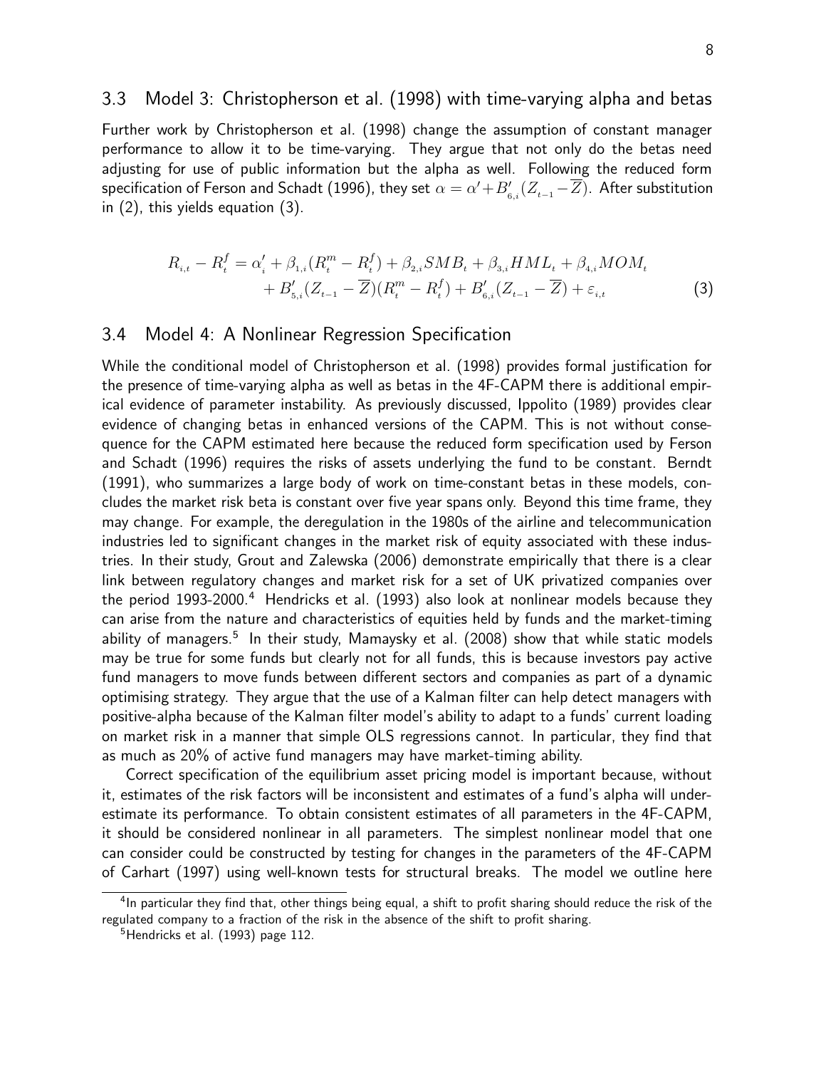### 3.3 Model 3: Christopherson et al. (1998) with time-varying alpha and betas

Further work by Christopherson et al. (1998) change the assumption of constant manager performance to allow it to be time-varying. They argue that not only do the betas need adjusting for use of public information but the alpha as well. Following the reduced form specification of Ferson and Schadt (1996), they set $\alpha = \alpha' + B'_{6,i}(Z_{t-1} - \overline{Z})$. After substitution in (2), this yields equation (3).

$$
\begin{aligned}
R_{i,t} - R^f_t = \alpha'_i + \beta_{1,i}(R^m_t - R^f_t) + \beta_{2,i} SMB_t + \beta_{3,i} HML_t + \beta_{4,i} MOM_t \\
+ B'_{5,i}(Z_{t-1} - \overline{Z})(R^m_t - R^f_t) + B'_{6,i}(Z_{t-1} - \overline{Z}) + \varepsilon_{i,t}
\end{aligned} \tag{3}
$$

### 3.4 Model 4: A Nonlinear Regression Specification

While the conditional model of Christopherson et al. (1998) provides formal justification for the presence of time-varying alpha as well as betas in the 4F-CAPM there is additional empirical evidence of parameter instability. As previously discussed, Ippolito (1989) provides clear evidence of changing betas in enhanced versions of the CAPM. This is not without consequence for the CAPM estimated here because the reduced form specification used by Ferson and Schadt (1996) requires the risks of assets underlying the fund to be constant. Berndt (1991), who summarizes a large body of work on time-constant betas in these models, concludes the market risk beta is constant over five year spans only. Beyond this time frame, they may change. For example, the deregulation in the 1980s of the airline and telecommunication industries led to significant changes in the market risk of equity associated with these industries. In their study, Grout and Zalewska (2006) demonstrate empirically that there is a clear link between regulatory changes and market risk for a set of UK privatized companies over the period 1993-2000.[4] Hendricks et al. (1993) also look at nonlinear models because they can arise from the nature and characteristics of equities held by funds and the market-timing ability of managers.[5] In their study, Mamaysky et al. (2008) show that while static models may be true for some funds but clearly not for all funds, this is because investors pay active fund managers to move funds between different sectors and companies as part of a dynamic optimising strategy. They argue that the use of a Kalman filter can help detect managers with positive-alpha because of the Kalman filter model's ability to adapt to a funds' current loading on market risk in a manner that simple OLS regressions cannot. In particular, they find that as much as 20% of active fund managers may have market-timing ability.

Correct specification of the equilibrium asset pricing model is important because, without it, estimates of the risk factors will be inconsistent and estimates of a fund's alpha will underestimate its performance. To obtain consistent estimates of all parameters in the 4F-CAPM, it should be considered nonlinear in all parameters. The simplest nonlinear model that one can consider could be constructed by testing for changes in the parameters of the 4F-CAPM of Carhart (1997) using well-known tests for structural breaks. The model we outline here

[4] In particular they find that, other things being equal, a shift to profit sharing should reduce the risk of the regulated company to a fraction of the risk in the absence of the shift to profit sharing.

[5] Hendricks et al. (1993) page 112.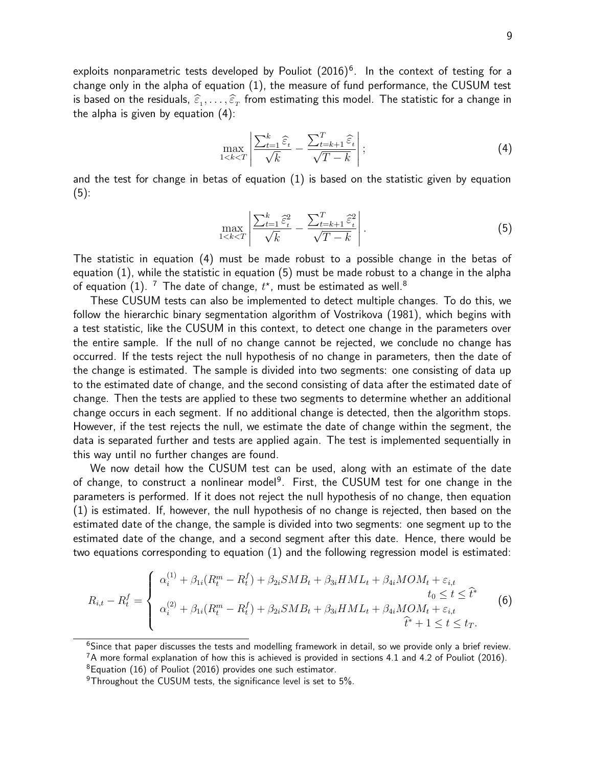exploits nonparametric tests developed by Pouliot (2016)[6]. In the context of testing for a change only in the alpha of equation (1), the measure of fund performance, the CUSUM test is based on the residuals, $\widehat{\varepsilon}_1, \ldots, \widehat{\varepsilon}_T$ from estimating this model. The statistic for a change in the alpha is given by equation (4):

$$\max_{1<k<T} \left| \frac{\sum_{t=1}^{k} \widehat{\varepsilon}_t}{\sqrt{k}} - \frac{\sum_{t=k+1}^{T} \widehat{\varepsilon}_t}{\sqrt{T-k}} \right|; \tag{4}$$

and the test for change in betas of equation (1) is based on the statistic given by equation (5):

$$\max_{1<k<T} \left| \frac{\sum_{t=1}^{k} \widehat{\varepsilon}_t^2}{\sqrt{k}} - \frac{\sum_{t=k+1}^{T} \widehat{\varepsilon}_t^2}{\sqrt{T-k}} \right|. \tag{5}$$

The statistic in equation (4) must be made robust to a possible change in the betas of equation (1), while the statistic in equation (5) must be made robust to a change in the alpha of equation (1). [7] The date of change, $t^{\star}$, must be estimated as well.[8]

These CUSUM tests can also be implemented to detect multiple changes. To do this, we follow the hierarchic binary segmentation algorithm of Vostrikova (1981), which begins with a test statistic, like the CUSUM in this context, to detect one change in the parameters over the entire sample. If the null of no change cannot be rejected, we conclude no change has occurred. If the tests reject the null hypothesis of no change in parameters, then the date of the change is estimated. The sample is divided into two segments: one consisting of data up to the estimated date of change, and the second consisting of data after the estimated date of change. Then the tests are applied to these two segments to determine whether an additional change occurs in each segment. If no additional change is detected, then the algorithm stops. However, if the test rejects the null, we estimate the date of change within the segment, the data is separated further and tests are applied again. The test is implemented sequentially in this way until no further changes are found.

We now detail how the CUSUM test can be used, along with an estimate of the date of change, to construct a nonlinear model[9]. First, the CUSUM test for one change in the parameters is performed. If it does not reject the null hypothesis of no change, then equation (1) is estimated. If, however, the null hypothesis of no change is rejected, then based on the estimated date of the change, the sample is divided into two segments: one segment up to the estimated date of the change, and a second segment after this date. Hence, there would be two equations corresponding to equation (1) and the following regression model is estimated:

$$R_{i,t} - R_t^f = \begin{cases} \alpha_i^{(1)} + \beta_{1i}(R_t^m - R_t^f) + \beta_{2i}SMB_t + \beta_{3i}HML_t + \beta_{4i}MOM_t + \varepsilon_{i,t} & t_0 \le t \le \widehat{t}^* \\ \alpha_i^{(2)} + \beta_{1i}(R_t^m - R_t^f) + \beta_{2i}SMB_t + \beta_{3i}HML_t + \beta_{4i}MOM_t + \varepsilon_{i,t} & \widehat{t}^* + 1 \le t \le t_T. \end{cases} \tag{6}$$

---

[6] Since that paper discusses the tests and modelling framework in detail, so we provide only a brief review.

[7] A more formal explanation of how this is achieved is provided in sections 4.1 and 4.2 of Pouliot (2016).

[8] Equation (16) of Pouliot (2016) provides one such estimator.

[9] Throughout the CUSUM tests, the significance level is set to 5%.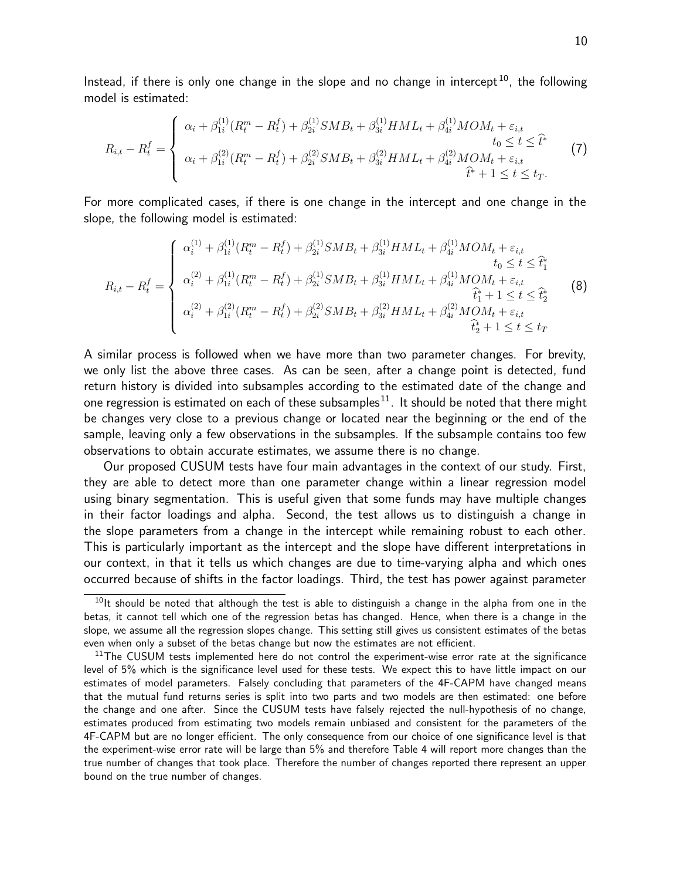Instead, if there is only one change in the slope and no change in intercept[10], the following model is estimated:

$$
R_{i,t} - R_t^f = \begin{cases} \alpha_i + \beta_{1i}^{(1)}(R_t^m - R_t^f) + \beta_{2i}^{(1)} SMB_t + \beta_{3i}^{(1)} HML_t + \beta_{4i}^{(1)} MOM_t + \varepsilon_{i,t} & t_0 \leq t \leq \widehat{t}^* \\ \alpha_i + \beta_{1i}^{(2)}(R_t^m - R_t^f) + \beta_{2i}^{(2)} SMB_t + \beta_{3i}^{(2)} HML_t + \beta_{4i}^{(2)} MOM_t + \varepsilon_{i,t} & \widehat{t}^* + 1 \leq t \leq t_T. \end{cases} \tag{7}
$$

For more complicated cases, if there is one change in the intercept and one change in the slope, the following model is estimated:

$$
R_{i,t} - R_t^f = \begin{cases} \alpha_i^{(1)} + \beta_{1i}^{(1)}(R_t^m - R_t^f) + \beta_{2i}^{(1)} SMB_t + \beta_{3i}^{(1)} HML_t + \beta_{4i}^{(1)} MOM_t + \varepsilon_{i,t} & t_0 \leq t \leq \widehat{t}_1^* \\ \alpha_i^{(2)} + \beta_{1i}^{(1)}(R_t^m - R_t^f) + \beta_{2i}^{(1)} SMB_t + \beta_{3i}^{(1)} HML_t + \beta_{4i}^{(1)} MOM_t + \varepsilon_{i,t} & \widehat{t}_1^* + 1 \leq t \leq \widehat{t}_2^* \\ \alpha_i^{(2)} + \beta_{1i}^{(2)}(R_t^m - R_t^f) + \beta_{2i}^{(2)} SMB_t + \beta_{3i}^{(2)} HML_t + \beta_{4i}^{(2)} MOM_t + \varepsilon_{i,t} & \widehat{t}_2^* + 1 \leq t \leq t_T \end{cases} \tag{8}
$$

A similar process is followed when we have more than two parameter changes. For brevity, we only list the above three cases. As can be seen, after a change point is detected, fund return history is divided into subsamples according to the estimated date of the change and one regression is estimated on each of these subsamples[11]. It should be noted that there might be changes very close to a previous change or located near the beginning or the end of the sample, leaving only a few observations in the subsamples. If the subsample contains too few observations to obtain accurate estimates, we assume there is no change.

Our proposed CUSUM tests have four main advantages in the context of our study. First, they are able to detect more than one parameter change within a linear regression model using binary segmentation. This is useful given that some funds may have multiple changes in their factor loadings and alpha. Second, the test allows us to distinguish a change in the slope parameters from a change in the intercept while remaining robust to each other. This is particularly important as the intercept and the slope have different interpretations in our context, in that it tells us which changes are due to time-varying alpha and which ones occurred because of shifts in the factor loadings. Third, the test has power against parameter

---

[10] It should be noted that although the test is able to distinguish a change in the alpha from one in the betas, it cannot tell which one of the regression betas has changed. Hence, when there is a change in the slope, we assume all the regression slopes change. This setting still gives us consistent estimates of the betas even when only a subset of the betas change but now the estimates are not efficient.

[11] The CUSUM tests implemented here do not control the experiment-wise error rate at the significance level of 5% which is the significance level used for these tests. We expect this to have little impact on our estimates of model parameters. Falsely concluding that parameters of the 4F-CAPM have changed means that the mutual fund returns series is split into two parts and two models are then estimated: one before the change and one after. Since the CUSUM tests have falsely rejected the null-hypothesis of no change, estimates produced from estimating two models remain unbiased and consistent for the parameters of the 4F-CAPM but are no longer efficient. The only consequence from our choice of one significance level is that the experiment-wise error rate will be large than 5% and therefore Table 4 will report more changes than the true number of changes that took place. Therefore the number of changes reported there represent an upper bound on the true number of changes.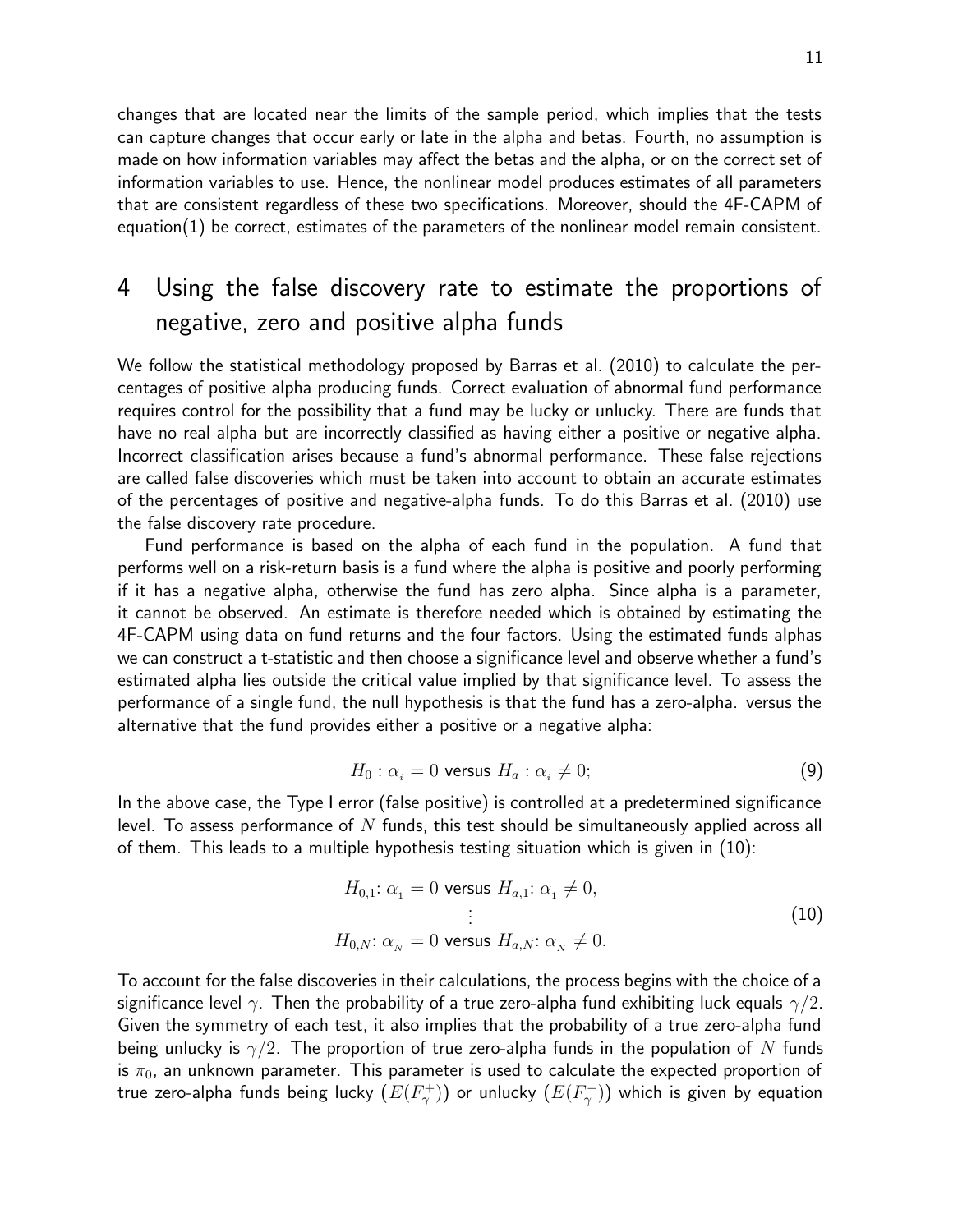changes that are located near the limits of the sample period, which implies that the tests can capture changes that occur early or late in the alpha and betas. Fourth, no assumption is made on how information variables may affect the betas and the alpha, or on the correct set of information variables to use. Hence, the nonlinear model produces estimates of all parameters that are consistent regardless of these two specifications. Moreover, should the 4F-CAPM of equation(1) be correct, estimates of the parameters of the nonlinear model remain consistent.

# 4 Using the false discovery rate to estimate the proportions of negative, zero and positive alpha funds

We follow the statistical methodology proposed by Barras et al. (2010) to calculate the percentages of positive alpha producing funds. Correct evaluation of abnormal fund performance requires control for the possibility that a fund may be lucky or unlucky. There are funds that have no real alpha but are incorrectly classified as having either a positive or negative alpha. Incorrect classification arises because a fund's abnormal performance. These false rejections are called false discoveries which must be taken into account to obtain an accurate estimates of the percentages of positive and negative-alpha funds. To do this Barras et al. (2010) use the false discovery rate procedure.

Fund performance is based on the alpha of each fund in the population. A fund that performs well on a risk-return basis is a fund where the alpha is positive and poorly performing if it has a negative alpha, otherwise the fund has zero alpha. Since alpha is a parameter, it cannot be observed. An estimate is therefore needed which is obtained by estimating the 4F-CAPM using data on fund returns and the four factors. Using the estimated funds alphas we can construct a t-statistic and then choose a significance level and observe whether a fund's estimated alpha lies outside the critical value implied by that significance level. To assess the performance of a single fund, the null hypothesis is that the fund has a zero-alpha. versus the alternative that the fund provides either a positive or a negative alpha:

$$H_0 : \alpha_i = 0 \text{ versus } H_a : \alpha_i \neq 0; \tag{9}$$

In the above case, the Type I error (false positive) is controlled at a predetermined significance level. To assess performance of $N$ funds, this test should be simultaneously applied across all of them. This leads to a multiple hypothesis testing situation which is given in (10):

$$\begin{aligned} H_{0,1}&: \alpha_1 = 0 \text{ versus } H_{a,1}: \alpha_1 \neq 0, \\ &\vdots \\ H_{0,N}&: \alpha_N = 0 \text{ versus } H_{a,N}: \alpha_N \neq 0. \end{aligned} \tag{10}$$

To account for the false discoveries in their calculations, the process begins with the choice of a significance level $\gamma$. Then the probability of a true zero-alpha fund exhibiting luck equals $\gamma/2$. Given the symmetry of each test, it also implies that the probability of a true zero-alpha fund being unlucky is $\gamma/2$. The proportion of true zero-alpha funds in the population of $N$ funds is $\pi_0$, an unknown parameter. This parameter is used to calculate the expected proportion of true zero-alpha funds being lucky $(E(F_\gamma^+))$ or unlucky $(E(F_\gamma^-))$ which is given by equation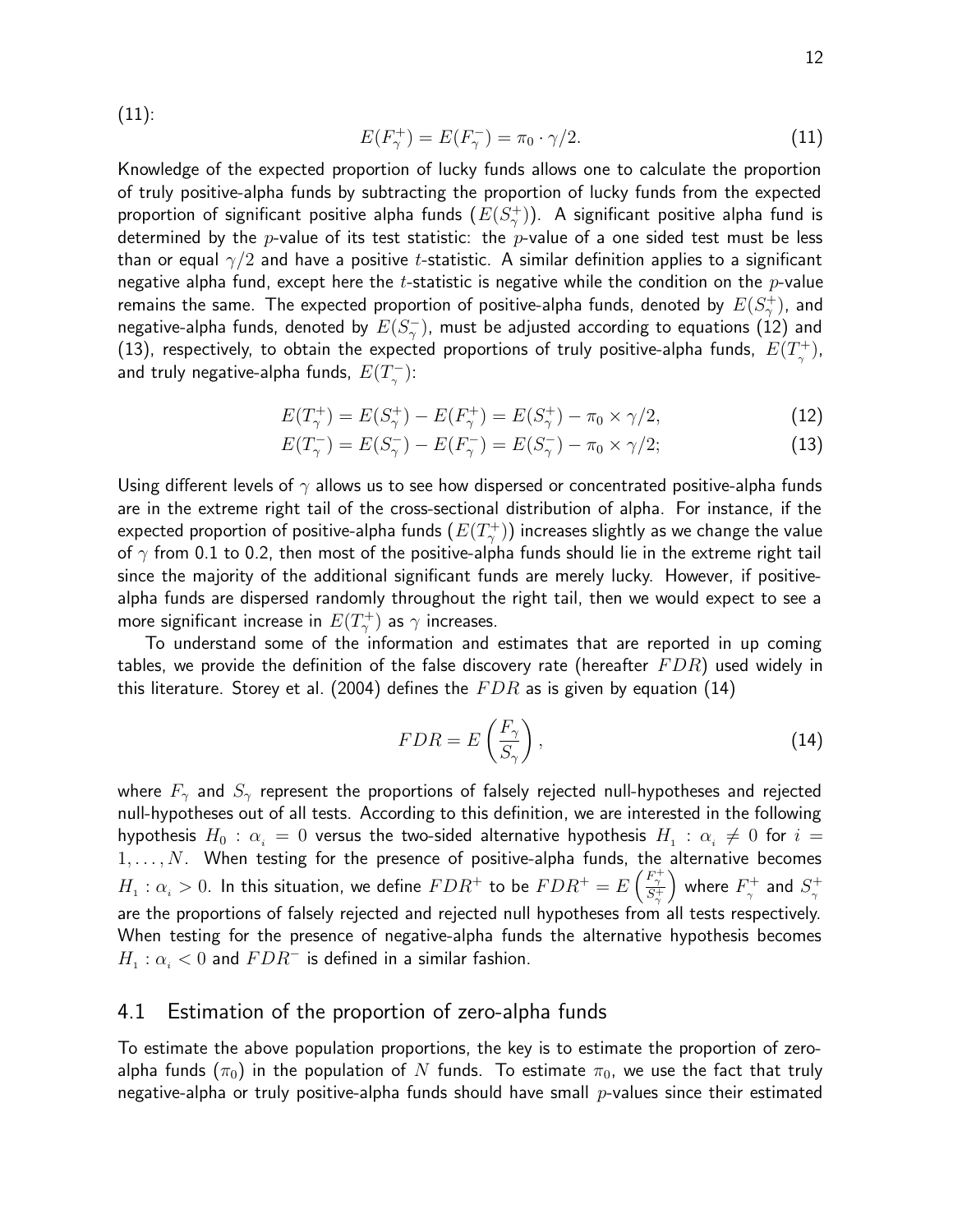(11):

$$E(F_\gamma^+) = E(F_\gamma^-) = \pi_0 \cdot \gamma/2. \tag{11}$$

Knowledge of the expected proportion of lucky funds allows one to calculate the proportion of truly positive-alpha funds by subtracting the proportion of lucky funds from the expected proportion of significant positive alpha funds ($E(S_\gamma^+)$). A significant positive alpha fund is determined by the $p$-value of its test statistic: the $p$-value of a one sided test must be less than or equal $\gamma/2$ and have a positive $t$-statistic. A similar definition applies to a significant negative alpha fund, except here the $t$-statistic is negative while the condition on the $p$-value remains the same. The expected proportion of positive-alpha funds, denoted by $E(S_\gamma^+)$, and negative-alpha funds, denoted by $E(S_\gamma^-)$, must be adjusted according to equations (12) and (13), respectively, to obtain the expected proportions of truly positive-alpha funds, $E(T_\gamma^+)$, and truly negative-alpha funds, $E(T_\gamma^-)$:

$$E(T_\gamma^+) = E(S_\gamma^+) - E(F_\gamma^+) = E(S_\gamma^+) - \pi_0 \times \gamma/2, \tag{12}$$

$$E(T_\gamma^-) = E(S_\gamma^-) - E(F_\gamma^-) = E(S_\gamma^-) - \pi_0 \times \gamma/2; \tag{13}$$

Using different levels of $\gamma$ allows us to see how dispersed or concentrated positive-alpha funds are in the extreme right tail of the cross-sectional distribution of alpha. For instance, if the expected proportion of positive-alpha funds ($E(T_\gamma^+)$) increases slightly as we change the value of $\gamma$ from 0.1 to 0.2, then most of the positive-alpha funds should lie in the extreme right tail since the majority of the additional significant funds are merely lucky. However, if positive-alpha funds are dispersed randomly throughout the right tail, then we would expect to see a more significant increase in $E(T_\gamma^+)$ as $\gamma$ increases.

To understand some of the information and estimates that are reported in up coming tables, we provide the definition of the false discovery rate (hereafter $FDR$) used widely in this literature. Storey et al. (2004) defines the $FDR$ as is given by equation (14)

$$FDR = E\left(\frac{F_\gamma}{S_\gamma}\right), \tag{14}$$

where $F_\gamma$ and $S_\gamma$ represent the proportions of falsely rejected null-hypotheses and rejected null-hypotheses out of all tests. According to this definition, we are interested in the following hypothesis $H_0 : \alpha_i = 0$ versus the two-sided alternative hypothesis $H_1 : \alpha_i \neq 0$ for $i = 1, \ldots, N$. When testing for the presence of positive-alpha funds, the alternative becomes $H_1 : \alpha_i > 0$. In this situation, we define $FDR^+$ to be $FDR^+ = E\left(\frac{F_\gamma^+}{S_\gamma^+}\right)$ where $F_\gamma^+$ and $S_\gamma^+$ are the proportions of falsely rejected and rejected null hypotheses from all tests respectively. When testing for the presence of negative-alpha funds the alternative hypothesis becomes $H_1 : \alpha_i < 0$ and $FDR^-$ is defined in a similar fashion.

## 4.1 Estimation of the proportion of zero-alpha funds

To estimate the above population proportions, the key is to estimate the proportion of zero-alpha funds ($\pi_0$) in the population of $N$ funds. To estimate $\pi_0$, we use the fact that truly negative-alpha or truly positive-alpha funds should have small $p$-values since their estimated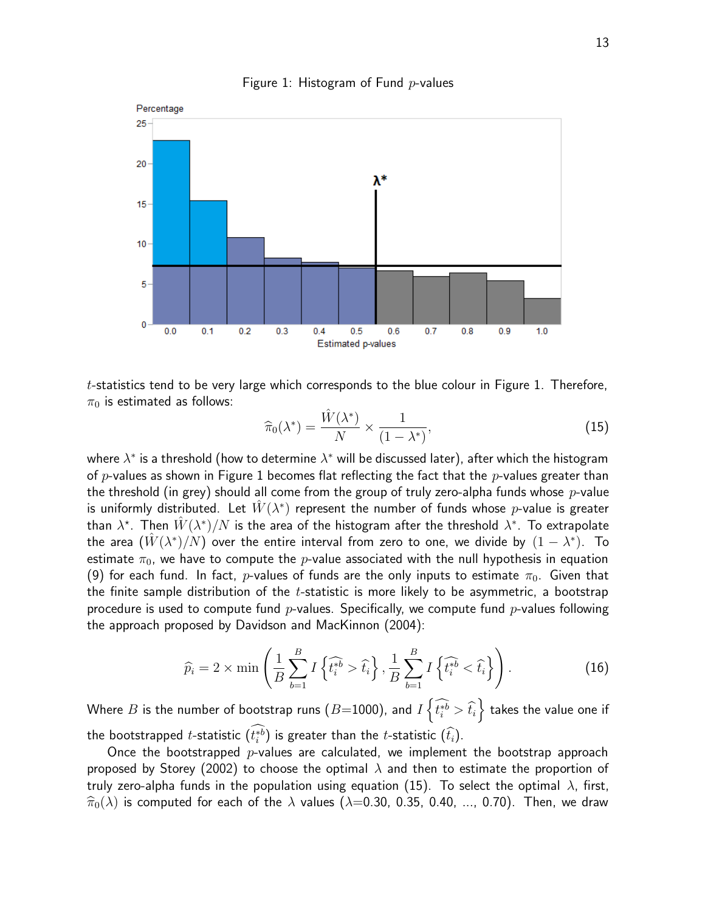Figure 1: Histogram of Fund $p$-values

$t$-statistics tend to be very large which corresponds to the blue colour in Figure 1. Therefore, $\pi_0$ is estimated as follows:

$$\widehat{\pi}_0(\lambda^*) = \frac{\hat{W}(\lambda^*)}{N} \times \frac{1}{(1-\lambda^*)}, \tag{15}$$

where $\lambda^*$ is a threshold (how to determine $\lambda^*$ will be discussed later), after which the histogram of $p$-values as shown in Figure 1 becomes flat reflecting the fact that the $p$-values greater than the threshold (in grey) should all come from the group of truly zero-alpha funds whose $p$-value is uniformly distributed. Let $\hat{W}(\lambda^*)$ represent the number of funds whose $p$-value is greater than $\lambda^\star$. Then $\hat{W}(\lambda^*)/N$ is the area of the histogram after the threshold $\lambda^*$. To extrapolate the area ($\hat{W}(\lambda^*)/N$) over the entire interval from zero to one, we divide by $(1-\lambda^*)$. To estimate $\pi_0$, we have to compute the $p$-value associated with the null hypothesis in equation (9) for each fund. In fact, $p$-values of funds are the only inputs to estimate $\pi_0$. Given that the finite sample distribution of the $t$-statistic is more likely to be asymmetric, a bootstrap procedure is used to compute fund $p$-values. Specifically, we compute fund $p$-values following the approach proposed by Davidson and MacKinnon (2004):

$$\widehat{p}_i = 2 \times \min\left(\frac{1}{B}\sum_{b=1}^{B} I\left\{\widehat{t_i^{*b}} > \widehat{t}_i\right\}, \frac{1}{B}\sum_{b=1}^{B} I\left\{\widehat{t_i^{*b}} < \widehat{t}_i\right\}\right). \tag{16}$$

Where $B$ is the number of bootstrap runs ($B$=1000), and $I\left\{\widehat{t_i^{*b}} > \widehat{t}_i\right\}$ takes the value one if the bootstrapped $t$-statistic $(\widehat{t_i^{*b}})$ is greater than the $t$-statistic $(\widehat{t}_i)$.

Once the bootstrapped $p$-values are calculated, we implement the bootstrap approach proposed by Storey (2002) to choose the optimal $\lambda$ and then to estimate the proportion of truly zero-alpha funds in the population using equation (15). To select the optimal $\lambda$, first, $\widehat{\pi}_0(\lambda)$ is computed for each of the $\lambda$ values ($\lambda$=0.30, 0.35, 0.40, ..., 0.70). Then, we draw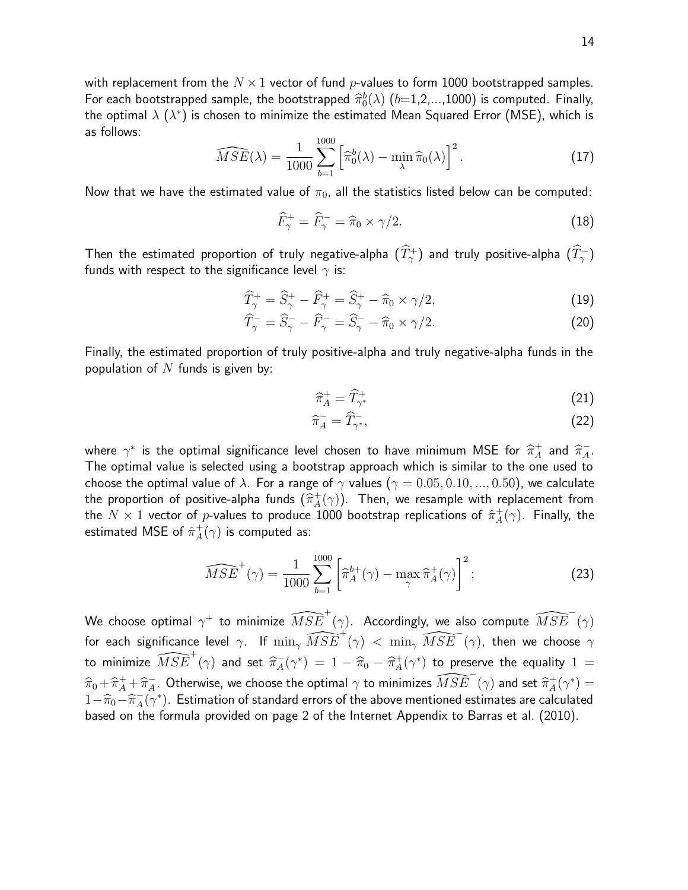with replacement from the $N \times 1$ vector of fund $p$-values to form 1000 bootstrapped samples. For each bootstrapped sample, the bootstrapped $\widehat{\pi}_0^b(\lambda)$ ($b$=1,2,...,1000) is computed. Finally, the optimal $\lambda$ ($\lambda^*$) is chosen to minimize the estimated Mean Squared Error (MSE), which is as follows:

$$\widehat{MSE}(\lambda) = \frac{1}{1000} \sum_{b=1}^{1000} \left[ \widehat{\pi}_0^b(\lambda) - \min_{\lambda} \widehat{\pi}_0(\lambda) \right]^2. \tag{17}$$

Now that we have the estimated value of $\pi_0$, all the statistics listed below can be computed:

$$\widehat{F}_\gamma^+ = \widehat{F}_\gamma^- = \widehat{\pi}_0 \times \gamma/2. \tag{18}$$

Then the estimated proportion of truly negative-alpha ($\widehat{T}_\gamma^+$) and truly positive-alpha ($\widehat{T}_\gamma^-$) funds with respect to the significance level $\gamma$ is:

$$\widehat{T}_\gamma^+ = \widehat{S}_\gamma^+ - \widehat{F}_\gamma^+ = \widehat{S}_\gamma^+ - \widehat{\pi}_0 \times \gamma/2, \tag{19}$$

$$\widehat{T}_\gamma^- = \widehat{S}_\gamma^- - \widehat{F}_\gamma^- = \widehat{S}_\gamma^- - \widehat{\pi}_0 \times \gamma/2. \tag{20}$$

Finally, the estimated proportion of truly positive-alpha and truly negative-alpha funds in the population of $N$ funds is given by:

$$\widehat{\pi}_A^+ = \widehat{T}_{\gamma^*}^+ \tag{21}$$

$$\widehat{\pi}_A^- = \widehat{T}_{\gamma^*}^-, \tag{22}$$

where $\gamma^*$ is the optimal significance level chosen to have minimum MSE for $\widehat{\pi}_A^+$ and $\widehat{\pi}_A^-$. The optimal value is selected using a bootstrap approach which is similar to the one used to choose the optimal value of $\lambda$. For a range of $\gamma$ values ($\gamma = 0.05, 0.10, ..., 0.50$), we calculate the proportion of positive-alpha funds ($\widehat{\pi}_A^+(\gamma)$). Then, we resample with replacement from the $N \times 1$ vector of $p$-values to produce 1000 bootstrap replications of $\hat{\pi}_A^+(\gamma)$. Finally, the estimated MSE of $\hat{\pi}_A^+(\gamma)$ is computed as:

$$\widehat{MSE}^+(\gamma) = \frac{1}{1000} \sum_{b=1}^{1000} \left[ \widehat{\pi}_A^{b+}(\gamma) - \max_{\gamma} \widehat{\pi}_A^+(\gamma) \right]^2; \tag{23}$$

We choose optimal $\gamma^+$ to minimize $\widehat{MSE}^+(\gamma)$. Accordingly, we also compute $\widehat{MSE}^-(\gamma)$ for each significance level $\gamma$. If $\min_\gamma \widehat{MSE}^+(\gamma) < \min_\gamma \widehat{MSE}^-(\gamma)$, then we choose $\gamma$ to minimize $\widehat{MSE}^+(\gamma)$ and set $\widehat{\pi}_A^-(\gamma^*) = 1 - \widehat{\pi}_0 - \widehat{\pi}_A^+(\gamma^*)$ to preserve the equality $1 = \widehat{\pi}_0 + \widehat{\pi}_A^+ + \widehat{\pi}_A^-$. Otherwise, we choose the optimal $\gamma$ to minimizes $\widehat{MSE}^-(\gamma)$ and set $\widehat{\pi}_A^+(\gamma^*) = 1 - \widehat{\pi}_0 - \widehat{\pi}_A^-(\gamma^*)$. Estimation of standard errors of the above mentioned estimates are calculated based on the formula provided on page 2 of the Internet Appendix to Barras et al. (2010).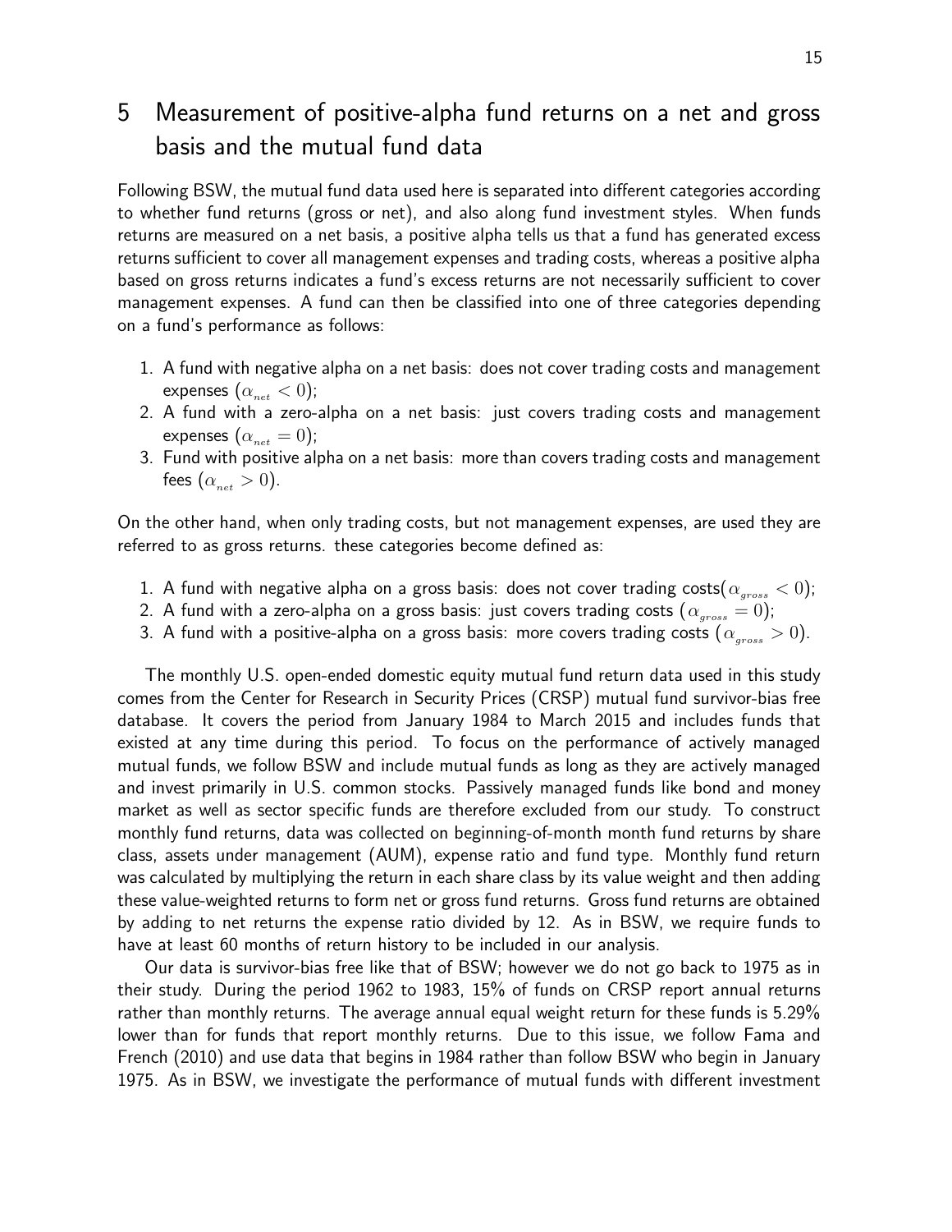# 5 Measurement of positive-alpha fund returns on a net and gross basis and the mutual fund data

Following BSW, the mutual fund data used here is separated into different categories according to whether fund returns (gross or net), and also along fund investment styles. When funds returns are measured on a net basis, a positive alpha tells us that a fund has generated excess returns sufficient to cover all management expenses and trading costs, whereas a positive alpha based on gross returns indicates a fund's excess returns are not necessarily sufficient to cover management expenses. A fund can then be classified into one of three categories depending on a fund's performance as follows:

1. A fund with negative alpha on a net basis: does not cover trading costs and management expenses ($\alpha_{net} < 0$);
2. A fund with a zero-alpha on a net basis: just covers trading costs and management expenses ($\alpha_{net} = 0$);
3. Fund with positive alpha on a net basis: more than covers trading costs and management fees ($\alpha_{net} > 0$).

On the other hand, when only trading costs, but not management expenses, are used they are referred to as gross returns. these categories become defined as:

1. A fund with negative alpha on a gross basis: does not cover trading costs($\alpha_{gross} < 0$);
2. A fund with a zero-alpha on a gross basis: just covers trading costs ($\alpha_{gross} = 0$);
3. A fund with a positive-alpha on a gross basis: more covers trading costs ($\alpha_{gross} > 0$).

The monthly U.S. open-ended domestic equity mutual fund return data used in this study comes from the Center for Research in Security Prices (CRSP) mutual fund survivor-bias free database. It covers the period from January 1984 to March 2015 and includes funds that existed at any time during this period. To focus on the performance of actively managed mutual funds, we follow BSW and include mutual funds as long as they are actively managed and invest primarily in U.S. common stocks. Passively managed funds like bond and money market as well as sector specific funds are therefore excluded from our study. To construct monthly fund returns, data was collected on beginning-of-month month fund returns by share class, assets under management (AUM), expense ratio and fund type. Monthly fund return was calculated by multiplying the return in each share class by its value weight and then adding these value-weighted returns to form net or gross fund returns. Gross fund returns are obtained by adding to net returns the expense ratio divided by 12. As in BSW, we require funds to have at least 60 months of return history to be included in our analysis.

Our data is survivor-bias free like that of BSW; however we do not go back to 1975 as in their study. During the period 1962 to 1983, 15% of funds on CRSP report annual returns rather than monthly returns. The average annual equal weight return for these funds is 5.29% lower than for funds that report monthly returns. Due to this issue, we follow Fama and French (2010) and use data that begins in 1984 rather than follow BSW who begin in January 1975. As in BSW, we investigate the performance of mutual funds with different investment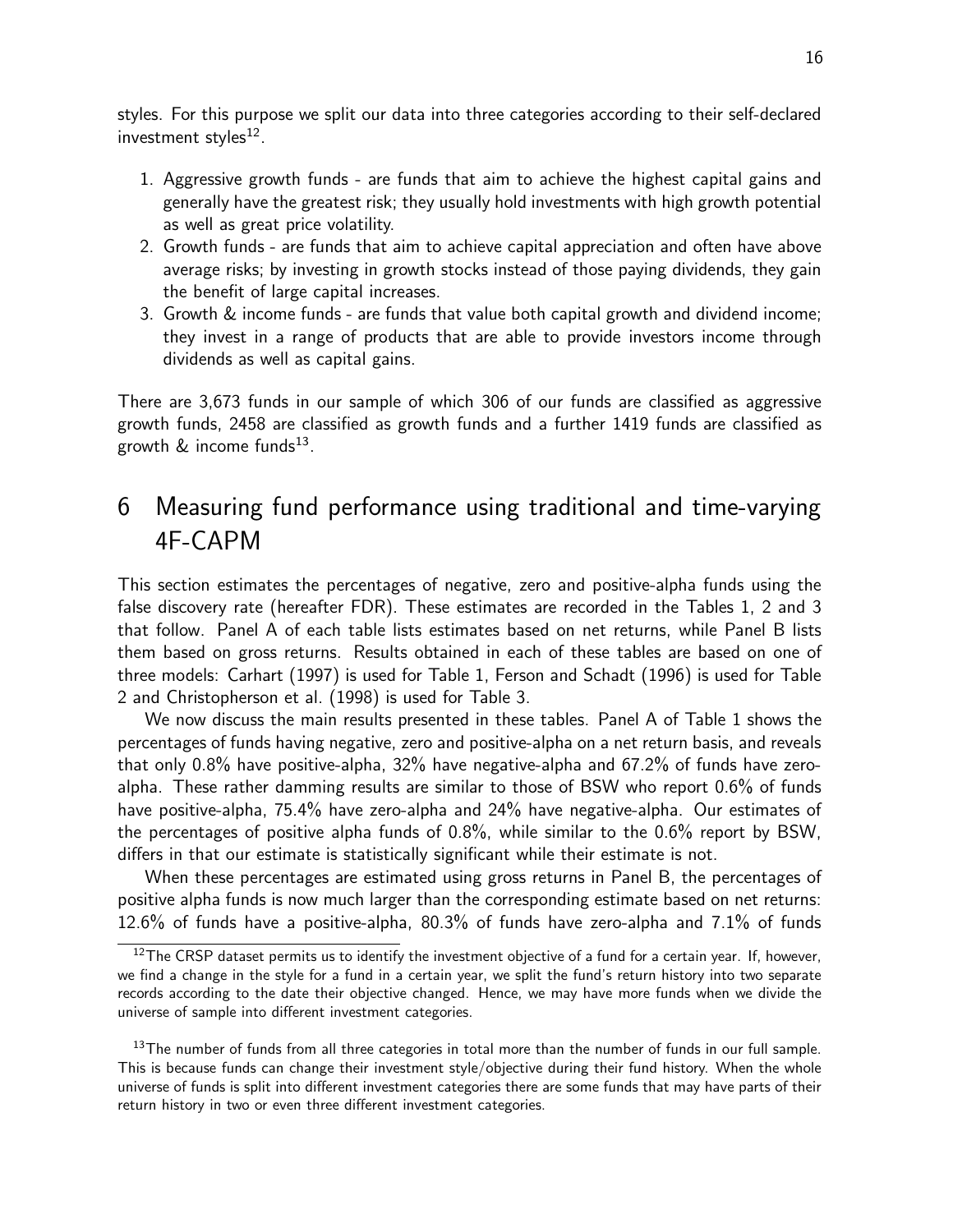styles. For this purpose we split our data into three categories according to their self-declared investment styles[12].

1. Aggressive growth funds - are funds that aim to achieve the highest capital gains and generally have the greatest risk; they usually hold investments with high growth potential as well as great price volatility.
2. Growth funds - are funds that aim to achieve capital appreciation and often have above average risks; by investing in growth stocks instead of those paying dividends, they gain the benefit of large capital increases.
3. Growth & income funds - are funds that value both capital growth and dividend income; they invest in a range of products that are able to provide investors income through dividends as well as capital gains.

There are 3,673 funds in our sample of which 306 of our funds are classified as aggressive growth funds, 2458 are classified as growth funds and a further 1419 funds are classified as growth & income funds[13].

# 6 Measuring fund performance using traditional and time-varying 4F-CAPM

This section estimates the percentages of negative, zero and positive-alpha funds using the false discovery rate (hereafter FDR). These estimates are recorded in the Tables 1, 2 and 3 that follow. Panel A of each table lists estimates based on net returns, while Panel B lists them based on gross returns. Results obtained in each of these tables are based on one of three models: Carhart (1997) is used for Table 1, Ferson and Schadt (1996) is used for Table 2 and Christopherson et al. (1998) is used for Table 3.

We now discuss the main results presented in these tables. Panel A of Table 1 shows the percentages of funds having negative, zero and positive-alpha on a net return basis, and reveals that only 0.8% have positive-alpha, 32% have negative-alpha and 67.2% of funds have zero-alpha. These rather damming results are similar to those of BSW who report 0.6% of funds have positive-alpha, 75.4% have zero-alpha and 24% have negative-alpha. Our estimates of the percentages of positive alpha funds of 0.8%, while similar to the 0.6% report by BSW, differs in that our estimate is statistically significant while their estimate is not.

When these percentages are estimated using gross returns in Panel B, the percentages of positive alpha funds is now much larger than the corresponding estimate based on net returns: 12.6% of funds have a positive-alpha, 80.3% of funds have zero-alpha and 7.1% of funds

[12] The CRSP dataset permits us to identify the investment objective of a fund for a certain year. If, however, we find a change in the style for a fund in a certain year, we split the fund's return history into two separate records according to the date their objective changed. Hence, we may have more funds when we divide the universe of sample into different investment categories.

[13] The number of funds from all three categories in total more than the number of funds in our full sample. This is because funds can change their investment style/objective during their fund history. When the whole universe of funds is split into different investment categories there are some funds that may have parts of their return history in two or even three different investment categories.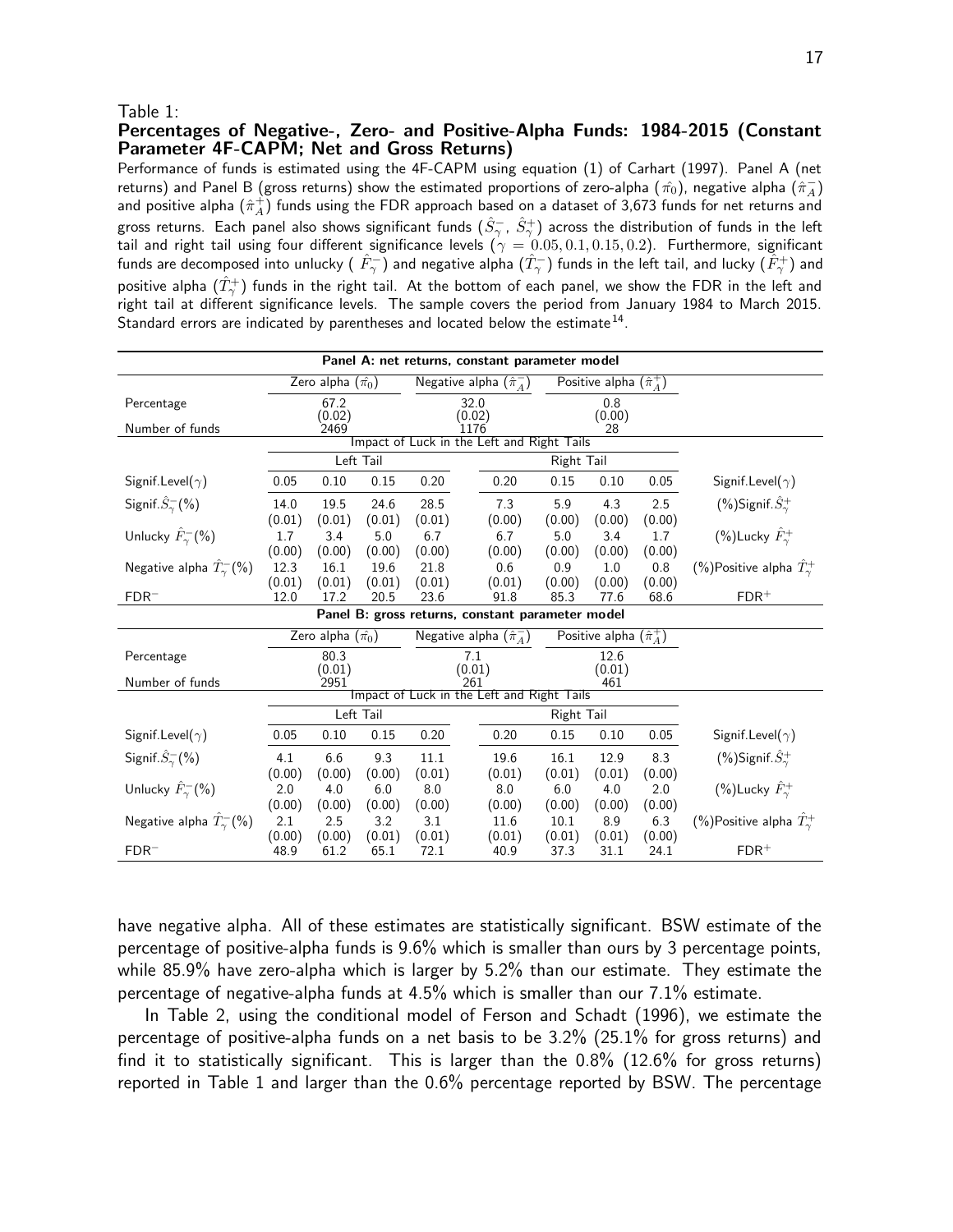Table 1:

**Percentages of Negative-, Zero- and Positive-Alpha Funds: 1984-2015 (Constant Parameter 4F-CAPM; Net and Gross Returns)**

Performance of funds is estimated using the 4F-CAPM using equation (1) of Carhart (1997). Panel A (net returns) and Panel B (gross returns) show the estimated proportions of zero-alpha ($\hat{\pi}_0$), negative alpha ($\hat{\pi}_A^-$) and positive alpha ($\hat{\pi}_A^+$) funds using the FDR approach based on a dataset of 3,673 funds for net returns and gross returns. Each panel also shows significant funds ($\hat{S}_\gamma^-$, $\hat{S}_\gamma^+$) across the distribution of funds in the left tail and right tail using four different significance levels ($\gamma = 0.05, 0.1, 0.15, 0.2$). Furthermore, significant funds are decomposed into unlucky ($\hat{F}_\gamma^-$) and negative alpha ($\hat{T}_\gamma^-$) funds in the left tail, and lucky ($\hat{F}_\gamma^+$) and positive alpha ($\hat{T}_\gamma^+$) funds in the right tail. At the bottom of each panel, we show the FDR in the left and right tail at different significance levels. The sample covers the period from January 1984 to March 2015. Standard errors are indicated by parentheses and located below the estimate[14].

| **Panel A: net returns, constant parameter model** | | | | | | | | | |
|---|---|---|---|---|---|---|---|---|---|
| | Zero alpha ($\hat{\pi}_0$) | | | Negative alpha ($\hat{\pi}_A^-$) | | Positive alpha ($\hat{\pi}_A^+$) | | | |
| Percentage | 67.2 (0.02) | | | 32.0 (0.02) | | 0.8 (0.00) | | | |
| Number of funds | 2469 | | | 1176 | | 28 | | | |
| | Impact of Luck in the Left and Right Tails | | | | | | | | |
| | Left Tail | | | | Right Tail | | | | |
| Signif.Level($\gamma$) | 0.05 | 0.10 | 0.15 | 0.20 | 0.20 | 0.15 | 0.10 | 0.05 | Signif.Level($\gamma$) |
| Signif.$\hat{S}_\gamma^-$(%) | 14.0 (0.01) | 19.5 (0.01) | 24.6 (0.01) | 28.5 (0.01) | 7.3 (0.00) | 5.9 (0.00) | 4.3 (0.00) | 2.5 (0.00) | (%)Signif.$\hat{S}_\gamma^+$ |
| Unlucky $\hat{F}_\gamma^-$(%) | 1.7 (0.00) | 3.4 (0.00) | 5.0 (0.00) | 6.7 (0.00) | 6.7 (0.00) | 5.0 (0.00) | 3.4 (0.00) | 1.7 (0.00) | (%)Lucky $\hat{F}_\gamma^+$ |
| Negative alpha $\hat{T}_\gamma^-$(%) | 12.3 (0.01) | 16.1 (0.01) | 19.6 (0.01) | 21.8 (0.01) | 0.6 (0.01) | 0.9 (0.00) | 1.0 (0.00) | 0.8 (0.00) | (%)Positive alpha $\hat{T}_\gamma^+$ |
| FDR$^-$ | 12.0 | 17.2 | 20.5 | 23.6 | 91.8 | 85.3 | 77.6 | 68.6 | FDR$^+$ |
| **Panel B: gross returns, constant parameter model** | | | | | | | | | |
| | Zero alpha ($\hat{\pi}_0$) | | | Negative alpha ($\hat{\pi}_A^-$) | | Positive alpha ($\hat{\pi}_A^+$) | | | |
| Percentage | 80.3 (0.01) | | | 7.1 (0.01) | | 12.6 (0.01) | | | |
| Number of funds | 2951 | | | 261 | | 461 | | | |
| | Impact of Luck in the Left and Right Tails | | | | | | | | |
| | Left Tail | | | | Right Tail | | | | |
| Signif.Level($\gamma$) | 0.05 | 0.10 | 0.15 | 0.20 | 0.20 | 0.15 | 0.10 | 0.05 | Signif.Level($\gamma$) |
| Signif.$\hat{S}_\gamma^-$(%) | 4.1 (0.00) | 6.6 (0.00) | 9.3 (0.00) | 11.1 (0.01) | 19.6 (0.01) | 16.1 (0.01) | 12.9 (0.01) | 8.3 (0.00) | (%)Signif.$\hat{S}_\gamma^+$ |
| Unlucky $\hat{F}_\gamma^-$(%) | 2.0 (0.00) | 4.0 (0.00) | 6.0 (0.00) | 8.0 (0.00) | 8.0 (0.00) | 6.0 (0.00) | 4.0 (0.00) | 2.0 (0.00) | (%)Lucky $\hat{F}_\gamma^+$ |
| Negative alpha $\hat{T}_\gamma^-$(%) | 2.1 (0.00) | 2.5 (0.00) | 3.2 (0.01) | 3.1 (0.01) | 11.6 (0.01) | 10.1 (0.01) | 8.9 (0.01) | 6.3 (0.00) | (%)Positive alpha $\hat{T}_\gamma^+$ |
| FDR$^-$ | 48.9 | 61.2 | 65.1 | 72.1 | 40.9 | 37.3 | 31.1 | 24.1 | FDR$^+$ |

have negative alpha. All of these estimates are statistically significant. BSW estimate of the percentage of positive-alpha funds is 9.6% which is smaller than ours by 3 percentage points, while 85.9% have zero-alpha which is larger by 5.2% than our estimate. They estimate the percentage of negative-alpha funds at 4.5% which is smaller than our 7.1% estimate.

In Table 2, using the conditional model of Ferson and Schadt (1996), we estimate the percentage of positive-alpha funds on a net basis to be 3.2% (25.1% for gross returns) and find it to statistically significant. This is larger than the 0.8% (12.6% for gross returns) reported in Table 1 and larger than the 0.6% percentage reported by BSW. The percentage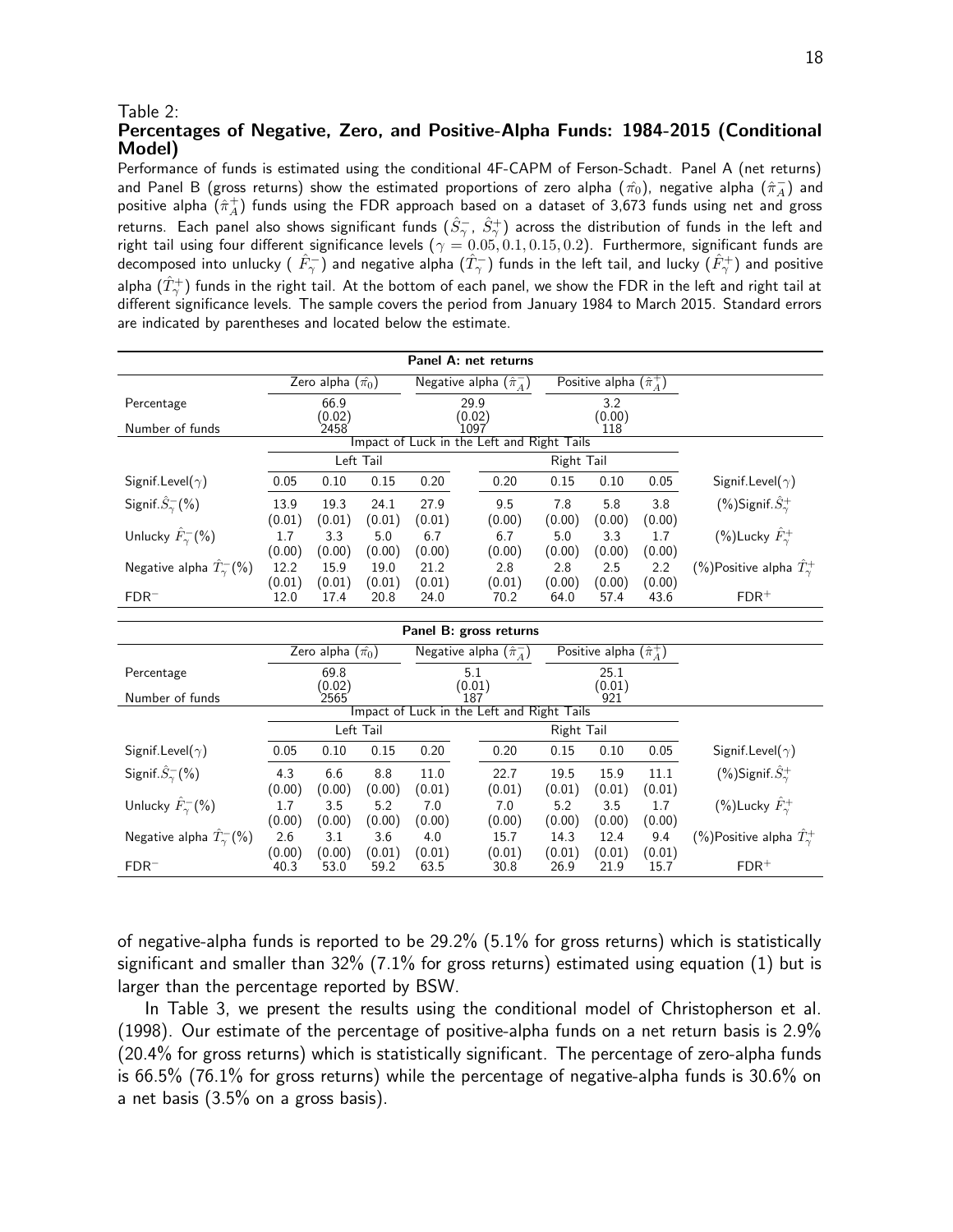Table 2:

**Percentages of Negative, Zero, and Positive-Alpha Funds: 1984-2015 (Conditional Model)**

Performance of funds is estimated using the conditional 4F-CAPM of Ferson-Schadt. Panel A (net returns) and Panel B (gross returns) show the estimated proportions of zero alpha ($\hat{\pi}_0$), negative alpha ($\hat{\pi}_A^-$) and positive alpha ($\hat{\pi}_A^+$) funds using the FDR approach based on a dataset of 3,673 funds using net and gross returns. Each panel also shows significant funds ($\hat{S}_\gamma^-$, $\hat{S}_\gamma^+$) across the distribution of funds in the left and right tail using four different significance levels ($\gamma = 0.05, 0.1, 0.15, 0.2$). Furthermore, significant funds are decomposed into unlucky ( $\hat{F}_\gamma^-$) and negative alpha ($\hat{T}_\gamma^-$) funds in the left tail, and lucky ($\hat{F}_\gamma^+$) and positive alpha ($\hat{T}_\gamma^+$) funds in the right tail. At the bottom of each panel, we show the FDR in the left and right tail at different significance levels. The sample covers the period from January 1984 to March 2015. Standard errors are indicated by parentheses and located below the estimate.

| **Panel A: net returns** | | | | | | | | | |
|---|---|---|---|---|---|---|---|---|---|
| | Zero alpha ($\hat{\pi}_0$) | | | Negative alpha ($\hat{\pi}_A^-$) | | Positive alpha ($\hat{\pi}_A^+$) | | | |
| Percentage | 66.9 (0.02) | | | 29.9 (0.02) | | 3.2 (0.00) | | | |
| Number of funds | 2458 | | | 1097 | | 118 | | | |
| | Impact of Luck in the Left and Right Tails | | | | | | | | |
| | Left Tail | | | | Right Tail | | | | |
| Signif.Level($\gamma$) | 0.05 | 0.10 | 0.15 | 0.20 | 0.20 | 0.15 | 0.10 | 0.05 | Signif.Level($\gamma$) |
| Signif.$\hat{S}_\gamma^-$(%) | 13.9 (0.01) | 19.3 (0.01) | 24.1 (0.01) | 27.9 (0.01) | 9.5 (0.00) | 7.8 (0.00) | 5.8 (0.00) | 3.8 (0.00) | (%)Signif.$\hat{S}_\gamma^+$ |
| Unlucky $\hat{F}_\gamma^-$(%) | 1.7 (0.00) | 3.3 (0.00) | 5.0 (0.00) | 6.7 (0.00) | 6.7 (0.00) | 5.0 (0.00) | 3.3 (0.00) | 1.7 (0.00) | (%)Lucky $\hat{F}_\gamma^+$ |
| Negative alpha $\hat{T}_\gamma^-$(%) | 12.2 (0.01) | 15.9 (0.01) | 19.0 (0.01) | 21.2 (0.01) | 2.8 (0.01) | 2.8 (0.00) | 2.5 (0.00) | 2.2 (0.00) | (%)Positive alpha $\hat{T}_\gamma^+$ |
| FDR$^-$ | 12.0 | 17.4 | 20.8 | 24.0 | 70.2 | 64.0 | 57.4 | 43.6 | FDR$^+$ |

| **Panel B: gross returns** | | | | | | | | | |
|---|---|---|---|---|---|---|---|---|---|
| | Zero alpha ($\hat{\pi}_0$) | | | Negative alpha ($\hat{\pi}_A^-$) | | Positive alpha ($\hat{\pi}_A^+$) | | | |
| Percentage | 69.8 (0.02) | | | 5.1 (0.01) | | 25.1 (0.01) | | | |
| Number of funds | 2565 | | | 187 | | 921 | | | |
| | Impact of Luck in the Left and Right Tails | | | | | | | | |
| | Left Tail | | | | Right Tail | | | | |
| Signif.Level($\gamma$) | 0.05 | 0.10 | 0.15 | 0.20 | 0.20 | 0.15 | 0.10 | 0.05 | Signif.Level($\gamma$) |
| Signif.$\hat{S}_\gamma^-$(%) | 4.3 (0.00) | 6.6 (0.00) | 8.8 (0.00) | 11.0 (0.01) | 22.7 (0.01) | 19.5 (0.01) | 15.9 (0.01) | 11.1 (0.01) | (%)Signif.$\hat{S}_\gamma^+$ |
| Unlucky $\hat{F}_\gamma^-$(%) | 1.7 (0.00) | 3.5 (0.00) | 5.2 (0.00) | 7.0 (0.00) | 7.0 (0.00) | 5.2 (0.00) | 3.5 (0.00) | 1.7 (0.00) | (%)Lucky $\hat{F}_\gamma^+$ |
| Negative alpha $\hat{T}_\gamma^-$(%) | 2.6 (0.00) | 3.1 (0.00) | 3.6 (0.01) | 4.0 (0.01) | 15.7 (0.01) | 14.3 (0.01) | 12.4 (0.01) | 9.4 (0.01) | (%)Positive alpha $\hat{T}_\gamma^+$ |
| FDR$^-$ | 40.3 | 53.0 | 59.2 | 63.5 | 30.8 | 26.9 | 21.9 | 15.7 | FDR$^+$ |

of negative-alpha funds is reported to be 29.2% (5.1% for gross returns) which is statistically significant and smaller than 32% (7.1% for gross returns) estimated using equation (1) but is larger than the percentage reported by BSW.

In Table 3, we present the results using the conditional model of Christopherson et al. (1998). Our estimate of the percentage of positive-alpha funds on a net return basis is 2.9% (20.4% for gross returns) which is statistically significant. The percentage of zero-alpha funds is 66.5% (76.1% for gross returns) while the percentage of negative-alpha funds is 30.6% on a net basis (3.5% on a gross basis).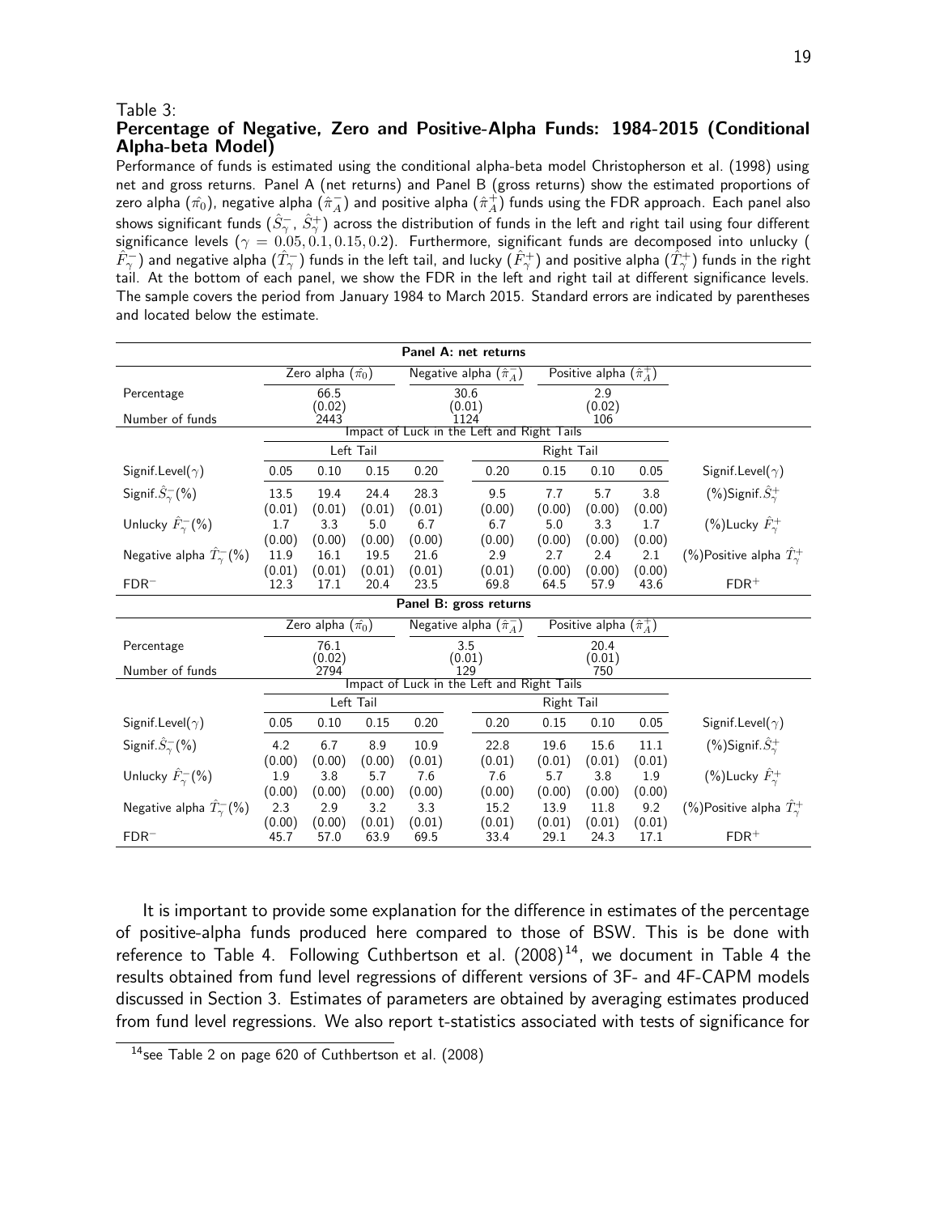Table 3:
**Percentage of Negative, Zero and Positive-Alpha Funds: 1984-2015 (Conditional Alpha-beta Model)**

Performance of funds is estimated using the conditional alpha-beta model Christopherson et al. (1998) using net and gross returns. Panel A (net returns) and Panel B (gross returns) show the estimated proportions of zero alpha ($\hat{\pi}_0$), negative alpha ($\hat{\pi}_A^-$) and positive alpha ($\hat{\pi}_A^+$) funds using the FDR approach. Each panel also shows significant funds ($\hat{S}_\gamma^-$, $\hat{S}_\gamma^+$) across the distribution of funds in the left and right tail using four different significance levels ($\gamma = 0.05, 0.1, 0.15, 0.2$). Furthermore, significant funds are decomposed into unlucky ( $\hat{F}_\gamma^-$) and negative alpha ($\hat{T}_\gamma^-$) funds in the left tail, and lucky ($\hat{F}_\gamma^+$) and positive alpha ($\hat{T}_\gamma^+$) funds in the right tail. At the bottom of each panel, we show the FDR in the left and right tail at different significance levels. The sample covers the period from January 1984 to March 2015. Standard errors are indicated by parentheses and located below the estimate.

| **Panel A: net returns** | | | | | | | | | |
|---|---|---|---|---|---|---|---|---|---|
| | Zero alpha ($\hat{\pi}_0$) | | | Negative alpha ($\hat{\pi}_A^-$) | | Positive alpha ($\hat{\pi}_A^+$) | | | |
| Percentage | 66.5 | | | 30.6 | | 2.9 | | | |
| | (0.02) | | | (0.01) | | (0.02) | | | |
| Number of funds | 2443 | | | 1124 | | 106 | | | |
| | Impact of Luck in the Left and Right Tails | | | | | | | | |
| | Left Tail | | | | Right Tail | | | | |
| Signif.Level($\gamma$) | 0.05 | 0.10 | 0.15 | 0.20 | 0.20 | 0.15 | 0.10 | 0.05 | Signif.Level($\gamma$) |
| Signif.$\hat{S}_\gamma^-$(%) | 13.5 | 19.4 | 24.4 | 28.3 | 9.5 | 7.7 | 5.7 | 3.8 | (%)Signif.$\hat{S}_\gamma^+$ |
| | (0.01) | (0.01) | (0.01) | (0.01) | (0.00) | (0.00) | (0.00) | (0.00) | |
| Unlucky $\hat{F}_\gamma^-$(%) | 1.7 | 3.3 | 5.0 | 6.7 | 6.7 | 5.0 | 3.3 | 1.7 | (%)Lucky $\hat{F}_\gamma^+$ |
| | (0.00) | (0.00) | (0.00) | (0.00) | (0.00) | (0.00) | (0.00) | (0.00) | |
| Negative alpha $\hat{T}_\gamma^-$(%) | 11.9 | 16.1 | 19.5 | 21.6 | 2.9 | 2.7 | 2.4 | 2.1 | (%)Positive alpha $\hat{T}_\gamma^+$ |
| | (0.01) | (0.01) | (0.01) | (0.01) | (0.01) | (0.00) | (0.00) | (0.00) | |
| FDR$^-$ | 12.3 | 17.1 | 20.4 | 23.5 | 69.8 | 64.5 | 57.9 | 43.6 | FDR$^+$ |
| **Panel B: gross returns** | | | | | | | | | |
| | Zero alpha ($\hat{\pi}_0$) | | | Negative alpha ($\hat{\pi}_A^-$) | | Positive alpha ($\hat{\pi}_A^+$) | | | |
| Percentage | 76.1 | | | 3.5 | | 20.4 | | | |
| | (0.02) | | | (0.01) | | (0.01) | | | |
| Number of funds | 2794 | | | 129 | | 750 | | | |
| | Impact of Luck in the Left and Right Tails | | | | | | | | |
| | Left Tail | | | | Right Tail | | | | |
| Signif.Level($\gamma$) | 0.05 | 0.10 | 0.15 | 0.20 | 0.20 | 0.15 | 0.10 | 0.05 | Signif.Level($\gamma$) |
| Signif.$\hat{S}_\gamma^-$(%) | 4.2 | 6.7 | 8.9 | 10.9 | 22.8 | 19.6 | 15.6 | 11.1 | (%)Signif.$\hat{S}_\gamma^+$ |
| | (0.00) | (0.00) | (0.00) | (0.01) | (0.01) | (0.01) | (0.01) | (0.01) | |
| Unlucky $\hat{F}_\gamma^-$(%) | 1.9 | 3.8 | 5.7 | 7.6 | 7.6 | 5.7 | 3.8 | 1.9 | (%)Lucky $\hat{F}_\gamma^+$ |
| | (0.00) | (0.00) | (0.00) | (0.00) | (0.00) | (0.00) | (0.00) | (0.00) | |
| Negative alpha $\hat{T}_\gamma^-$(%) | 2.3 | 2.9 | 3.2 | 3.3 | 15.2 | 13.9 | 11.8 | 9.2 | (%)Positive alpha $\hat{T}_\gamma^+$ |
| | (0.00) | (0.00) | (0.01) | (0.01) | (0.01) | (0.01) | (0.01) | (0.01) | |
| FDR$^-$ | 45.7 | 57.0 | 63.9 | 69.5 | 33.4 | 29.1 | 24.3 | 17.1 | FDR$^+$ |

It is important to provide some explanation for the difference in estimates of the percentage of positive-alpha funds produced here compared to those of BSW. This is be done with reference to Table 4. Following Cuthbertson et al. (2008)[14], we document in Table 4 the results obtained from fund level regressions of different versions of 3F- and 4F-CAPM models discussed in Section 3. Estimates of parameters are obtained by averaging estimates produced from fund level regressions. We also report t-statistics associated with tests of significance for

[14] see Table 2 on page 620 of Cuthbertson et al. (2008)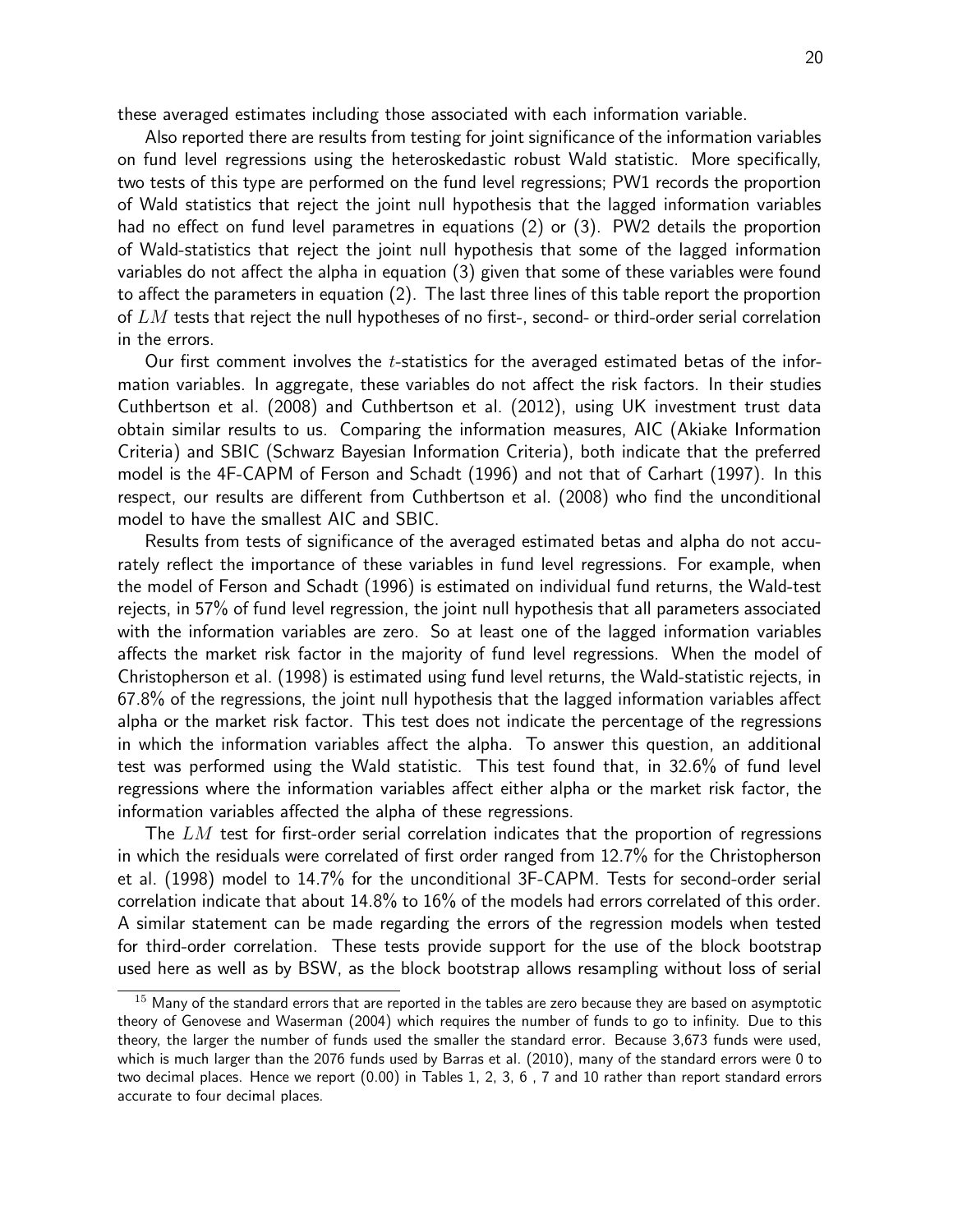these averaged estimates including those associated with each information variable.

Also reported there are results from testing for joint significance of the information variables on fund level regressions using the heteroskedastic robust Wald statistic. More specifically, two tests of this type are performed on the fund level regressions; PW1 records the proportion of Wald statistics that reject the joint null hypothesis that the lagged information variables had no effect on fund level parametres in equations (2) or (3). PW2 details the proportion of Wald-statistics that reject the joint null hypothesis that some of the lagged information variables do not affect the alpha in equation (3) given that some of these variables were found to affect the parameters in equation (2). The last three lines of this table report the proportion of $LM$ tests that reject the null hypotheses of no first-, second- or third-order serial correlation in the errors.

Our first comment involves the $t$-statistics for the averaged estimated betas of the information variables. In aggregate, these variables do not affect the risk factors. In their studies Cuthbertson et al. (2008) and Cuthbertson et al. (2012), using UK investment trust data obtain similar results to us. Comparing the information measures, AIC (Akiake Information Criteria) and SBIC (Schwarz Bayesian Information Criteria), both indicate that the preferred model is the 4F-CAPM of Ferson and Schadt (1996) and not that of Carhart (1997). In this respect, our results are different from Cuthbertson et al. (2008) who find the unconditional model to have the smallest AIC and SBIC.

Results from tests of significance of the averaged estimated betas and alpha do not accurately reflect the importance of these variables in fund level regressions. For example, when the model of Ferson and Schadt (1996) is estimated on individual fund returns, the Wald-test rejects, in 57% of fund level regression, the joint null hypothesis that all parameters associated with the information variables are zero. So at least one of the lagged information variables affects the market risk factor in the majority of fund level regressions. When the model of Christopherson et al. (1998) is estimated using fund level returns, the Wald-statistic rejects, in 67.8% of the regressions, the joint null hypothesis that the lagged information variables affect alpha or the market risk factor. This test does not indicate the percentage of the regressions in which the information variables affect the alpha. To answer this question, an additional test was performed using the Wald statistic. This test found that, in 32.6% of fund level regressions where the information variables affect either alpha or the market risk factor, the information variables affected the alpha of these regressions.

The $LM$ test for first-order serial correlation indicates that the proportion of regressions in which the residuals were correlated of first order ranged from 12.7% for the Christopherson et al. (1998) model to 14.7% for the unconditional 3F-CAPM. Tests for second-order serial correlation indicate that about 14.8% to 16% of the models had errors correlated of this order. A similar statement can be made regarding the errors of the regression models when tested for third-order correlation. These tests provide support for the use of the block bootstrap used here as well as by BSW, as the block bootstrap allows resampling without loss of serial

[15] Many of the standard errors that are reported in the tables are zero because they are based on asymptotic theory of Genovese and Waserman (2004) which requires the number of funds to go to infinity. Due to this theory, the larger the number of funds used the smaller the standard error. Because 3,673 funds were used, which is much larger than the 2076 funds used by Barras et al. (2010), many of the standard errors were 0 to two decimal places. Hence we report (0.00) in Tables 1, 2, 3, 6 , 7 and 10 rather than report standard errors accurate to four decimal places.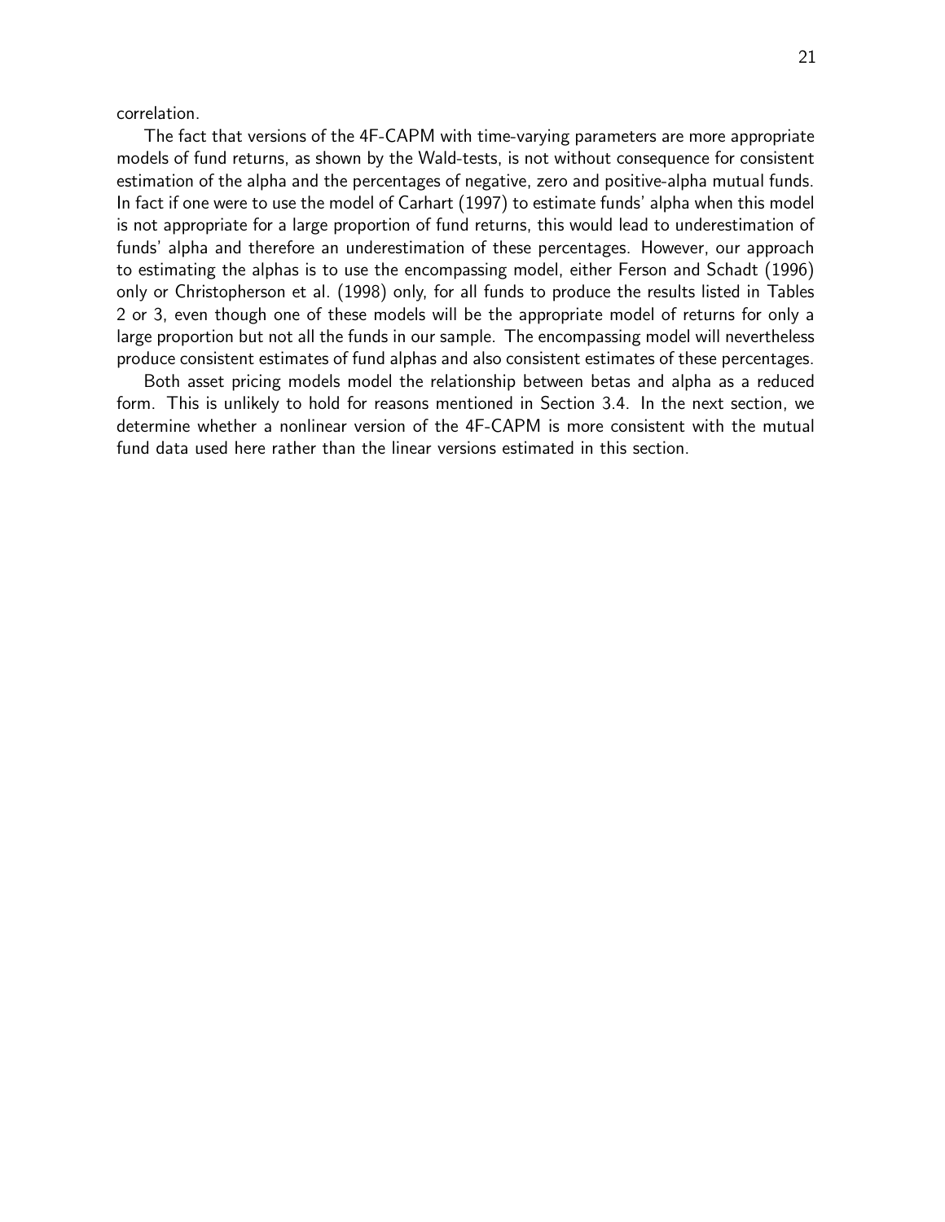correlation.

The fact that versions of the 4F-CAPM with time-varying parameters are more appropriate models of fund returns, as shown by the Wald-tests, is not without consequence for consistent estimation of the alpha and the percentages of negative, zero and positive-alpha mutual funds. In fact if one were to use the model of Carhart (1997) to estimate funds' alpha when this model is not appropriate for a large proportion of fund returns, this would lead to underestimation of funds' alpha and therefore an underestimation of these percentages. However, our approach to estimating the alphas is to use the encompassing model, either Ferson and Schadt (1996) only or Christopherson et al. (1998) only, for all funds to produce the results listed in Tables 2 or 3, even though one of these models will be the appropriate model of returns for only a large proportion but not all the funds in our sample. The encompassing model will nevertheless produce consistent estimates of fund alphas and also consistent estimates of these percentages.

Both asset pricing models model the relationship between betas and alpha as a reduced form. This is unlikely to hold for reasons mentioned in Section 3.4. In the next section, we determine whether a nonlinear version of the 4F-CAPM is more consistent with the mutual fund data used here rather than the linear versions estimated in this section.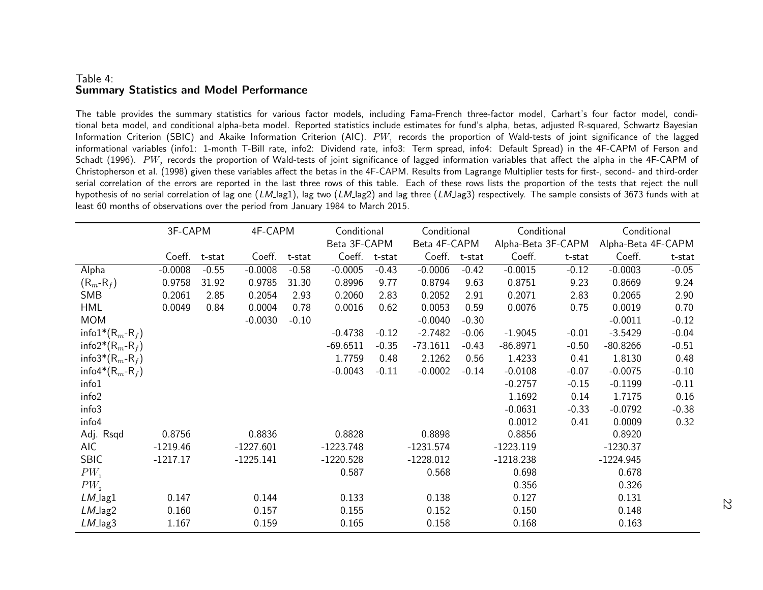Table 4:
**Summary Statistics and Model Performance**

The table provides the summary statistics for various factor models, including Fama-French three-factor model, Carhart's four factor model, conditional beta model, and conditional alpha-beta model. Reported statistics include estimates for fund's alpha, betas, adjusted R-squared, Schwartz Bayesian Information Criterion (SBIC) and Akaike Information Criterion (AIC). $PW_1$ records the proportion of Wald-tests of joint significance of the lagged informational variables (info1: 1-month T-Bill rate, info2: Dividend rate, info3: Term spread, info4: Default Spread) in the 4F-CAPM of Ferson and Schadt (1996). $PW_2$ records the proportion of Wald-tests of joint significance of lagged information variables that affect the alpha in the 4F-CAPM of Christopherson et al. (1998) given these variables affect the betas in the 4F-CAPM. Results from Lagrange Multiplier tests for first-, second- and third-order serial correlation of the errors are reported in the last three rows of this table. Each of these rows lists the proportion of the tests that reject the null hypothesis of no serial correlation of lag one (*LM*_lag1), lag two (*LM*_lag2) and lag three (*LM*_lag3) respectively. The sample consists of 3673 funds with at least 60 months of observations over the period from January 1984 to March 2015.

| | 3F-CAPM | | 4F-CAPM | | Conditional Beta 3F-CAPM | | Conditional Beta 4F-CAPM | | Conditional Alpha-Beta 3F-CAPM | | Conditional Alpha-Beta 4F-CAPM | |
|---|---|---|---|---|---|---|---|---|---|---|---|---|
| | Coeff. | t-stat | Coeff. | t-stat | Coeff. | t-stat | Coeff. | t-stat | Coeff. | t-stat | Coeff. | t-stat |
| Alpha | -0.0008 | -0.55 | -0.0008 | -0.58 | -0.0005 | -0.43 | -0.0006 | -0.42 | -0.0015 | -0.12 | -0.0003 | -0.05 |
| ($R_m$-$R_f$) | 0.9758 | 31.92 | 0.9785 | 31.30 | 0.8996 | 9.77 | 0.8794 | 9.63 | 0.8751 | 9.23 | 0.8669 | 9.24 |
| SMB | 0.2061 | 2.85 | 0.2054 | 2.93 | 0.2060 | 2.83 | 0.2052 | 2.91 | 0.2071 | 2.83 | 0.2065 | 2.90 |
| HML | 0.0049 | 0.84 | 0.0004 | 0.78 | 0.0016 | 0.62 | 0.0053 | 0.59 | 0.0076 | 0.75 | 0.0019 | 0.70 |
| MOM | | | -0.0030 | -0.10 | | | -0.0040 | -0.30 | | | -0.0011 | -0.12 |
| info1*($R_m$-$R_f$) | | | | | -0.4738 | -0.12 | -2.7482 | -0.06 | -1.9045 | -0.01 | -3.5429 | -0.04 |
| info2*($R_m$-$R_f$) | | | | | -69.6511 | -0.35 | -73.1611 | -0.43 | -86.8971 | -0.50 | -80.8266 | -0.51 |
| info3*($R_m$-$R_f$) | | | | | 1.7759 | 0.48 | 2.1262 | 0.56 | 1.4233 | 0.41 | 1.8130 | 0.48 |
| info4*($R_m$-$R_f$) | | | | | -0.0043 | -0.11 | -0.0002 | -0.14 | -0.0108 | -0.07 | -0.0075 | -0.10 |
| info1 | | | | | | | | | -0.2757 | -0.15 | -0.1199 | -0.11 |
| info2 | | | | | | | | | 1.1692 | 0.14 | 1.7175 | 0.16 |
| info3 | | | | | | | | | -0.0631 | -0.33 | -0.0792 | -0.38 |
| info4 | | | | | | | | | 0.0012 | 0.41 | 0.0009 | 0.32 |
| Adj. Rsqd | 0.8756 | | 0.8836 | | 0.8828 | | 0.8898 | | 0.8856 | | 0.8920 | |
| AIC | -1219.46 | | -1227.601 | | -1223.748 | | -1231.574 | | -1223.119 | | -1230.37 | |
| SBIC | -1217.17 | | -1225.141 | | -1220.528 | | -1228.012 | | -1218.238 | | -1224.945 | |
| $PW_1$ | | | | | 0.587 | | 0.568 | | 0.698 | | 0.678 | |
| $PW_2$ | | | | | | | | | 0.356 | | 0.326 | |
| *LM*_lag1 | 0.147 | | 0.144 | | 0.133 | | 0.138 | | 0.127 | | 0.131 | |
| *LM*_lag2 | 0.160 | | 0.157 | | 0.155 | | 0.152 | | 0.150 | | 0.148 | |
| *LM*_lag3 | 1.167 | | 0.159 | | 0.165 | | 0.158 | | 0.168 | | 0.163 | |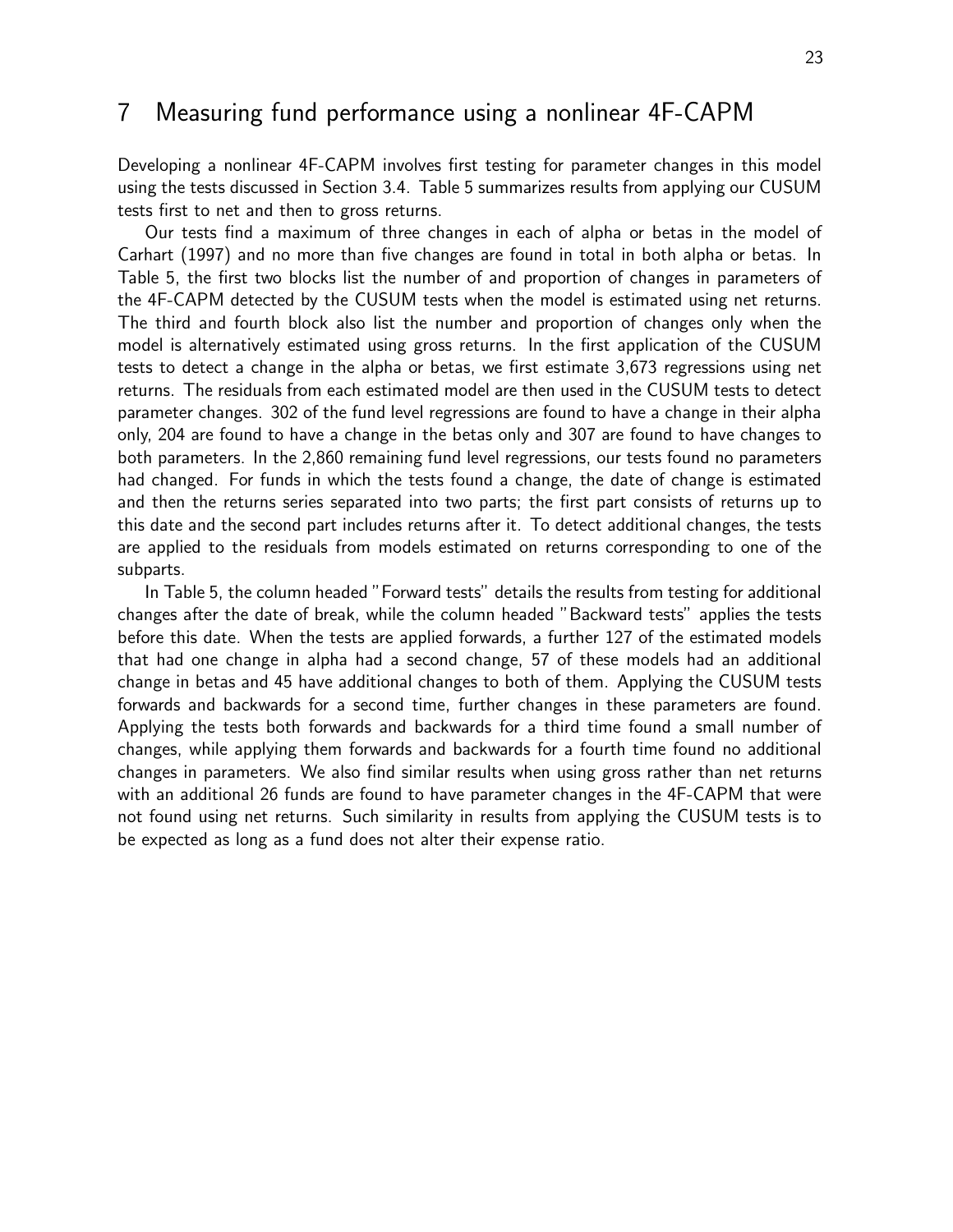# 7 Measuring fund performance using a nonlinear 4F-CAPM

Developing a nonlinear 4F-CAPM involves first testing for parameter changes in this model using the tests discussed in Section 3.4. Table 5 summarizes results from applying our CUSUM tests first to net and then to gross returns.

Our tests find a maximum of three changes in each of alpha or betas in the model of Carhart (1997) and no more than five changes are found in total in both alpha or betas. In Table 5, the first two blocks list the number of and proportion of changes in parameters of the 4F-CAPM detected by the CUSUM tests when the model is estimated using net returns. The third and fourth block also list the number and proportion of changes only when the model is alternatively estimated using gross returns. In the first application of the CUSUM tests to detect a change in the alpha or betas, we first estimate 3,673 regressions using net returns. The residuals from each estimated model are then used in the CUSUM tests to detect parameter changes. 302 of the fund level regressions are found to have a change in their alpha only, 204 are found to have a change in the betas only and 307 are found to have changes to both parameters. In the 2,860 remaining fund level regressions, our tests found no parameters had changed. For funds in which the tests found a change, the date of change is estimated and then the returns series separated into two parts; the first part consists of returns up to this date and the second part includes returns after it. To detect additional changes, the tests are applied to the residuals from models estimated on returns corresponding to one of the subparts.

In Table 5, the column headed "Forward tests" details the results from testing for additional changes after the date of break, while the column headed "Backward tests" applies the tests before this date. When the tests are applied forwards, a further 127 of the estimated models that had one change in alpha had a second change, 57 of these models had an additional change in betas and 45 have additional changes to both of them. Applying the CUSUM tests forwards and backwards for a second time, further changes in these parameters are found. Applying the tests both forwards and backwards for a third time found a small number of changes, while applying them forwards and backwards for a fourth time found no additional changes in parameters. We also find similar results when using gross rather than net returns with an additional 26 funds are found to have parameter changes in the 4F-CAPM that were not found using net returns. Such similarity in results from applying the CUSUM tests is to be expected as long as a fund does not alter their expense ratio.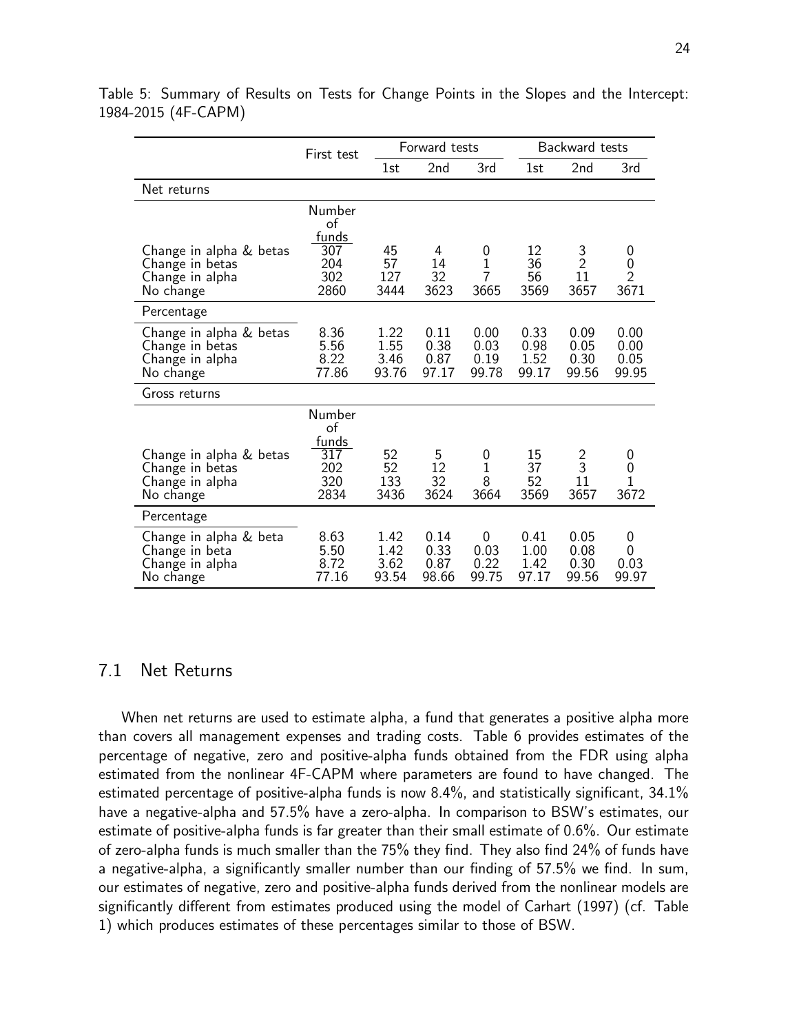Table 5: Summary of Results on Tests for Change Points in the Slopes and the Intercept: 1984-2015 (4F-CAPM)

| | First test | Forward tests | | | Backward tests | | |
|---|---|---|---|---|---|---|---|
| | | 1st | 2nd | 3rd | 1st | 2nd | 3rd |
| **Net returns** | | | | | | | |
| | Number of funds | | | | | | |
| Change in alpha & betas | 307 | 45 | 4 | 0 | 12 | 3 | 0 |
| Change in betas | 204 | 57 | 14 | 1 | 36 | 2 | 0 |
| Change in alpha | 302 | 127 | 32 | 7 | 56 | 11 | 2 |
| No change | 2860 | 3444 | 3623 | 3665 | 3569 | 3657 | 3671 |
| **Percentage** | | | | | | | |
| Change in alpha & betas | 8.36 | 1.22 | 0.11 | 0.00 | 0.33 | 0.09 | 0.00 |
| Change in betas | 5.56 | 1.55 | 0.38 | 0.03 | 0.98 | 0.05 | 0.00 |
| Change in alpha | 8.22 | 3.46 | 0.87 | 0.19 | 1.52 | 0.30 | 0.05 |
| No change | 77.86 | 93.76 | 97.17 | 99.78 | 99.17 | 99.56 | 99.95 |
| **Gross returns** | | | | | | | |
| | Number of funds | | | | | | |
| Change in alpha & betas | 317 | 52 | 5 | 0 | 15 | 2 | 0 |
| Change in betas | 202 | 52 | 12 | 1 | 37 | 3 | 0 |
| Change in alpha | 320 | 133 | 32 | 8 | 52 | 11 | 1 |
| No change | 2834 | 3436 | 3624 | 3664 | 3569 | 3657 | 3672 |
| **Percentage** | | | | | | | |
| Change in alpha & beta | 8.63 | 1.42 | 0.14 | 0 | 0.41 | 0.05 | 0 |
| Change in beta | 5.50 | 1.42 | 0.33 | 0.03 | 1.00 | 0.08 | 0 |
| Change in alpha | 8.72 | 3.62 | 0.87 | 0.22 | 1.42 | 0.30 | 0.03 |
| No change | 77.16 | 93.54 | 98.66 | 99.75 | 97.17 | 99.56 | 99.97 |

## 7.1 Net Returns

When net returns are used to estimate alpha, a fund that generates a positive alpha more than covers all management expenses and trading costs. Table 6 provides estimates of the percentage of negative, zero and positive-alpha funds obtained from the FDR using alpha estimated from the nonlinear 4F-CAPM where parameters are found to have changed. The estimated percentage of positive-alpha funds is now 8.4%, and statistically significant, 34.1% have a negative-alpha and 57.5% have a zero-alpha. In comparison to BSW's estimates, our estimate of positive-alpha funds is far greater than their small estimate of 0.6%. Our estimate of zero-alpha funds is much smaller than the 75% they find. They also find 24% of funds have a negative-alpha, a significantly smaller number than our finding of 57.5% we find. In sum, our estimates of negative, zero and positive-alpha funds derived from the nonlinear models are significantly different from estimates produced using the model of Carhart (1997) (cf. Table 1) which produces estimates of these percentages similar to those of BSW.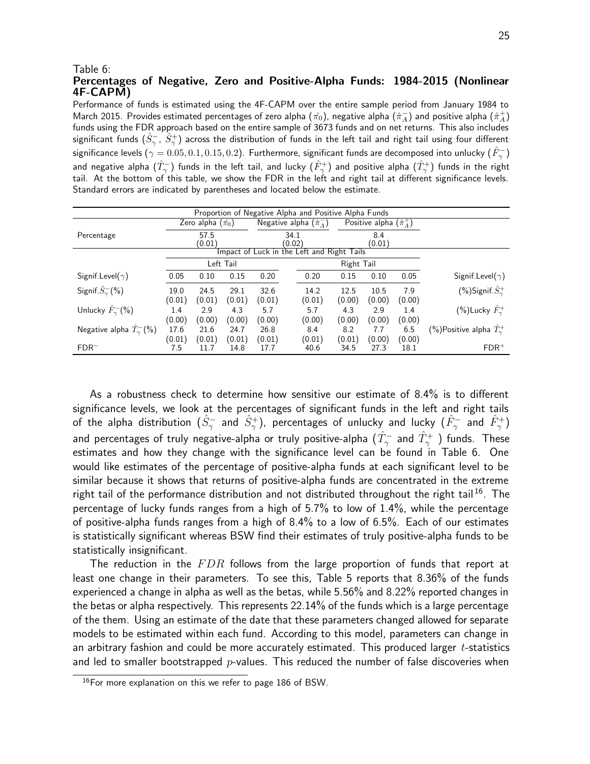Table 6:
**Percentages of Negative, Zero and Positive-Alpha Funds: 1984-2015 (Nonlinear 4F-CAPM)**

Performance of funds is estimated using the 4F-CAPM over the entire sample period from January 1984 to March 2015. Provides estimated percentages of zero alpha ($\hat{\pi_0}$), negative alpha ($\hat{\pi}_A^-$) and positive alpha ($\hat{\pi}_A^+$) funds using the FDR approach based on the entire sample of 3673 funds and on net returns. This also includes significant funds ($\hat{S}_\gamma^-$, $\hat{S}_\gamma^+$) across the distribution of funds in the left tail and right tail using four different significance levels ($\gamma = 0.05, 0.1, 0.15, 0.2$). Furthermore, significant funds are decomposed into unlucky ($\hat{F}_\gamma^-$) and negative alpha ($\hat{T}_\gamma^-$) funds in the left tail, and lucky ($\hat{F}_\gamma^+$) and positive alpha ($\hat{T}_\gamma^+$) funds in the right tail. At the bottom of this table, we show the FDR in the left and right tail at different significance levels. Standard errors are indicated by parentheses and located below the estimate.

| | Proportion of Negative Alpha and Positive Alpha Funds | | | | | | | | |
|---|---|---|---|---|---|---|---|---|---|
| | Zero alpha ($\hat{\pi_0}$) | | Negative alpha ($\hat{\pi}_A^-$) | | Positive alpha ($\hat{\pi}_A^+$) | | | | |
| Percentage | 57.5 (0.01) | | 34.1 (0.02) | | 8.4 (0.01) | | | | |
| | Impact of Luck in the Left and Right Tails | | | | | | | | |
| | Left Tail | | | | Right Tail | | | | |
| Signif.Level($\gamma$) | 0.05 | 0.10 | 0.15 | 0.20 | 0.20 | 0.15 | 0.10 | 0.05 | Signif.Level($\gamma$) |
| Signif.$\hat{S}_\gamma^-$(%) | 19.0 (0.01) | 24.5 (0.01) | 29.1 (0.01) | 32.6 (0.01) | 14.2 (0.01) | 12.5 (0.00) | 10.5 (0.00) | 7.9 (0.00) | (%)Signif.$\hat{S}_\gamma^+$ |
| Unlucky $\hat{F}_\gamma^-$(%) | 1.4 (0.00) | 2.9 (0.00) | 4.3 (0.00) | 5.7 (0.00) | 5.7 (0.00) | 4.3 (0.00) | 2.9 (0.00) | 1.4 (0.00) | (%)Lucky $\hat{F}_\gamma^+$ |
| Negative alpha $\hat{T}_\gamma^-$(%) | 17.6 (0.01) | 21.6 (0.01) | 24.7 (0.01) | 26.8 (0.01) | 8.4 (0.01) | 8.2 (0.01) | 7.7 (0.00) | 6.5 (0.00) | (%)Positive alpha $\hat{T}_\gamma^+$ |
| FDR$^-$ | 7.5 | 11.7 | 14.8 | 17.7 | 40.6 | 34.5 | 27.3 | 18.1 | FDR$^+$ |

As a robustness check to determine how sensitive our estimate of 8.4% is to different significance levels, we look at the percentages of significant funds in the left and right tails of the alpha distribution ($\hat{S}_\gamma^-$ and $\hat{S}_\gamma^+$), percentages of unlucky and lucky ($\hat{F}_\gamma^-$ and $\hat{F}_\gamma^+$) and percentages of truly negative-alpha or truly positive-alpha ($\hat{T}_\gamma^-$ and $\hat{T}_\gamma^+$ ) funds. These estimates and how they change with the significance level can be found in Table 6. One would like estimates of the percentage of positive-alpha funds at each significant level to be similar because it shows that returns of positive-alpha funds are concentrated in the extreme right tail of the performance distribution and not distributed throughout the right tail[16]. The percentage of lucky funds ranges from a high of 5.7% to low of 1.4%, while the percentage of positive-alpha funds ranges from a high of 8.4% to a low of 6.5%. Each of our estimates is statistically significant whereas BSW find their estimates of truly positive-alpha funds to be statistically insignificant.

The reduction in the $FDR$ follows from the large proportion of funds that report at least one change in their parameters. To see this, Table 5 reports that 8.36% of the funds experienced a change in alpha as well as the betas, while 5.56% and 8.22% reported changes in the betas or alpha respectively. This represents 22.14% of the funds which is a large percentage of the them. Using an estimate of the date that these parameters changed allowed for separate models to be estimated within each fund. According to this model, parameters can change in an arbitrary fashion and could be more accurately estimated. This produced larger $t$-statistics and led to smaller bootstrapped $p$-values. This reduced the number of false discoveries when

[16] For more explanation on this we refer to page 186 of BSW.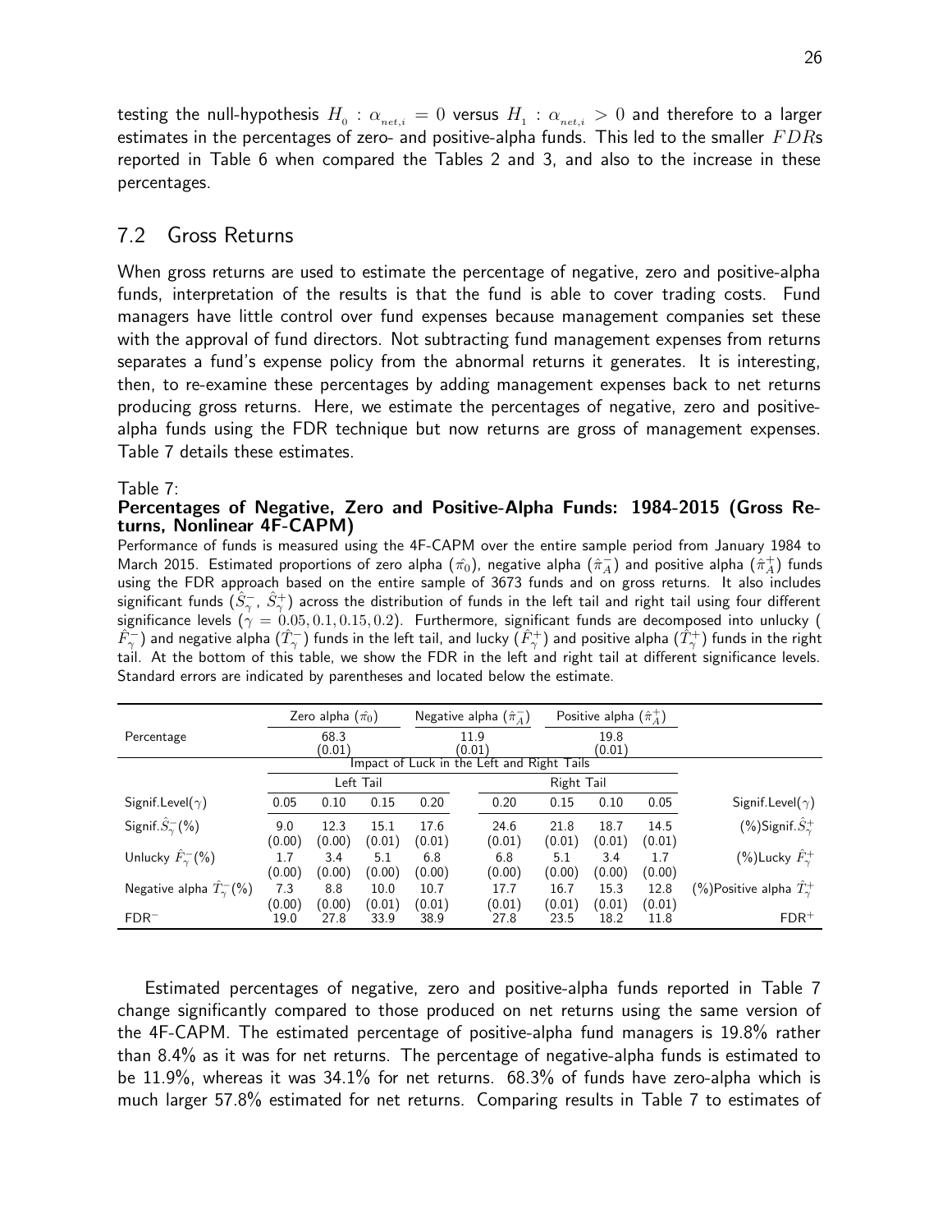testing the null-hypothesis $H_0 : \alpha_{net,i} = 0$ versus $H_1 : \alpha_{net,i} > 0$ and therefore to a larger estimates in the percentages of zero- and positive-alpha funds. This led to the smaller $FDR$s reported in Table 6 when compared the Tables 2 and 3, and also to the increase in these percentages.

## 7.2 Gross Returns

When gross returns are used to estimate the percentage of negative, zero and positive-alpha funds, interpretation of the results is that the fund is able to cover trading costs. Fund managers have little control over fund expenses because management companies set these with the approval of fund directors. Not subtracting fund management expenses from returns separates a fund's expense policy from the abnormal returns it generates. It is interesting, then, to re-examine these percentages by adding management expenses back to net returns producing gross returns. Here, we estimate the percentages of negative, zero and positive-alpha funds using the FDR technique but now returns are gross of management expenses. Table 7 details these estimates.

Table 7:
**Percentages of Negative, Zero and Positive-Alpha Funds: 1984-2015 (Gross Returns, Nonlinear 4F-CAPM)**

Performance of funds is measured using the 4F-CAPM over the entire sample period from January 1984 to March 2015. Estimated proportions of zero alpha ($\hat{\pi_0}$), negative alpha ($\hat{\pi}_A^-$) and positive alpha ($\hat{\pi}_A^+$) funds using the FDR approach based on the entire sample of 3673 funds and on gross returns. It also includes significant funds ($\hat{S}_\gamma^-$, $\hat{S}_\gamma^+$) across the distribution of funds in the left tail and right tail using four different significance levels ($\gamma = 0.05, 0.1, 0.15, 0.2$). Furthermore, significant funds are decomposed into unlucky ($\hat{F}_\gamma^-$) and negative alpha ($\hat{T}_\gamma^-$) funds in the left tail, and lucky ($\hat{F}_\gamma^+$) and positive alpha ($\hat{T}_\gamma^+$) funds in the right tail. At the bottom of this table, we show the FDR in the left and right tail at different significance levels. Standard errors are indicated by parentheses and located below the estimate.

| | Zero alpha ($\hat{\pi_0}$) | | Negative alpha ($\hat{\pi}_A^-$) | | Positive alpha ($\hat{\pi}_A^+$) | | | | |
|---|---|---|---|---|---|---|---|---|---|
| Percentage | 68.3 (0.01) | | 11.9 (0.01) | | 19.8 (0.01) | | | | |
| | Impact of Luck in the Left and Right Tails | | | | | | | | |
| | Left Tail | | | | Right Tail | | | | |
| Signif.Level($\gamma$) | 0.05 | 0.10 | 0.15 | 0.20 | 0.20 | 0.15 | 0.10 | 0.05 | Signif.Level($\gamma$) |
| Signif.$\hat{S}_\gamma^-$(%) | 9.0 (0.00) | 12.3 (0.00) | 15.1 (0.01) | 17.6 (0.01) | 24.6 (0.01) | 21.8 (0.01) | 18.7 (0.01) | 14.5 (0.01) | (%)Signif.$\hat{S}_\gamma^+$ |
| Unlucky $\hat{F}_\gamma^-$(%) | 1.7 (0.00) | 3.4 (0.00) | 5.1 (0.00) | 6.8 (0.00) | 6.8 (0.00) | 5.1 (0.00) | 3.4 (0.00) | 1.7 (0.00) | (%)Lucky $\hat{F}_\gamma^+$ |
| Negative alpha $\hat{T}_\gamma^-$(%) | 7.3 (0.00) | 8.8 (0.00) | 10.0 (0.01) | 10.7 (0.01) | 17.7 (0.01) | 16.7 (0.01) | 15.3 (0.01) | 12.8 (0.01) | (%)Positive alpha $\hat{T}_\gamma^+$ |
| FDR$^-$ | 19.0 | 27.8 | 33.9 | 38.9 | 27.8 | 23.5 | 18.2 | 11.8 | FDR$^+$ |

Estimated percentages of negative, zero and positive-alpha funds reported in Table 7 change significantly compared to those produced on net returns using the same version of the 4F-CAPM. The estimated percentage of positive-alpha fund managers is 19.8% rather than 8.4% as it was for net returns. The percentage of negative-alpha funds is estimated to be 11.9%, whereas it was 34.1% for net returns. 68.3% of funds have zero-alpha which is much larger 57.8% estimated for net returns. Comparing results in Table 7 to estimates of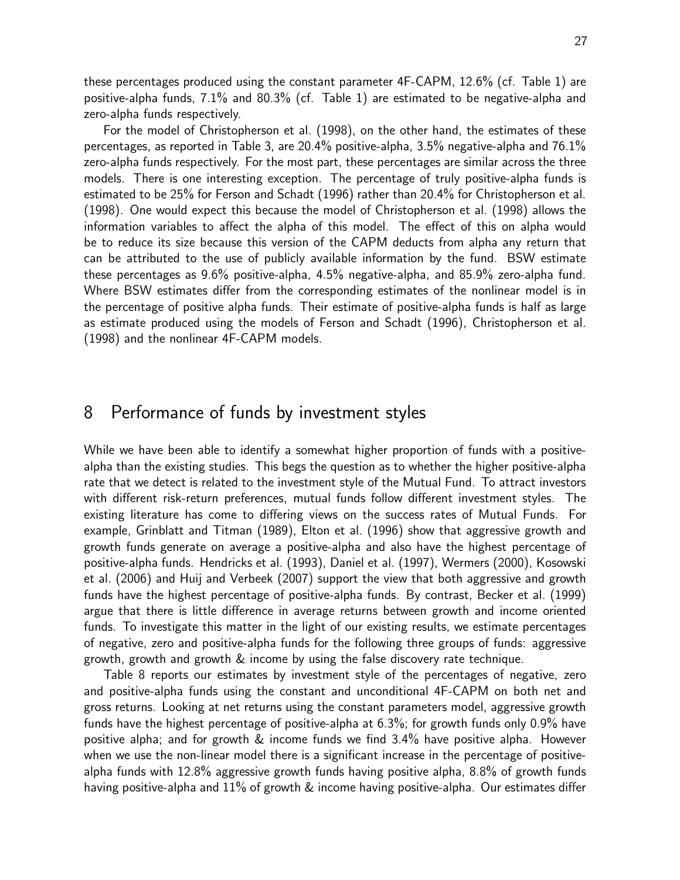these percentages produced using the constant parameter 4F-CAPM, 12.6% (cf. Table 1) are positive-alpha funds, 7.1% and 80.3% (cf. Table 1) are estimated to be negative-alpha and zero-alpha funds respectively.

For the model of Christopherson et al. (1998), on the other hand, the estimates of these percentages, as reported in Table 3, are 20.4% positive-alpha, 3.5% negative-alpha and 76.1% zero-alpha funds respectively. For the most part, these percentages are similar across the three models. There is one interesting exception. The percentage of truly positive-alpha funds is estimated to be 25% for Ferson and Schadt (1996) rather than 20.4% for Christopherson et al. (1998). One would expect this because the model of Christopherson et al. (1998) allows the information variables to affect the alpha of this model. The effect of this on alpha would be to reduce its size because this version of the CAPM deducts from alpha any return that can be attributed to the use of publicly available information by the fund. BSW estimate these percentages as 9.6% positive-alpha, 4.5% negative-alpha, and 85.9% zero-alpha fund. Where BSW estimates differ from the corresponding estimates of the nonlinear model is in the percentage of positive alpha funds. Their estimate of positive-alpha funds is half as large as estimate produced using the models of Ferson and Schadt (1996), Christopherson et al. (1998) and the nonlinear 4F-CAPM models.

## 8 Performance of funds by investment styles

While we have been able to identify a somewhat higher proportion of funds with a positive-alpha than the existing studies. This begs the question as to whether the higher positive-alpha rate that we detect is related to the investment style of the Mutual Fund. To attract investors with different risk-return preferences, mutual funds follow different investment styles. The existing literature has come to differing views on the success rates of Mutual Funds. For example, Grinblatt and Titman (1989), Elton et al. (1996) show that aggressive growth and growth funds generate on average a positive-alpha and also have the highest percentage of positive-alpha funds. Hendricks et al. (1993), Daniel et al. (1997), Wermers (2000), Kosowski et al. (2006) and Huij and Verbeek (2007) support the view that both aggressive and growth funds have the highest percentage of positive-alpha funds. By contrast, Becker et al. (1999) argue that there is little difference in average returns between growth and income oriented funds. To investigate this matter in the light of our existing results, we estimate percentages of negative, zero and positive-alpha funds for the following three groups of funds: aggressive growth, growth and growth & income by using the false discovery rate technique.

Table 8 reports our estimates by investment style of the percentages of negative, zero and positive-alpha funds using the constant and unconditional 4F-CAPM on both net and gross returns. Looking at net returns using the constant parameters model, aggressive growth funds have the highest percentage of positive-alpha at 6.3%; for growth funds only 0.9% have positive alpha; and for growth & income funds we find 3.4% have positive alpha. However when we use the non-linear model there is a significant increase in the percentage of positive-alpha funds with 12.8% aggressive growth funds having positive alpha, 8.8% of growth funds having positive-alpha and 11% of growth & income having positive-alpha. Our estimates differ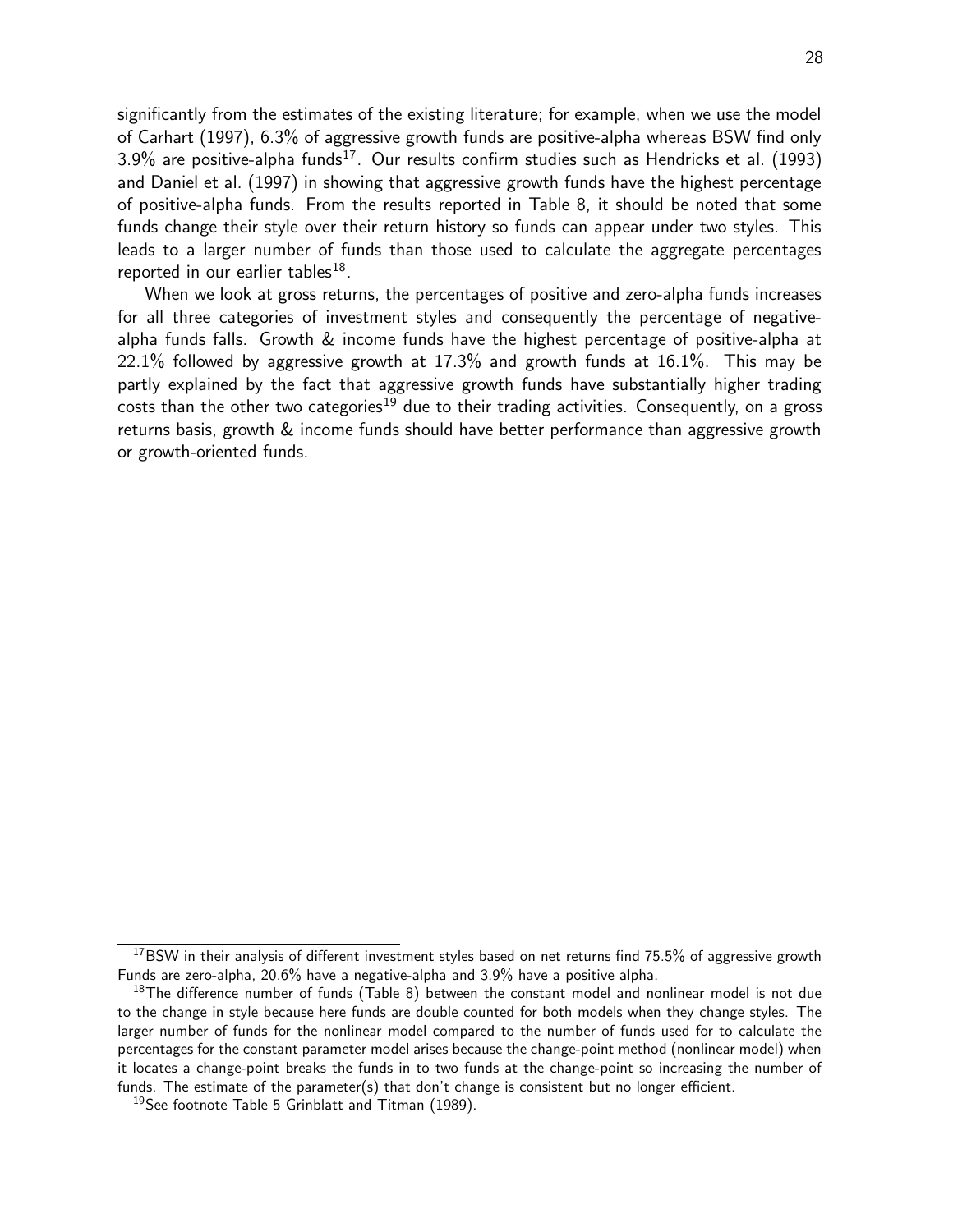significantly from the estimates of the existing literature; for example, when we use the model of Carhart (1997), 6.3% of aggressive growth funds are positive-alpha whereas BSW find only 3.9% are positive-alpha funds[17]. Our results confirm studies such as Hendricks et al. (1993) and Daniel et al. (1997) in showing that aggressive growth funds have the highest percentage of positive-alpha funds. From the results reported in Table 8, it should be noted that some funds change their style over their return history so funds can appear under two styles. This leads to a larger number of funds than those used to calculate the aggregate percentages reported in our earlier tables[18].

When we look at gross returns, the percentages of positive and zero-alpha funds increases for all three categories of investment styles and consequently the percentage of negative-alpha funds falls. Growth & income funds have the highest percentage of positive-alpha at 22.1% followed by aggressive growth at 17.3% and growth funds at 16.1%. This may be partly explained by the fact that aggressive growth funds have substantially higher trading costs than the other two categories[19] due to their trading activities. Consequently, on a gross returns basis, growth & income funds should have better performance than aggressive growth or growth-oriented funds.

---

[17] BSW in their analysis of different investment styles based on net returns find 75.5% of aggressive growth Funds are zero-alpha, 20.6% have a negative-alpha and 3.9% have a positive alpha.

[18] The difference number of funds (Table 8) between the constant model and nonlinear model is not due to the change in style because here funds are double counted for both models when they change styles. The larger number of funds for the nonlinear model compared to the number of funds used for to calculate the percentages for the constant parameter model arises because the change-point method (nonlinear model) when it locates a change-point breaks the funds in to two funds at the change-point so increasing the number of funds. The estimate of the parameter(s) that don't change is consistent but no longer efficient.

[19] See footnote Table 5 Grinblatt and Titman (1989).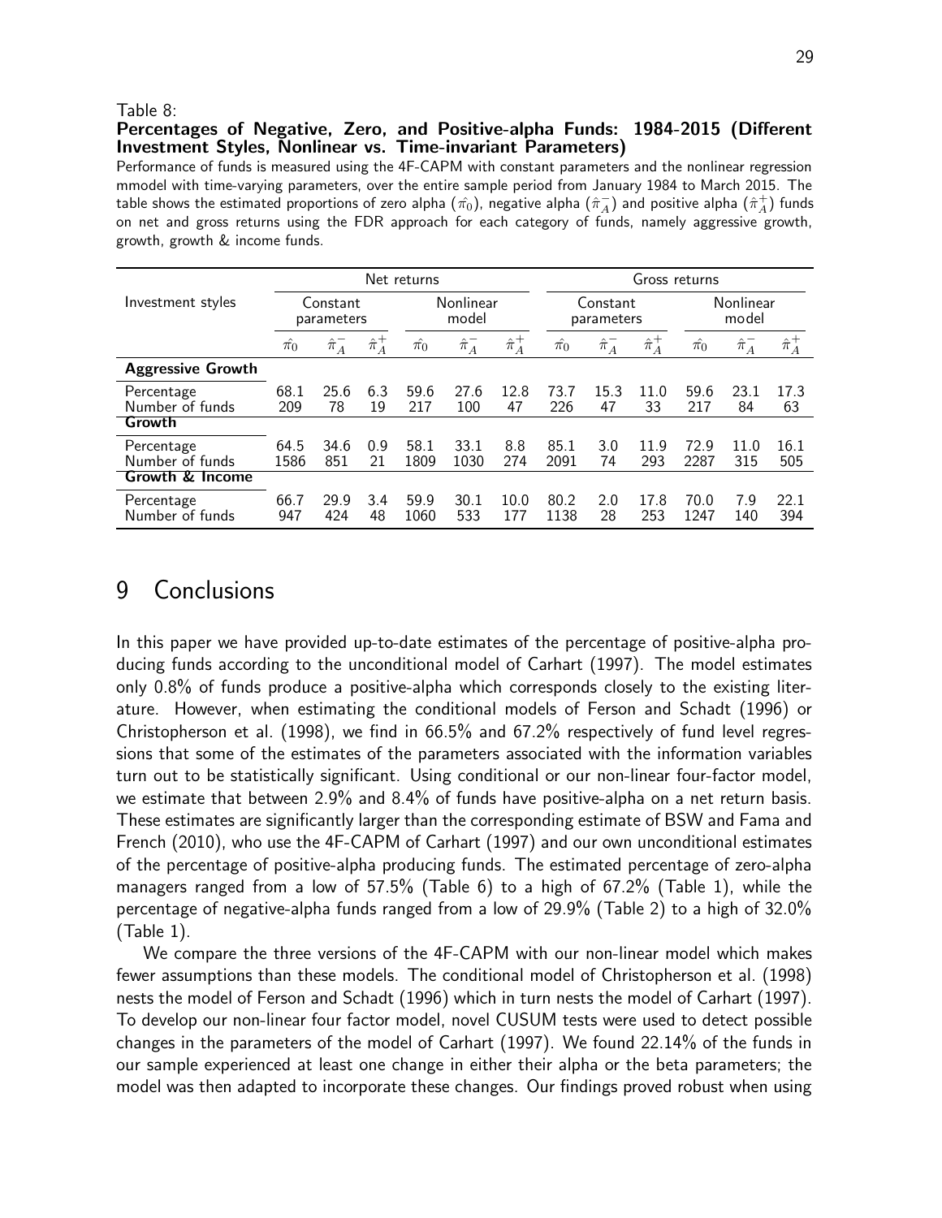Table 8:
**Percentages of Negative, Zero, and Positive-alpha Funds: 1984-2015 (Different Investment Styles, Nonlinear vs. Time-invariant Parameters)**

Performance of funds is measured using the 4F-CAPM with constant parameters and the nonlinear regression mmodel with time-varying parameters, over the entire sample period from January 1984 to March 2015. The table shows the estimated proportions of zero alpha ($\hat{\pi}_0$), negative alpha ($\hat{\pi}_A^-$) and positive alpha ($\hat{\pi}_A^+$) funds on net and gross returns using the FDR approach for each category of funds, namely aggressive growth, growth, growth & income funds.

| Investment styles | Net returns | | | | | | Gross returns | | | | | |
|---|---|---|---|---|---|---|---|---|---|---|---|---|
| | Constant parameters | | | Nonlinear model | | | Constant parameters | | | Nonlinear model | | |
| | $\hat{\pi}_0$ | $\hat{\pi}_A^-$ | $\hat{\pi}_A^+$ | $\hat{\pi}_0$ | $\hat{\pi}_A^-$ | $\hat{\pi}_A^+$ | $\hat{\pi}_0$ | $\hat{\pi}_A^-$ | $\hat{\pi}_A^+$ | $\hat{\pi}_0$ | $\hat{\pi}_A^-$ | $\hat{\pi}_A^+$ |
| **Aggressive Growth** | | | | | | | | | | | | |
| Percentage | 68.1 | 25.6 | 6.3 | 59.6 | 27.6 | 12.8 | 73.7 | 15.3 | 11.0 | 59.6 | 23.1 | 17.3 |
| Number of funds | 209 | 78 | 19 | 217 | 100 | 47 | 226 | 47 | 33 | 217 | 84 | 63 |
| **Growth** | | | | | | | | | | | | |
| Percentage | 64.5 | 34.6 | 0.9 | 58.1 | 33.1 | 8.8 | 85.1 | 3.0 | 11.9 | 72.9 | 11.0 | 16.1 |
| Number of funds | 1586 | 851 | 21 | 1809 | 1030 | 274 | 2091 | 74 | 293 | 2287 | 315 | 505 |
| **Growth & Income** | | | | | | | | | | | | |
| Percentage | 66.7 | 29.9 | 3.4 | 59.9 | 30.1 | 10.0 | 80.2 | 2.0 | 17.8 | 70.0 | 7.9 | 22.1 |
| Number of funds | 947 | 424 | 48 | 1060 | 533 | 177 | 1138 | 28 | 253 | 1247 | 140 | 394 |

# 9 Conclusions

In this paper we have provided up-to-date estimates of the percentage of positive-alpha producing funds according to the unconditional model of Carhart (1997). The model estimates only 0.8% of funds produce a positive-alpha which corresponds closely to the existing literature. However, when estimating the conditional models of Ferson and Schadt (1996) or Christopherson et al. (1998), we find in 66.5% and 67.2% respectively of fund level regressions that some of the estimates of the parameters associated with the information variables turn out to be statistically significant. Using conditional or our non-linear four-factor model, we estimate that between 2.9% and 8.4% of funds have positive-alpha on a net return basis. These estimates are significantly larger than the corresponding estimate of BSW and Fama and French (2010), who use the 4F-CAPM of Carhart (1997) and our own unconditional estimates of the percentage of positive-alpha producing funds. The estimated percentage of zero-alpha managers ranged from a low of 57.5% (Table 6) to a high of 67.2% (Table 1), while the percentage of negative-alpha funds ranged from a low of 29.9% (Table 2) to a high of 32.0% (Table 1).

We compare the three versions of the 4F-CAPM with our non-linear model which makes fewer assumptions than these models. The conditional model of Christopherson et al. (1998) nests the model of Ferson and Schadt (1996) which in turn nests the model of Carhart (1997). To develop our non-linear four factor model, novel CUSUM tests were used to detect possible changes in the parameters of the model of Carhart (1997). We found 22.14% of the funds in our sample experienced at least one change in either their alpha or the beta parameters; the model was then adapted to incorporate these changes. Our findings proved robust when using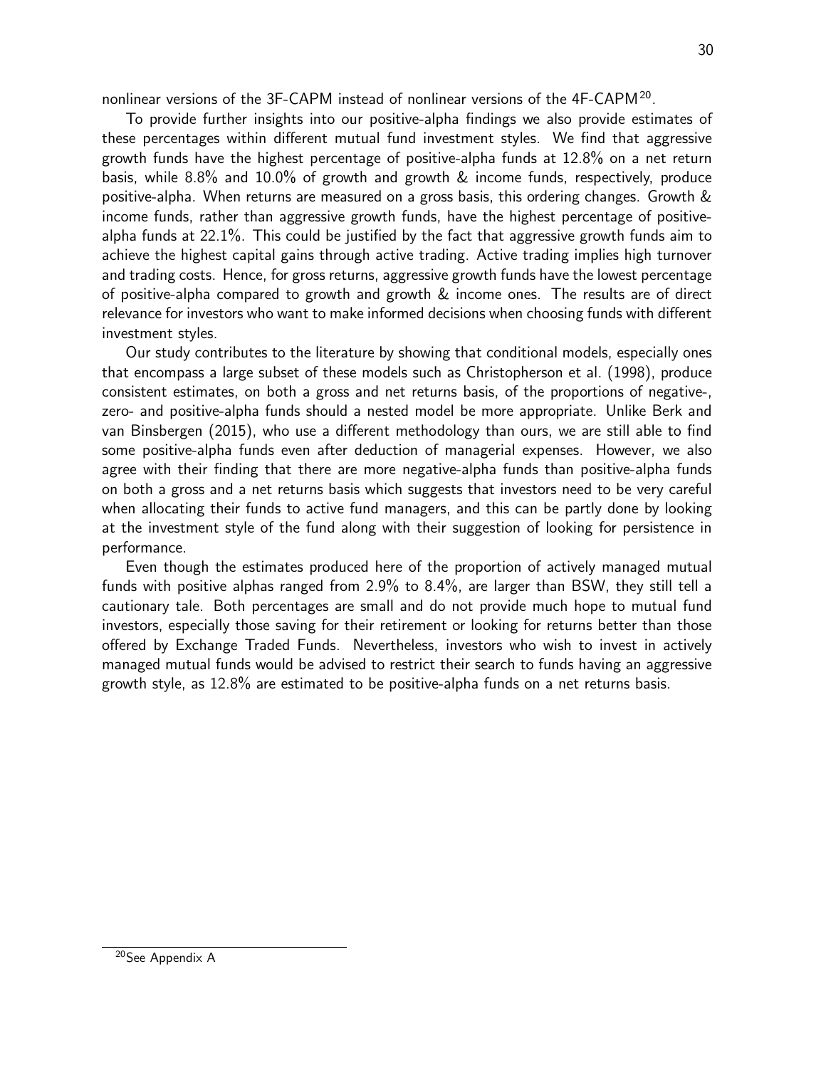nonlinear versions of the 3F-CAPM instead of nonlinear versions of the 4F-CAPM[20].

To provide further insights into our positive-alpha findings we also provide estimates of these percentages within different mutual fund investment styles. We find that aggressive growth funds have the highest percentage of positive-alpha funds at 12.8% on a net return basis, while 8.8% and 10.0% of growth and growth & income funds, respectively, produce positive-alpha. When returns are measured on a gross basis, this ordering changes. Growth & income funds, rather than aggressive growth funds, have the highest percentage of positive-alpha funds at 22.1%. This could be justified by the fact that aggressive growth funds aim to achieve the highest capital gains through active trading. Active trading implies high turnover and trading costs. Hence, for gross returns, aggressive growth funds have the lowest percentage of positive-alpha compared to growth and growth & income ones. The results are of direct relevance for investors who want to make informed decisions when choosing funds with different investment styles.

Our study contributes to the literature by showing that conditional models, especially ones that encompass a large subset of these models such as Christopherson et al. (1998), produce consistent estimates, on both a gross and net returns basis, of the proportions of negative-, zero- and positive-alpha funds should a nested model be more appropriate. Unlike Berk and van Binsbergen (2015), who use a different methodology than ours, we are still able to find some positive-alpha funds even after deduction of managerial expenses. However, we also agree with their finding that there are more negative-alpha funds than positive-alpha funds on both a gross and a net returns basis which suggests that investors need to be very careful when allocating their funds to active fund managers, and this can be partly done by looking at the investment style of the fund along with their suggestion of looking for persistence in performance.

Even though the estimates produced here of the proportion of actively managed mutual funds with positive alphas ranged from 2.9% to 8.4%, are larger than BSW, they still tell a cautionary tale. Both percentages are small and do not provide much hope to mutual fund investors, especially those saving for their retirement or looking for returns better than those offered by Exchange Traded Funds. Nevertheless, investors who wish to invest in actively managed mutual funds would be advised to restrict their search to funds having an aggressive growth style, as 12.8% are estimated to be positive-alpha funds on a net returns basis.

[20] See Appendix A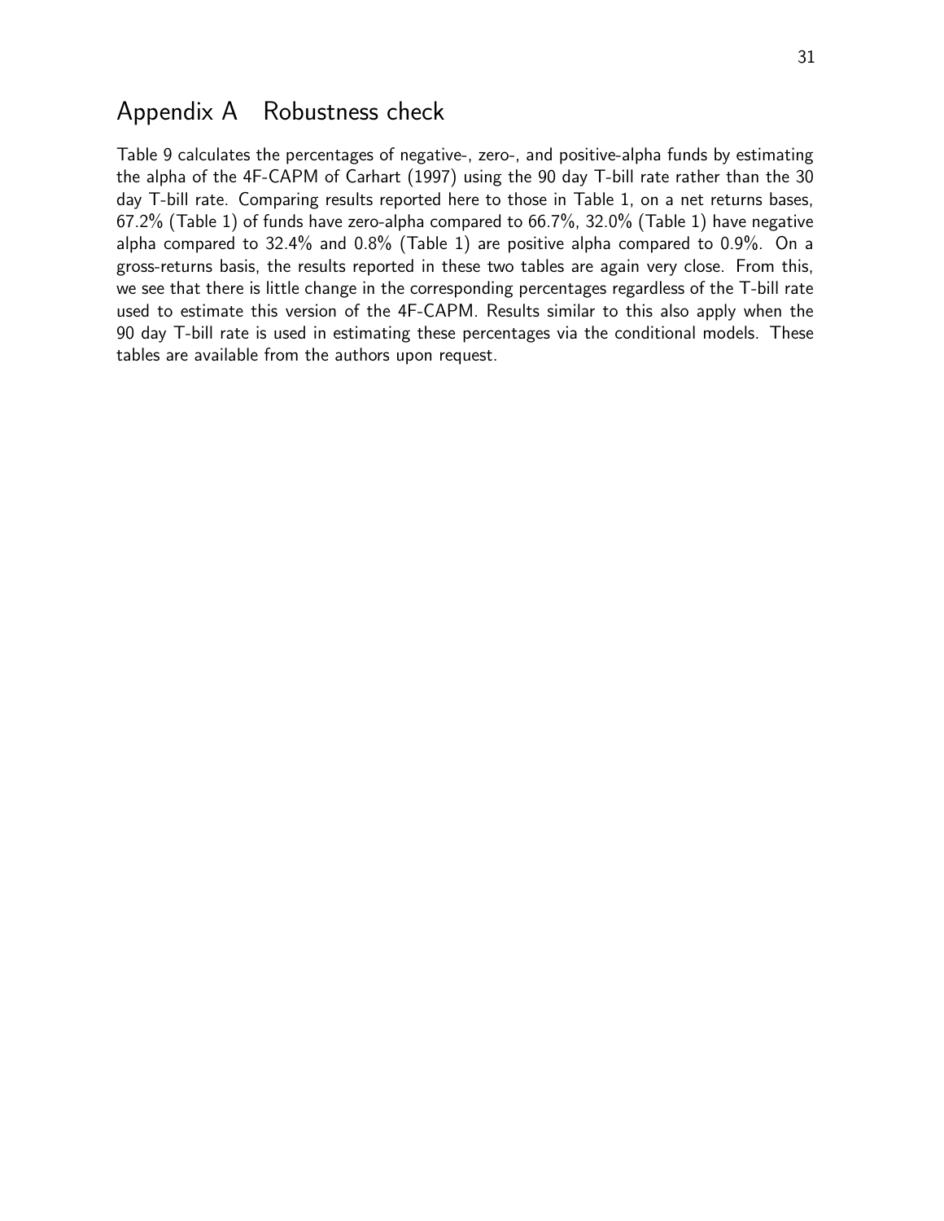# Appendix A Robustness check

Table 9 calculates the percentages of negative-, zero-, and positive-alpha funds by estimating the alpha of the 4F-CAPM of Carhart (1997) using the 90 day T-bill rate rather than the 30 day T-bill rate. Comparing results reported here to those in Table 1, on a net returns bases, 67.2% (Table 1) of funds have zero-alpha compared to 66.7%, 32.0% (Table 1) have negative alpha compared to 32.4% and 0.8% (Table 1) are positive alpha compared to 0.9%. On a gross-returns basis, the results reported in these two tables are again very close. From this, we see that there is little change in the corresponding percentages regardless of the T-bill rate used to estimate this version of the 4F-CAPM. Results similar to this also apply when the 90 day T-bill rate is used in estimating these percentages via the conditional models. These tables are available from the authors upon request.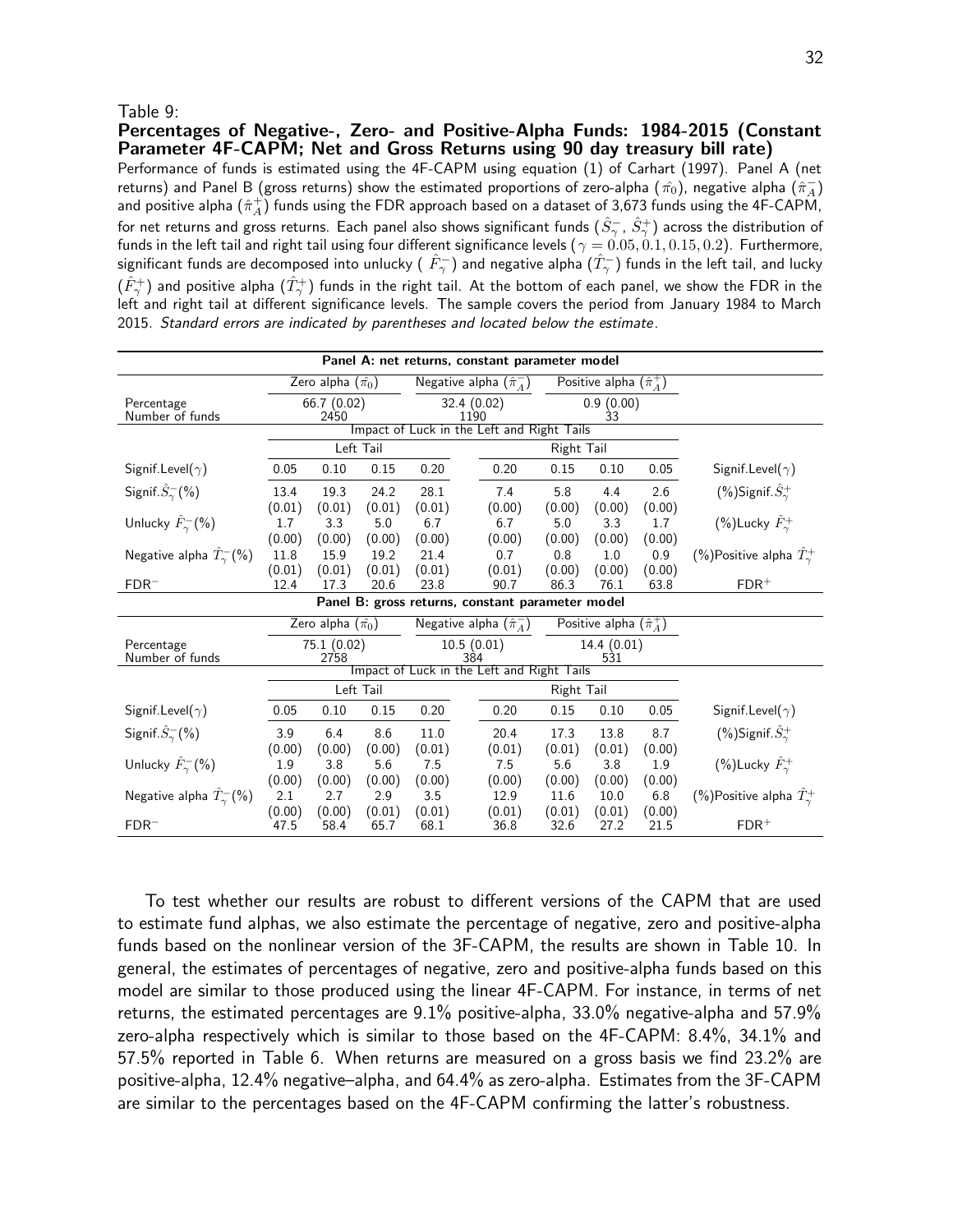Table 9:

**Percentages of Negative-, Zero- and Positive-Alpha Funds: 1984-2015 (Constant Parameter 4F-CAPM; Net and Gross Returns using 90 day treasury bill rate)**

Performance of funds is estimated using the 4F-CAPM using equation (1) of Carhart (1997). Panel A (net returns) and Panel B (gross returns) show the estimated proportions of zero-alpha ($\hat{\pi}_0$), negative alpha ($\hat{\pi}_A^-$) and positive alpha ($\hat{\pi}_A^+$) funds using the FDR approach based on a dataset of 3,673 funds using the 4F-CAPM, for net returns and gross returns. Each panel also shows significant funds ($\hat{S}_\gamma^-$, $\hat{S}_\gamma^+$) across the distribution of funds in the left tail and right tail using four different significance levels ($\gamma = 0.05, 0.1, 0.15, 0.2$). Furthermore, significant funds are decomposed into unlucky ( $\hat{F}_\gamma^-$) and negative alpha ($\hat{T}_\gamma^-$) funds in the left tail, and lucky ($\hat{F}_\gamma^+$) and positive alpha ($\hat{T}_\gamma^+$) funds in the right tail. At the bottom of each panel, we show the FDR in the left and right tail at different significance levels. The sample covers the period from January 1984 to March 2015. *Standard errors are indicated by parentheses and located below the estimate*.

| **Panel A: net returns, constant parameter model** | | | | | | | | | |
|---|---|---|---|---|---|---|---|---|---|
| | Zero alpha ($\hat{\pi}_0$) | | | Negative alpha ($\hat{\pi}_A^-$) | | Positive alpha ($\hat{\pi}_A^+$) | | | |
| Percentage | 66.7 (0.02) | | | 32.4 (0.02) | | 0.9 (0.00) | | | |
| Number of funds | 2450 | | | 1190 | | 33 | | | |
| | Impact of Luck in the Left and Right Tails | | | | | | | | |
| | Left Tail | | | | Right Tail | | | | |
| Signif.Level($\gamma$) | 0.05 | 0.10 | 0.15 | 0.20 | 0.20 | 0.15 | 0.10 | 0.05 | Signif.Level($\gamma$) |
| Signif.$\hat{S}_\gamma^-$(%) | 13.4 | 19.3 | 24.2 | 28.1 | 7.4 | 5.8 | 4.4 | 2.6 | (%)Signif.$\hat{S}_\gamma^+$ |
| | (0.01) | (0.01) | (0.01) | (0.01) | (0.00) | (0.00) | (0.00) | (0.00) | |
| Unlucky $\hat{F}_\gamma^-$(%) | 1.7 | 3.3 | 5.0 | 6.7 | 6.7 | 5.0 | 3.3 | 1.7 | (%)Lucky $\hat{F}_\gamma^+$ |
| | (0.00) | (0.00) | (0.00) | (0.00) | (0.00) | (0.00) | (0.00) | (0.00) | |
| Negative alpha $\hat{T}_\gamma^-$(%) | 11.8 | 15.9 | 19.2 | 21.4 | 0.7 | 0.8 | 1.0 | 0.9 | (%)Positive alpha $\hat{T}_\gamma^+$ |
| | (0.01) | (0.01) | (0.01) | (0.01) | (0.01) | (0.00) | (0.00) | (0.00) | |
| FDR$^-$ | 12.4 | 17.3 | 20.6 | 23.8 | 90.7 | 86.3 | 76.1 | 63.8 | FDR$^+$ |
| **Panel B: gross returns, constant parameter model** | | | | | | | | | |
| | Zero alpha ($\hat{\pi}_0$) | | | Negative alpha ($\hat{\pi}_A^-$) | | Positive alpha ($\hat{\pi}_A^+$) | | | |
| Percentage | 75.1 (0.02) | | | 10.5 (0.01) | | 14.4 (0.01) | | | |
| Number of funds | 2758 | | | 384 | | 531 | | | |
| | Impact of Luck in the Left and Right Tails | | | | | | | | |
| | Left Tail | | | | Right Tail | | | | |
| Signif.Level($\gamma$) | 0.05 | 0.10 | 0.15 | 0.20 | 0.20 | 0.15 | 0.10 | 0.05 | Signif.Level($\gamma$) |
| Signif.$\hat{S}_\gamma^-$(%) | 3.9 | 6.4 | 8.6 | 11.0 | 20.4 | 17.3 | 13.8 | 8.7 | (%)Signif.$\hat{S}_\gamma^+$ |
| | (0.00) | (0.00) | (0.00) | (0.01) | (0.01) | (0.01) | (0.01) | (0.00) | |
| Unlucky $\hat{F}_\gamma^-$(%) | 1.9 | 3.8 | 5.6 | 7.5 | 7.5 | 5.6 | 3.8 | 1.9 | (%)Lucky $\hat{F}_\gamma^+$ |
| | (0.00) | (0.00) | (0.00) | (0.00) | (0.00) | (0.00) | (0.00) | (0.00) | |
| Negative alpha $\hat{T}_\gamma^-$(%) | 2.1 | 2.7 | 2.9 | 3.5 | 12.9 | 11.6 | 10.0 | 6.8 | (%)Positive alpha $\hat{T}_\gamma^+$ |
| | (0.00) | (0.00) | (0.01) | (0.01) | (0.01) | (0.01) | (0.01) | (0.00) | |
| FDR$^-$ | 47.5 | 58.4 | 65.7 | 68.1 | 36.8 | 32.6 | 27.2 | 21.5 | FDR$^+$ |

To test whether our results are robust to different versions of the CAPM that are used to estimate fund alphas, we also estimate the percentage of negative, zero and positive-alpha funds based on the nonlinear version of the 3F-CAPM, the results are shown in Table 10. In general, the estimates of percentages of negative, zero and positive-alpha funds based on this model are similar to those produced using the linear 4F-CAPM. For instance, in terms of net returns, the estimated percentages are 9.1% positive-alpha, 33.0% negative-alpha and 57.9% zero-alpha respectively which is similar to those based on the 4F-CAPM: 8.4%, 34.1% and 57.5% reported in Table 6. When returns are measured on a gross basis we find 23.2% are positive-alpha, 12.4% negative–alpha, and 64.4% as zero-alpha. Estimates from the 3F-CAPM are similar to the percentages based on the 4F-CAPM confirming the latter's robustness.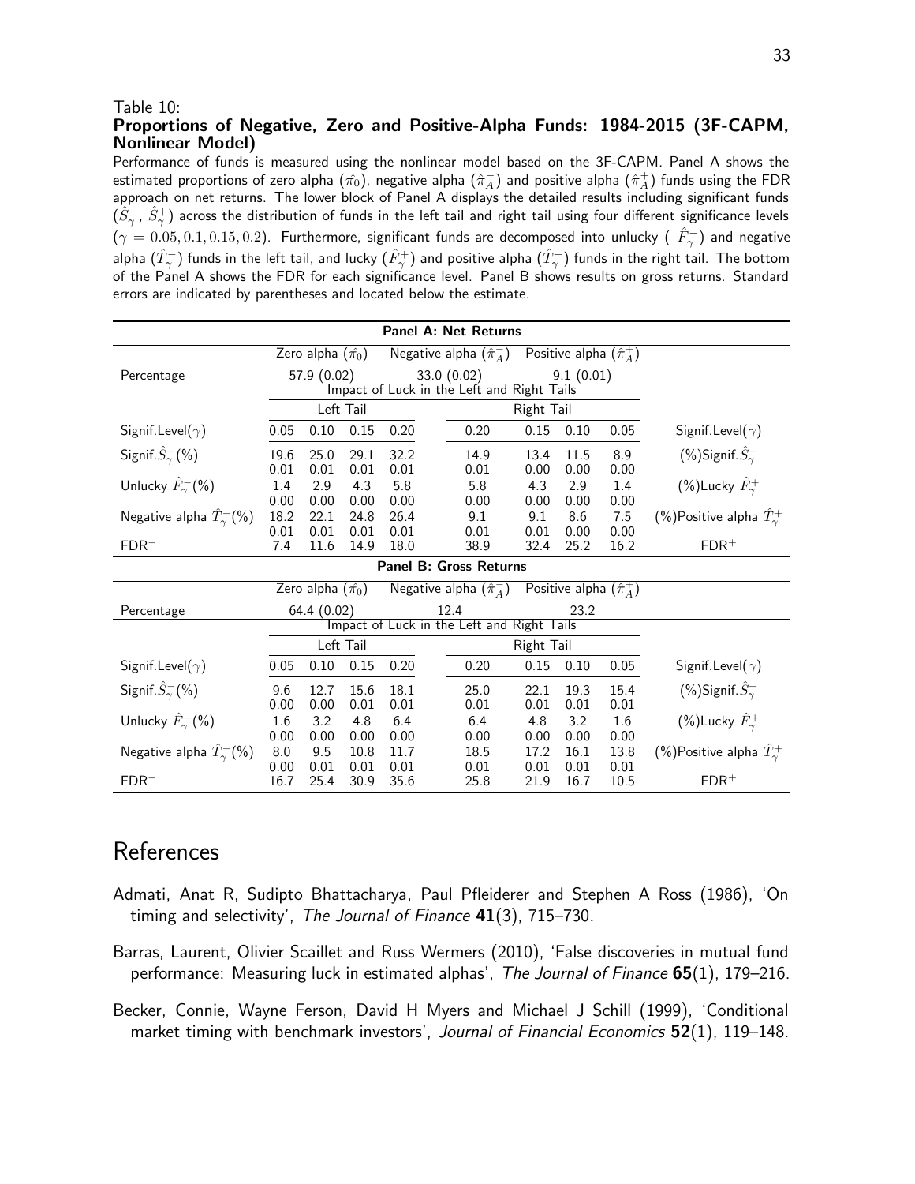Table 10:
**Proportions of Negative, Zero and Positive-Alpha Funds: 1984-2015 (3F-CAPM, Nonlinear Model)**

Performance of funds is measured using the nonlinear model based on the 3F-CAPM. Panel A shows the estimated proportions of zero alpha ($\hat{\pi}_0$), negative alpha ($\hat{\pi}_A^-$) and positive alpha ($\hat{\pi}_A^+$) funds using the FDR approach on net returns. The lower block of Panel A displays the detailed results including significant funds ($\hat{S}_\gamma^-$, $\hat{S}_\gamma^+$) across the distribution of funds in the left tail and right tail using four different significance levels ($\gamma = 0.05, 0.1, 0.15, 0.2$). Furthermore, significant funds are decomposed into unlucky ( $\hat{F}_\gamma^-$) and negative alpha ($\hat{T}_\gamma^-$) funds in the left tail, and lucky ($\hat{F}_\gamma^+$) and positive alpha ($\hat{T}_\gamma^+$) funds in the right tail. The bottom of the Panel A shows the FDR for each significance level. Panel B shows results on gross returns. Standard errors are indicated by parentheses and located below the estimate.

| **Panel A: Net Returns** | | | | | | | | | |
|---|---|---|---|---|---|---|---|---|---|
| | Zero alpha ($\hat{\pi}_0$) | | | Negative alpha ($\hat{\pi}_A^-$) | | Positive alpha ($\hat{\pi}_A^+$) | | | |
| Percentage | 57.9 (0.02) | | | 33.0 (0.02) | | 9.1 (0.01) | | | |
| | Impact of Luck in the Left and Right Tails | | | | | | | | |
| | Left Tail | | | | Right Tail | | | | |
| Signif.Level($\gamma$) | 0.05 | 0.10 | 0.15 | 0.20 | 0.20 | 0.15 | 0.10 | 0.05 | Signif.Level($\gamma$) |
| Signif.$\hat{S}_\gamma^-$(%) | 19.6 | 25.0 | 29.1 | 32.2 | 14.9 | 13.4 | 11.5 | 8.9 | (%)Signif.$\hat{S}_\gamma^+$ |
| | 0.01 | 0.01 | 0.01 | 0.01 | 0.01 | 0.00 | 0.00 | 0.00 | |
| Unlucky $\hat{F}_\gamma^-$(%) | 1.4 | 2.9 | 4.3 | 5.8 | 5.8 | 4.3 | 2.9 | 1.4 | (%)Lucky $\hat{F}_\gamma^+$ |
| | 0.00 | 0.00 | 0.00 | 0.00 | 0.00 | 0.00 | 0.00 | 0.00 | |
| Negative alpha $\hat{T}_\gamma^-$(%) | 18.2 | 22.1 | 24.8 | 26.4 | 9.1 | 9.1 | 8.6 | 7.5 | (%)Positive alpha $\hat{T}_\gamma^+$ |
| | 0.01 | 0.01 | 0.01 | 0.01 | 0.01 | 0.01 | 0.00 | 0.00 | |
| FDR$^-$ | 7.4 | 11.6 | 14.9 | 18.0 | 38.9 | 32.4 | 25.2 | 16.2 | FDR$^+$ |
| **Panel B: Gross Returns** | | | | | | | | | |
| | Zero alpha ($\hat{\pi}_0$) | | | Negative alpha ($\hat{\pi}_A^-$) | | Positive alpha ($\hat{\pi}_A^+$) | | | |
| Percentage | 64.4 (0.02) | | | 12.4 | | 23.2 | | | |
| | Impact of Luck in the Left and Right Tails | | | | | | | | |
| | Left Tail | | | | Right Tail | | | | |
| Signif.Level($\gamma$) | 0.05 | 0.10 | 0.15 | 0.20 | 0.20 | 0.15 | 0.10 | 0.05 | Signif.Level($\gamma$) |
| Signif.$\hat{S}_\gamma^-$(%) | 9.6 | 12.7 | 15.6 | 18.1 | 25.0 | 22.1 | 19.3 | 15.4 | (%)Signif.$\hat{S}_\gamma^+$ |
| | 0.00 | 0.00 | 0.01 | 0.01 | 0.01 | 0.01 | 0.01 | 0.01 | |
| Unlucky $\hat{F}_\gamma^-$(%) | 1.6 | 3.2 | 4.8 | 6.4 | 6.4 | 4.8 | 3.2 | 1.6 | (%)Lucky $\hat{F}_\gamma^+$ |
| | 0.00 | 0.00 | 0.00 | 0.00 | 0.00 | 0.00 | 0.00 | 0.00 | |
| Negative alpha $\hat{T}_\gamma^-$(%) | 8.0 | 9.5 | 10.8 | 11.7 | 18.5 | 17.2 | 16.1 | 13.8 | (%)Positive alpha $\hat{T}_\gamma^+$ |
| | 0.00 | 0.01 | 0.01 | 0.01 | 0.01 | 0.01 | 0.01 | 0.01 | |
| FDR$^-$ | 16.7 | 25.4 | 30.9 | 35.6 | 25.8 | 21.9 | 16.7 | 10.5 | FDR$^+$ |

# References

Admati, Anat R, Sudipto Bhattacharya, Paul Pfleiderer and Stephen A Ross (1986), 'On timing and selectivity', *The Journal of Finance* **41**(3), 715–730.

Barras, Laurent, Olivier Scaillet and Russ Wermers (2010), 'False discoveries in mutual fund performance: Measuring luck in estimated alphas', *The Journal of Finance* **65**(1), 179–216.

Becker, Connie, Wayne Ferson, David H Myers and Michael J Schill (1999), 'Conditional market timing with benchmark investors', *Journal of Financial Economics* **52**(1), 119–148.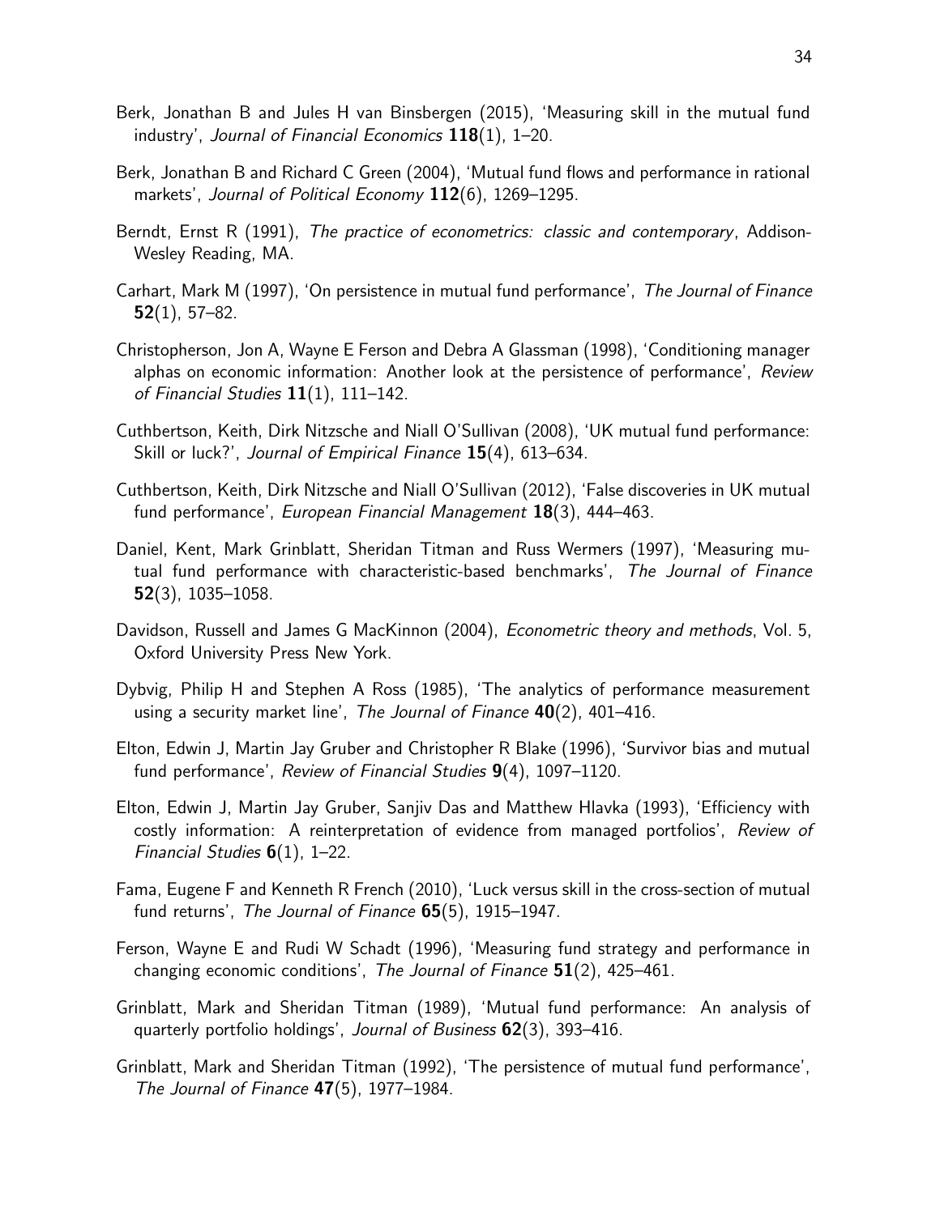Berk, Jonathan B and Jules H van Binsbergen (2015), 'Measuring skill in the mutual fund industry', *Journal of Financial Economics* **118**(1), 1–20.

Berk, Jonathan B and Richard C Green (2004), 'Mutual fund flows and performance in rational markets', *Journal of Political Economy* **112**(6), 1269–1295.

Berndt, Ernst R (1991), *The practice of econometrics: classic and contemporary*, Addison-Wesley Reading, MA.

Carhart, Mark M (1997), 'On persistence in mutual fund performance', *The Journal of Finance* **52**(1), 57–82.

Christopherson, Jon A, Wayne E Ferson and Debra A Glassman (1998), 'Conditioning manager alphas on economic information: Another look at the persistence of performance', *Review of Financial Studies* **11**(1), 111–142.

Cuthbertson, Keith, Dirk Nitzsche and Niall O'Sullivan (2008), 'UK mutual fund performance: Skill or luck?', *Journal of Empirical Finance* **15**(4), 613–634.

Cuthbertson, Keith, Dirk Nitzsche and Niall O'Sullivan (2012), 'False discoveries in UK mutual fund performance', *European Financial Management* **18**(3), 444–463.

Daniel, Kent, Mark Grinblatt, Sheridan Titman and Russ Wermers (1997), 'Measuring mutual fund performance with characteristic-based benchmarks', *The Journal of Finance* **52**(3), 1035–1058.

Davidson, Russell and James G MacKinnon (2004), *Econometric theory and methods*, Vol. 5, Oxford University Press New York.

Dybvig, Philip H and Stephen A Ross (1985), 'The analytics of performance measurement using a security market line', *The Journal of Finance* **40**(2), 401–416.

Elton, Edwin J, Martin Jay Gruber and Christopher R Blake (1996), 'Survivor bias and mutual fund performance', *Review of Financial Studies* **9**(4), 1097–1120.

Elton, Edwin J, Martin Jay Gruber, Sanjiv Das and Matthew Hlavka (1993), 'Efficiency with costly information: A reinterpretation of evidence from managed portfolios', *Review of Financial Studies* **6**(1), 1–22.

Fama, Eugene F and Kenneth R French (2010), 'Luck versus skill in the cross-section of mutual fund returns', *The Journal of Finance* **65**(5), 1915–1947.

Ferson, Wayne E and Rudi W Schadt (1996), 'Measuring fund strategy and performance in changing economic conditions', *The Journal of Finance* **51**(2), 425–461.

Grinblatt, Mark and Sheridan Titman (1989), 'Mutual fund performance: An analysis of quarterly portfolio holdings', *Journal of Business* **62**(3), 393–416.

Grinblatt, Mark and Sheridan Titman (1992), 'The persistence of mutual fund performance', *The Journal of Finance* **47**(5), 1977–1984.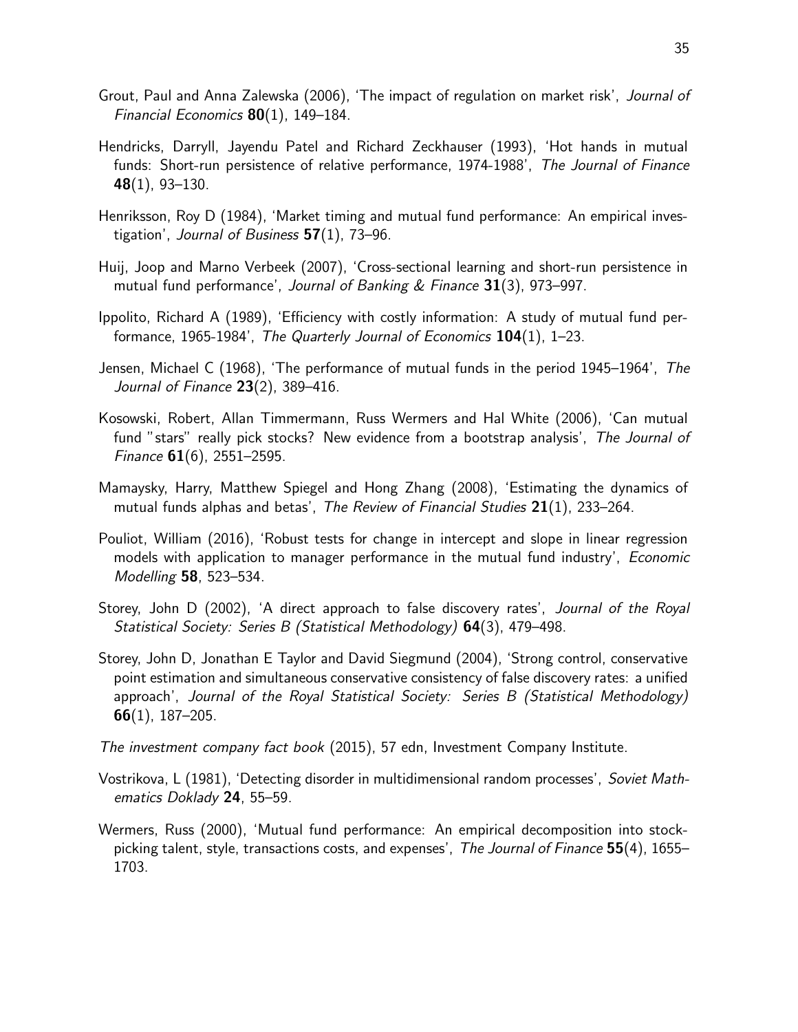Grout, Paul and Anna Zalewska (2006), 'The impact of regulation on market risk', *Journal of Financial Economics* **80**(1), 149–184.

Hendricks, Darryll, Jayendu Patel and Richard Zeckhauser (1993), 'Hot hands in mutual funds: Short-run persistence of relative performance, 1974-1988', *The Journal of Finance* **48**(1), 93–130.

Henriksson, Roy D (1984), 'Market timing and mutual fund performance: An empirical investigation', *Journal of Business* **57**(1), 73–96.

Huij, Joop and Marno Verbeek (2007), 'Cross-sectional learning and short-run persistence in mutual fund performance', *Journal of Banking & Finance* **31**(3), 973–997.

Ippolito, Richard A (1989), 'Efficiency with costly information: A study of mutual fund performance, 1965-1984', *The Quarterly Journal of Economics* **104**(1), 1–23.

Jensen, Michael C (1968), 'The performance of mutual funds in the period 1945–1964', *The Journal of Finance* **23**(2), 389–416.

Kosowski, Robert, Allan Timmermann, Russ Wermers and Hal White (2006), 'Can mutual fund "stars" really pick stocks? New evidence from a bootstrap analysis', *The Journal of Finance* **61**(6), 2551–2595.

Mamaysky, Harry, Matthew Spiegel and Hong Zhang (2008), 'Estimating the dynamics of mutual funds alphas and betas', *The Review of Financial Studies* **21**(1), 233–264.

Pouliot, William (2016), 'Robust tests for change in intercept and slope in linear regression models with application to manager performance in the mutual fund industry', *Economic Modelling* **58**, 523–534.

Storey, John D (2002), 'A direct approach to false discovery rates', *Journal of the Royal Statistical Society: Series B (Statistical Methodology)* **64**(3), 479–498.

Storey, John D, Jonathan E Taylor and David Siegmund (2004), 'Strong control, conservative point estimation and simultaneous conservative consistency of false discovery rates: a unified approach', *Journal of the Royal Statistical Society: Series B (Statistical Methodology)* **66**(1), 187–205.

*The investment company fact book* (2015), 57 edn, Investment Company Institute.

Vostrikova, L (1981), 'Detecting disorder in multidimensional random processes', *Soviet Mathematics Doklady* **24**, 55–59.

Wermers, Russ (2000), 'Mutual fund performance: An empirical decomposition into stock-picking talent, style, transactions costs, and expenses', *The Journal of Finance* **55**(4), 1655–1703.